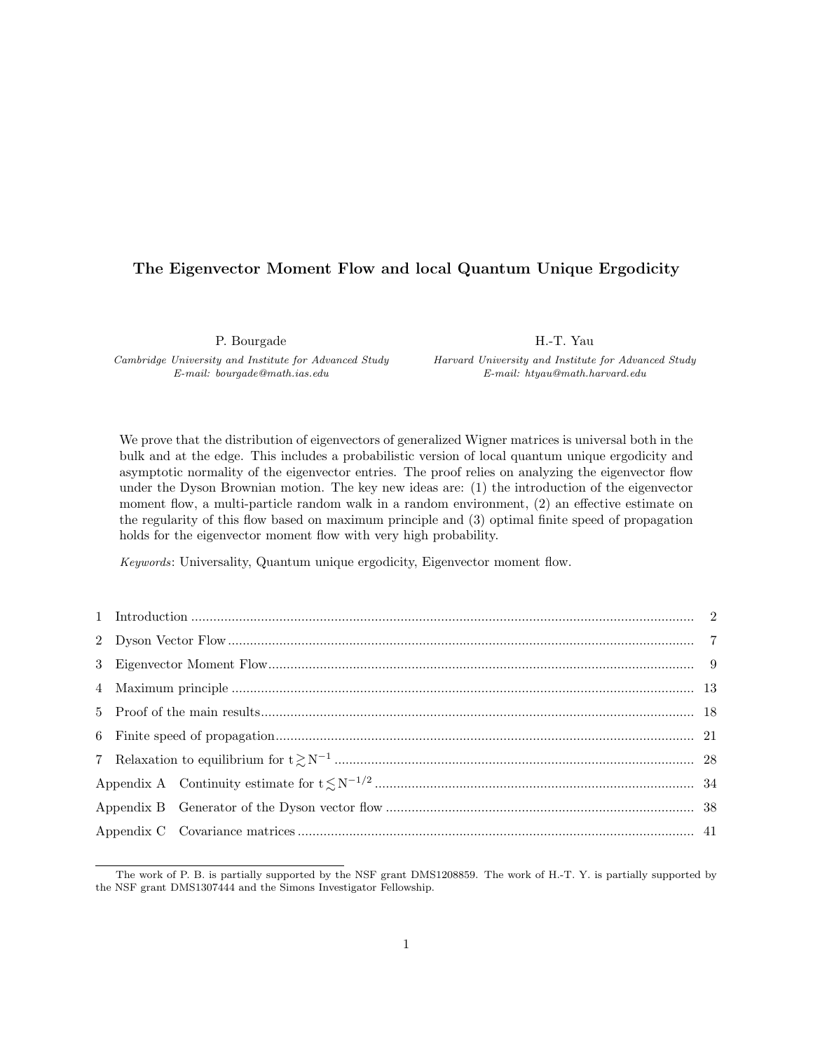# The Eigenvector Moment Flow and local Quantum Unique Ergodicity

P. Bourgade
*Cambridge University and Institute for Advanced Study*
*E-mail: bourgade@math.ias.edu*

H.-T. Yau
*Harvard University and Institute for Advanced Study*
*E-mail: htyau@math.harvard.edu*

We prove that the distribution of eigenvectors of generalized Wigner matrices is universal both in the bulk and at the edge. This includes a probabilistic version of local quantum unique ergodicity and asymptotic normality of the eigenvector entries. The proof relies on analyzing the eigenvector flow under the Dyson Brownian motion. The key new ideas are: (1) the introduction of the eigenvector moment flow, a multi-particle random walk in a random environment, (2) an effective estimate on the regularity of this flow based on maximum principle and (3) optimal finite speed of propagation holds for the eigenvector moment flow with very high probability.

*Keywords*: Universality, Quantum unique ergodicity, Eigenvector moment flow.

| | | |
|---|---|---|
| 1 | Introduction | 2 |
| 2 | Dyson Vector Flow | 7 |
| 3 | Eigenvector Moment Flow | 9 |
| 4 | Maximum principle | 13 |
| 5 | Proof of the main results | 18 |
| 6 | Finite speed of propagation | 21 |
| 7 | Relaxation to equilibrium for $t \gtrsim N^{-1}$ | 28 |
| Appendix A | Continuity estimate for $t \lesssim N^{-1/2}$ | 34 |
| Appendix B | Generator of the Dyson vector flow | 38 |
| Appendix C | Covariance matrices | 41 |

The work of P. B. is partially supported by the NSF grant DMS1208859. The work of H.-T. Y. is partially supported by the NSF grant DMS1307444 and the Simons Investigator Fellowship.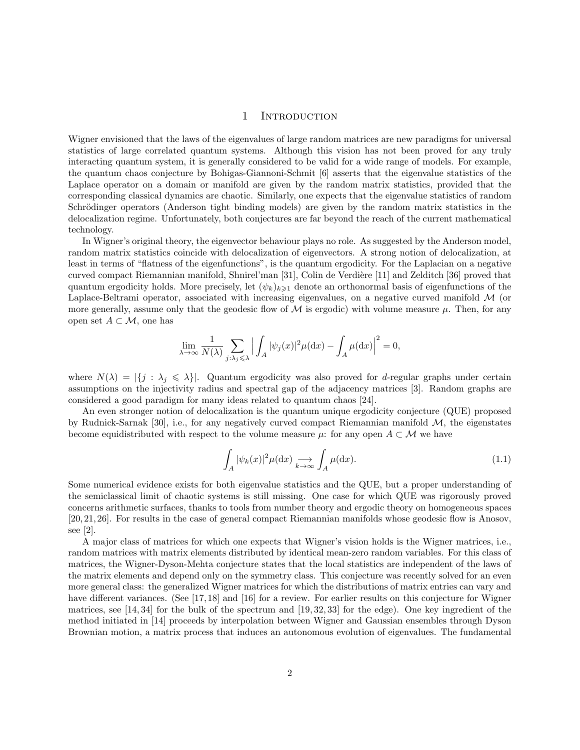# 1 Introduction

Wigner envisioned that the laws of the eigenvalues of large random matrices are new paradigms for universal statistics of large correlated quantum systems. Although this vision has not been proved for any truly interacting quantum system, it is generally considered to be valid for a wide range of models. For example, the quantum chaos conjecture by Bohigas-Giannoni-Schmit [6] asserts that the eigenvalue statistics of the Laplace operator on a domain or manifold are given by the random matrix statistics, provided that the corresponding classical dynamics are chaotic. Similarly, one expects that the eigenvalue statistics of random Schrödinger operators (Anderson tight binding models) are given by the random matrix statistics in the delocalization regime. Unfortunately, both conjectures are far beyond the reach of the current mathematical technology.

In Wigner's original theory, the eigenvector behaviour plays no role. As suggested by the Anderson model, random matrix statistics coincide with delocalization of eigenvectors. A strong notion of delocalization, at least in terms of "flatness of the eigenfunctions", is the quantum ergodicity. For the Laplacian on a negative curved compact Riemannian manifold, Shnirel'man [31], Colin de Verdière [11] and Zelditch [36] proved that quantum ergodicity holds. More precisely, let $(\psi_k)_{k\geqslant 1}$ denote an orthonormal basis of eigenfunctions of the Laplace-Beltrami operator, associated with increasing eigenvalues, on a negative curved manifold $\mathcal{M}$ (or more generally, assume only that the geodesic flow of $\mathcal{M}$ is ergodic) with volume measure $\mu$. Then, for any open set $A \subset \mathcal{M}$, one has

$$\lim_{\lambda\to\infty}\frac{1}{N(\lambda)}\sum_{j:\lambda_j\leqslant\lambda}\Big|\int_A |\psi_j(x)|^2\mu(\mathrm{d}x)-\int_A\mu(\mathrm{d}x)\Big|^2=0,$$

where $N(\lambda)=|\{j:\lambda_j\leqslant\lambda\}|$. Quantum ergodicity was also proved for $d$-regular graphs under certain assumptions on the injectivity radius and spectral gap of the adjacency matrices [3]. Random graphs are considered a good paradigm for many ideas related to quantum chaos [24].

An even stronger notion of delocalization is the quantum unique ergodicity conjecture (QUE) proposed by Rudnick-Sarnak [30], i.e., for any negatively curved compact Riemannian manifold $\mathcal{M}$, the eigenstates become equidistributed with respect to the volume measure $\mu$: for any open $A \subset \mathcal{M}$ we have

$$\int_A |\psi_k(x)|^2\mu(\mathrm{d}x)\underset{k\to\infty}{\longrightarrow}\int_A\mu(\mathrm{d}x). \tag{1.1}$$

Some numerical evidence exists for both eigenvalue statistics and the QUE, but a proper understanding of the semiclassical limit of chaotic systems is still missing. One case for which QUE was rigorously proved concerns arithmetic surfaces, thanks to tools from number theory and ergodic theory on homogeneous spaces [20, 21, 26]. For results in the case of general compact Riemannian manifolds whose geodesic flow is Anosov, see [2].

A major class of matrices for which one expects that Wigner's vision holds is the Wigner matrices, i.e., random matrices with matrix elements distributed by identical mean-zero random variables. For this class of matrices, the Wigner-Dyson-Mehta conjecture states that the local statistics are independent of the laws of the matrix elements and depend only on the symmetry class. This conjecture was recently solved for an even more general class: the generalized Wigner matrices for which the distributions of matrix entries can vary and have different variances. (See [17, 18] and [16] for a review. For earlier results on this conjecture for Wigner matrices, see [14, 34] for the bulk of the spectrum and [19, 32, 33] for the edge). One key ingredient of the method initiated in [14] proceeds by interpolation between Wigner and Gaussian ensembles through Dyson Brownian motion, a matrix process that induces an autonomous evolution of eigenvalues. The fundamental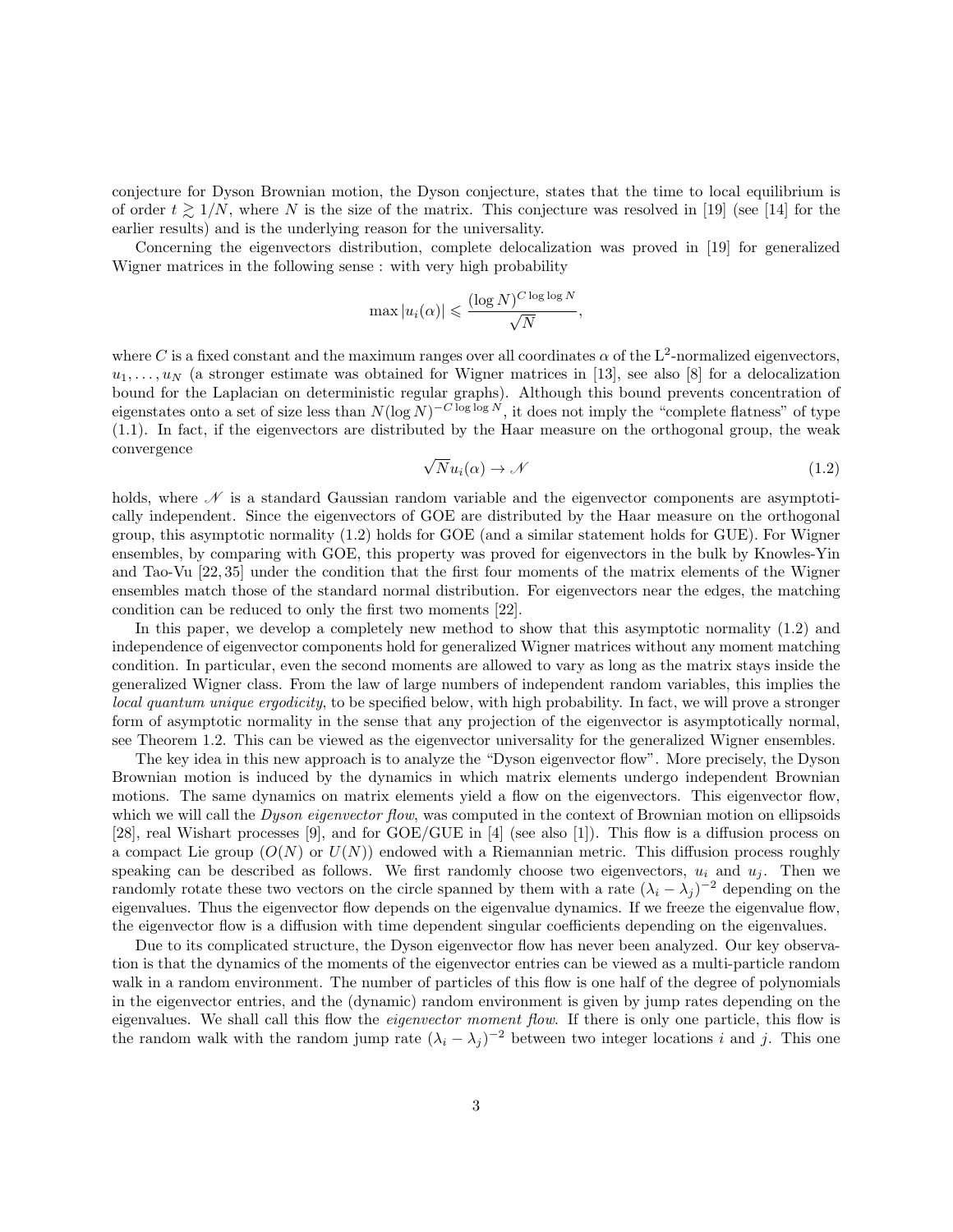conjecture for Dyson Brownian motion, the Dyson conjecture, states that the time to local equilibrium is of order $t \gtrsim 1/N$, where $N$ is the size of the matrix. This conjecture was resolved in [19] (see [14] for the earlier results) and is the underlying reason for the universality.

Concerning the eigenvectors distribution, complete delocalization was proved in [19] for generalized Wigner matrices in the following sense : with very high probability

$$\max |u_i(\alpha)| \leqslant \frac{(\log N)^{C \log\log N}}{\sqrt{N}},$$

where $C$ is a fixed constant and the maximum ranges over all coordinates $\alpha$ of the $\mathrm{L}^2$-normalized eigenvectors, $u_1, \dots, u_N$ (a stronger estimate was obtained for Wigner matrices in [13], see also [8] for a delocalization bound for the Laplacian on deterministic regular graphs). Although this bound prevents concentration of eigenstates onto a set of size less than $N(\log N)^{-C\log\log N}$, it does not imply the "complete flatness" of type (1.1). In fact, if the eigenvectors are distributed by the Haar measure on the orthogonal group, the weak convergence

$$\sqrt{N} u_i(\alpha) \to \mathscr{N} \tag{1.2}$$

holds, where $\mathscr{N}$ is a standard Gaussian random variable and the eigenvector components are asymptotically independent. Since the eigenvectors of GOE are distributed by the Haar measure on the orthogonal group, this asymptotic normality (1.2) holds for GOE (and a similar statement holds for GUE). For Wigner ensembles, by comparing with GOE, this property was proved for eigenvectors in the bulk by Knowles-Yin and Tao-Vu [22, 35] under the condition that the first four moments of the matrix elements of the Wigner ensembles match those of the standard normal distribution. For eigenvectors near the edges, the matching condition can be reduced to only the first two moments [22].

In this paper, we develop a completely new method to show that this asymptotic normality (1.2) and independence of eigenvector components hold for generalized Wigner matrices without any moment matching condition. In particular, even the second moments are allowed to vary as long as the matrix stays inside the generalized Wigner class. From the law of large numbers of independent random variables, this implies the *local quantum unique ergodicity*, to be specified below, with high probability. In fact, we will prove a stronger form of asymptotic normality in the sense that any projection of the eigenvector is asymptotically normal, see Theorem 1.2. This can be viewed as the eigenvector universality for the generalized Wigner ensembles.

The key idea in this new approach is to analyze the "Dyson eigenvector flow". More precisely, the Dyson Brownian motion is induced by the dynamics in which matrix elements undergo independent Brownian motions. The same dynamics on matrix elements yield a flow on the eigenvectors. This eigenvector flow, which we will call the *Dyson eigenvector flow*, was computed in the context of Brownian motion on ellipsoids [28], real Wishart processes [9], and for GOE/GUE in [4] (see also [1]). This flow is a diffusion process on a compact Lie group ($O(N)$ or $U(N)$) endowed with a Riemannian metric. This diffusion process roughly speaking can be described as follows. We first randomly choose two eigenvectors, $u_i$ and $u_j$. Then we randomly rotate these two vectors on the circle spanned by them with a rate $(\lambda_i - \lambda_j)^{-2}$ depending on the eigenvalues. Thus the eigenvector flow depends on the eigenvalue dynamics. If we freeze the eigenvalue flow, the eigenvector flow is a diffusion with time dependent singular coefficients depending on the eigenvalues.

Due to its complicated structure, the Dyson eigenvector flow has never been analyzed. Our key observation is that the dynamics of the moments of the eigenvector entries can be viewed as a multi-particle random walk in a random environment. The number of particles of this flow is one half of the degree of polynomials in the eigenvector entries, and the (dynamic) random environment is given by jump rates depending on the eigenvalues. We shall call this flow the *eigenvector moment flow*. If there is only one particle, this flow is the random walk with the random jump rate $(\lambda_i - \lambda_j)^{-2}$ between two integer locations $i$ and $j$. This one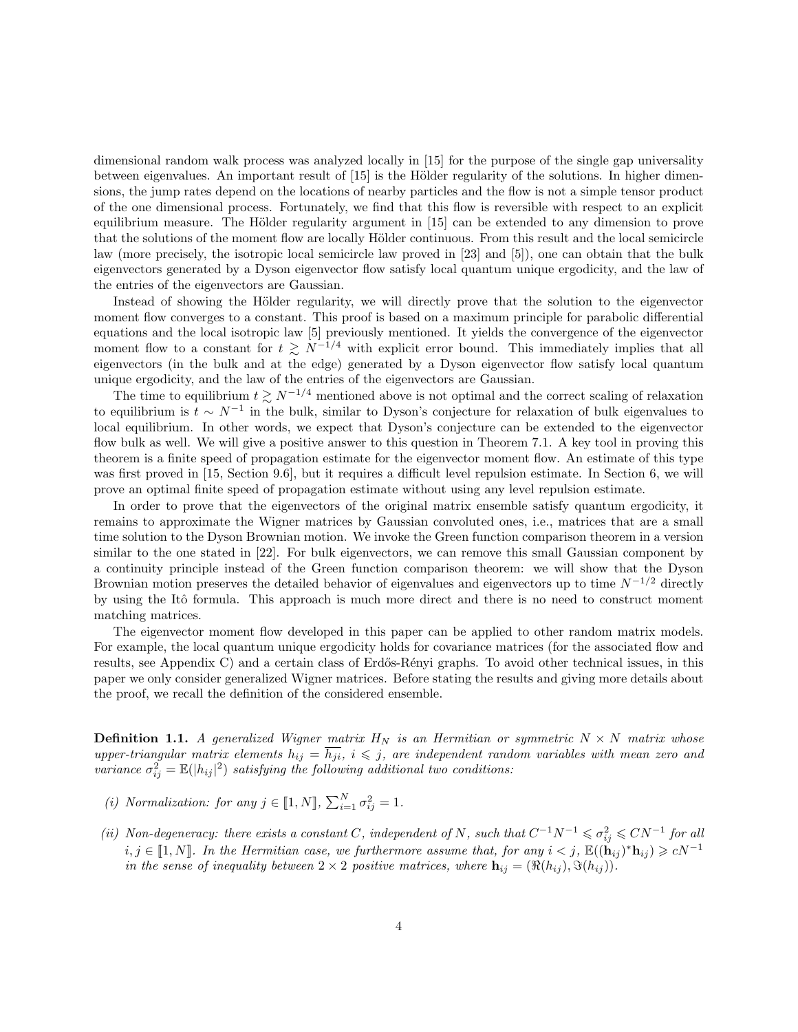dimensional random walk process was analyzed locally in [15] for the purpose of the single gap universality between eigenvalues. An important result of [15] is the Hölder regularity of the solutions. In higher dimensions, the jump rates depend on the locations of nearby particles and the flow is not a simple tensor product of the one dimensional process. Fortunately, we find that this flow is reversible with respect to an explicit equilibrium measure. The Hölder regularity argument in [15] can be extended to any dimension to prove that the solutions of the moment flow are locally Hölder continuous. From this result and the local semicircle law (more precisely, the isotropic local semicircle law proved in [23] and [5]), one can obtain that the bulk eigenvectors generated by a Dyson eigenvector flow satisfy local quantum unique ergodicity, and the law of the entries of the eigenvectors are Gaussian.

Instead of showing the Hölder regularity, we will directly prove that the solution to the eigenvector moment flow converges to a constant. This proof is based on a maximum principle for parabolic differential equations and the local isotropic law [5] previously mentioned. It yields the convergence of the eigenvector moment flow to a constant for $t \gtrsim N^{-1/4}$ with explicit error bound. This immediately implies that all eigenvectors (in the bulk and at the edge) generated by a Dyson eigenvector flow satisfy local quantum unique ergodicity, and the law of the entries of the eigenvectors are Gaussian.

The time to equilibrium $t \gtrsim N^{-1/4}$ mentioned above is not optimal and the correct scaling of relaxation to equilibrium is $t \sim N^{-1}$ in the bulk, similar to Dyson's conjecture for relaxation of bulk eigenvalues to local equilibrium. In other words, we expect that Dyson's conjecture can be extended to the eigenvector flow bulk as well. We will give a positive answer to this question in Theorem 7.1. A key tool in proving this theorem is a finite speed of propagation estimate for the eigenvector moment flow. An estimate of this type was first proved in [15, Section 9.6], but it requires a difficult level repulsion estimate. In Section 6, we will prove an optimal finite speed of propagation estimate without using any level repulsion estimate.

In order to prove that the eigenvectors of the original matrix ensemble satisfy quantum ergodicity, it remains to approximate the Wigner matrices by Gaussian convoluted ones, i.e., matrices that are a small time solution to the Dyson Brownian motion. We invoke the Green function comparison theorem in a version similar to the one stated in [22]. For bulk eigenvectors, we can remove this small Gaussian component by a continuity principle instead of the Green function comparison theorem: we will show that the Dyson Brownian motion preserves the detailed behavior of eigenvalues and eigenvectors up to time $N^{-1/2}$ directly by using the Itô formula. This approach is much more direct and there is no need to construct moment matching matrices.

The eigenvector moment flow developed in this paper can be applied to other random matrix models. For example, the local quantum unique ergodicity holds for covariance matrices (for the associated flow and results, see Appendix C) and a certain class of Erdős-Rényi graphs. To avoid other technical issues, in this paper we only consider generalized Wigner matrices. Before stating the results and giving more details about the proof, we recall the definition of the considered ensemble.

**Definition 1.1.** *A generalized Wigner matrix $H_N$ is an Hermitian or symmetric $N \times N$ matrix whose upper-triangular matrix elements $h_{ij} = \overline{h_{ji}}$, $i \leqslant j$, are independent random variables with mean zero and variance $\sigma_{ij}^2 = \mathbb{E}(|h_{ij}|^2)$ satisfying the following additional two conditions:*

*(i) Normalization: for any $j \in [\![1, N]\!]$, $\sum_{i=1}^N \sigma_{ij}^2 = 1$.*

*(ii) Non-degeneracy: there exists a constant $C$, independent of $N$, such that $C^{-1}N^{-1} \leqslant \sigma_{ij}^2 \leqslant CN^{-1}$ for all $i, j \in [\![1, N]\!]$. In the Hermitian case, we furthermore assume that, for any $i < j$, $\mathbb{E}((\mathbf{h}_{ij})^* \mathbf{h}_{ij}) \geqslant cN^{-1}$ in the sense of inequality between $2 \times 2$ positive matrices, where $\mathbf{h}_{ij} = (\Re(h_{ij}), \Im(h_{ij}))$.*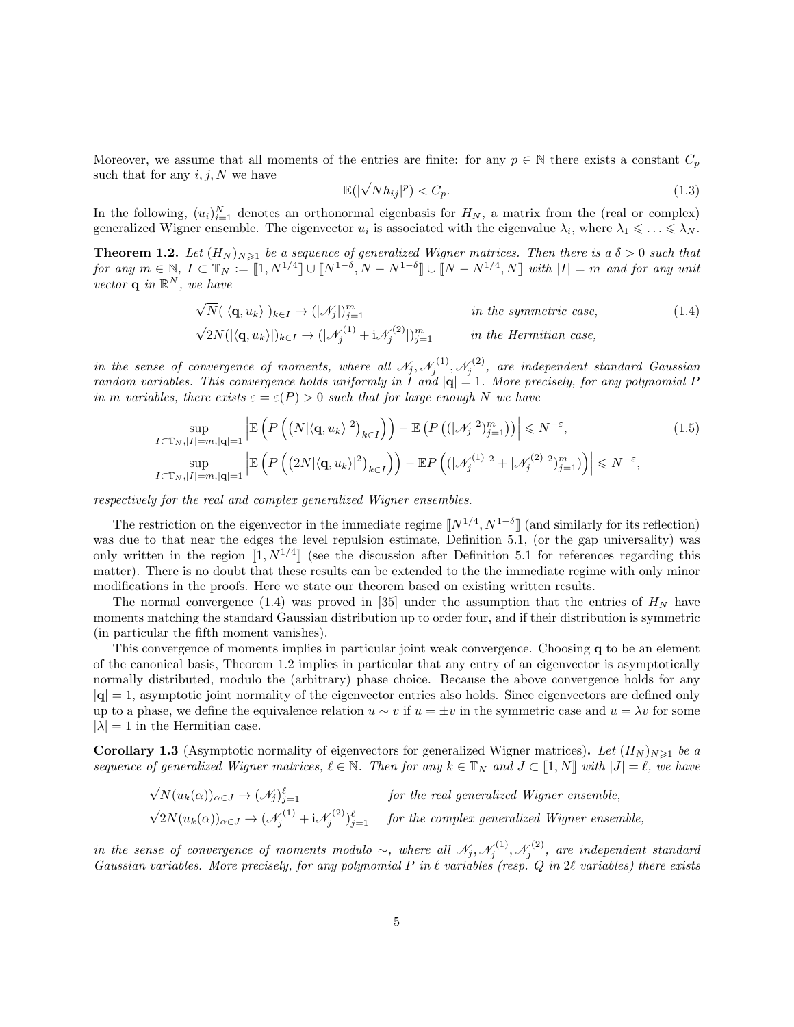Moreover, we assume that all moments of the entries are finite: for any $p \in \mathbb{N}$ there exists a constant $C_p$ such that for any $i, j, N$ we have

$$\mathbb{E}(|\sqrt{N} h_{ij}|^p) < C_p. \tag{1.3}$$

In the following, $(u_i)_{i=1}^N$ denotes an orthonormal eigenbasis for $H_N$, a matrix from the (real or complex) generalized Wigner ensemble. The eigenvector $u_i$ is associated with the eigenvalue $\lambda_i$, where $\lambda_1 \leqslant \ldots \leqslant \lambda_N$.

**Theorem 1.2.** *Let $(H_N)_{N\geqslant 1}$ be a sequence of generalized Wigner matrices. Then there is a $\delta > 0$ such that for any $m \in \mathbb{N}$, $I \subset \mathbb{T}_N := [\![1, N^{1/4}]\!] \cup [\![N^{1-\delta}, N - N^{1-\delta}]\!] \cup [\![N - N^{1/4}, N]\!]$ with $|I| = m$ and for any unit vector $\mathbf{q}$ in $\mathbb{R}^N$, we have*

$$\begin{aligned}
&\sqrt{N}(|\langle \mathbf{q}, u_k\rangle|)_{k\in I} \to (|\mathscr{N}_j|)_{j=1}^m && \text{in the symmetric case,} \\
&\sqrt{2N}(|\langle \mathbf{q}, u_k\rangle|)_{k\in I} \to (|\mathscr{N}_j^{(1)} + \mathrm{i}\mathscr{N}_j^{(2)}|)_{j=1}^m && \text{in the Hermitian case,}
\end{aligned} \tag{1.4}$$

*in the sense of convergence of moments, where all $\mathscr{N}_j, \mathscr{N}_j^{(1)}, \mathscr{N}_j^{(2)}$, are independent standard Gaussian random variables. This convergence holds uniformly in $I$ and $|\mathbf{q}| = 1$. More precisely, for any polynomial $P$ in $m$ variables, there exists $\varepsilon = \varepsilon(P) > 0$ such that for large enough $N$ we have*

$$\begin{aligned}
&\sup_{I\subset\mathbb{T}_N, |I|=m, |\mathbf{q}|=1} \left|\mathbb{E}\left(P\left(\left(N|\langle \mathbf{q}, u_k\rangle|^2\right)_{k\in I}\right)\right) - \mathbb{E}\left(P\left((|\mathscr{N}_j|^2)_{j=1}^m\right)\right)\right| \leqslant N^{-\varepsilon}, \\
&\sup_{I\subset\mathbb{T}_N, |I|=m, |\mathbf{q}|=1} \left|\mathbb{E}\left(P\left(\left(2N|\langle \mathbf{q}, u_k\rangle|^2\right)_{k\in I}\right)\right) - \mathbb{E}P\left((|\mathscr{N}_j^{(1)}|^2 + |\mathscr{N}_j^{(2)}|^2)_{j=1}^m\right)\right| \leqslant N^{-\varepsilon},
\end{aligned} \tag{1.5}$$

*respectively for the real and complex generalized Wigner ensembles.*

The restriction on the eigenvector in the immediate regime $[\![N^{1/4}, N^{1-\delta}]\!]$ (and similarly for its reflection) was due to that near the edges the level repulsion estimate, Definition 5.1, (or the gap universality) was only written in the region $[\![1, N^{1/4}]\!]$ (see the discussion after Definition 5.1 for references regarding this matter). There is no doubt that these results can be extended to the the immediate regime with only minor modifications in the proofs. Here we state our theorem based on existing written results.

The normal convergence (1.4) was proved in [35] under the assumption that the entries of $H_N$ have moments matching the standard Gaussian distribution up to order four, and if their distribution is symmetric (in particular the fifth moment vanishes).

This convergence of moments implies in particular joint weak convergence. Choosing $\mathbf{q}$ to be an element of the canonical basis, Theorem 1.2 implies in particular that any entry of an eigenvector is asymptotically normally distributed, modulo the (arbitrary) phase choice. Because the above convergence holds for any $|\mathbf{q}| = 1$, asymptotic joint normality of the eigenvector entries also holds. Since eigenvectors are defined only up to a phase, we define the equivalence relation $u \sim v$ if $u = \pm v$ in the symmetric case and $u = \lambda v$ for some $|\lambda| = 1$ in the Hermitian case.

**Corollary 1.3** (Asymptotic normality of eigenvectors for generalized Wigner matrices)**.** *Let $(H_N)_{N\geqslant 1}$ be a sequence of generalized Wigner matrices, $\ell \in \mathbb{N}$. Then for any $k \in \mathbb{T}_N$ and $J \subset [\![1, N]\!]$ with $|J| = \ell$, we have*

$$\begin{aligned}
&\sqrt{N}(u_k(\alpha))_{\alpha\in J} \to (\mathscr{N}_j)_{j=1}^\ell && \text{for the real generalized Wigner ensemble,} \\
&\sqrt{2N}(u_k(\alpha))_{\alpha\in J} \to (\mathscr{N}_j^{(1)} + \mathrm{i}\mathscr{N}_j^{(2)})_{j=1}^\ell && \text{for the complex generalized Wigner ensemble,}
\end{aligned}$$

*in the sense of convergence of moments modulo $\sim$, where all $\mathscr{N}_j, \mathscr{N}_j^{(1)}, \mathscr{N}_j^{(2)}$, are independent standard Gaussian variables. More precisely, for any polynomial $P$ in $\ell$ variables (resp. $Q$ in $2\ell$ variables) there exists*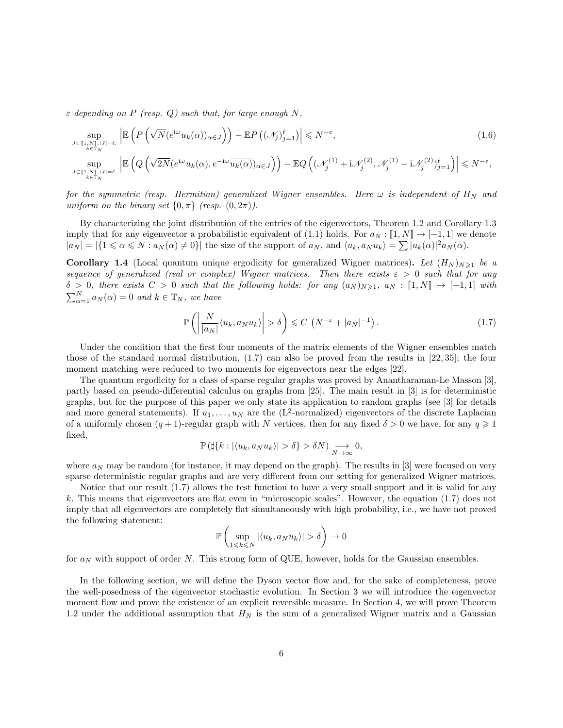*$\varepsilon$ depending on $P$ (resp. $Q$) such that, for large enough $N$,*

$$\sup_{\substack{J\subset[\![1,N]\!],|J|=\ell,\\ k\in\mathbb{T}_N}} \left|\mathbb{E}\left(P\left(\sqrt{N}(e^{\mathrm{i}\omega}u_k(\alpha))_{\alpha\in J}\right)\right) - \mathbb{E}P\left((\mathscr{N}_j)_{j=1}^{\ell}\right)\right| \leqslant N^{-\varepsilon}, \tag{1.6}$$

$$\sup_{\substack{J\subset[\![1,N]\!],|J|=\ell,\\ k\in\mathbb{T}_N}} \left|\mathbb{E}\left(Q\left(\sqrt{2N}(e^{\mathrm{i}\omega}u_k(\alpha), e^{-\mathrm{i}\omega}\overline{u_k(\alpha)})_{\alpha\in J}\right)\right) - \mathbb{E}Q\left((\mathscr{N}_j^{(1)}+\mathrm{i}\mathscr{N}_j^{(2)}, \mathscr{N}_j^{(1)}-\mathrm{i}\mathscr{N}_j^{(2)})_{j=1}^{\ell}\right)\right| \leqslant N^{-\varepsilon},$$

*for the symmetric (resp. Hermitian) generalized Wigner ensembles. Here $\omega$ is independent of $H_N$ and uniform on the binary set $\{0,\pi\}$ (resp. $(0,2\pi)$).*

By characterizing the joint distribution of the entries of the eigenvectors, Theorem 1.2 and Corollary 1.3 imply that for any eigenvector a probabilistic equivalent of (1.1) holds. For $a_N : [\![1,N]\!] \to [-1,1]$ we denote $|a_N| = |\{1 \leqslant \alpha \leqslant N : a_N(\alpha) \neq 0\}|$ the size of the support of $a_N$, and $\langle u_k, a_N u_k\rangle = \sum |u_k(\alpha)|^2 a_N(\alpha)$.

**Corollary 1.4** (Local quantum unique ergodicity for generalized Wigner matrices)**.** *Let $(H_N)_{N\geqslant 1}$ be a sequence of generalized (real or complex) Wigner matrices. Then there exists $\varepsilon > 0$ such that for any $\delta > 0$, there exists $C > 0$ such that the following holds: for any $(a_N)_{N\geqslant 1}$, $a_N : [\![1,N]\!] \to [-1,1]$ with $\sum_{\alpha=1}^N a_N(\alpha) = 0$ and $k \in \mathbb{T}_N$, we have*

$$\mathbb{P}\left(\left|\frac{N}{|a_N|}\langle u_k, a_N u_k\rangle\right| > \delta\right) \leqslant C\left(N^{-\varepsilon} + |a_N|^{-1}\right). \tag{1.7}$$

Under the condition that the first four moments of the matrix elements of the Wigner ensembles match those of the standard normal distribution, (1.7) can also be proved from the results in [22, 35]; the four moment matching were reduced to two moments for eigenvectors near the edges [22].

The quantum ergodicity for a class of sparse regular graphs was proved by Anantharaman-Le Masson [3], partly based on pseudo-differential calculus on graphs from [25]. The main result in [3] is for deterministic graphs, but for the purpose of this paper we only state its application to random graphs (see [3] for details and more general statements). If $u_1, \dots, u_N$ are the ($\mathrm{L}^2$-normalized) eigenvectors of the discrete Laplacian of a uniformly chosen $(q+1)$-regular graph with $N$ vertices, then for any fixed $\delta > 0$ we have, for any $q \geqslant 1$ fixed,

$$\mathbb{P}\left(\sharp\{k : |\langle u_k, a_N u_k\rangle| > \delta\} > \delta N\right) \underset{N\to\infty}{\longrightarrow} 0,$$

where $a_N$ may be random (for instance, it may depend on the graph). The results in [3] were focused on very sparse deterministic regular graphs and are very different from our setting for generalized Wigner matrices.

Notice that our result (1.7) allows the test function to have a very small support and it is valid for any $k$. This means that eigenvectors are flat even in "microscopic scales". However, the equation (1.7) does not imply that all eigenvectors are completely flat simultaneously with high probability, i.e., we have not proved the following statement:

$$\mathbb{P}\left(\sup_{1\leqslant k\leqslant N} |\langle u_k, a_N u_k\rangle| > \delta\right) \to 0$$

for $a_N$ with support of order $N$. This strong form of QUE, however, holds for the Gaussian ensembles.

In the following section, we will define the Dyson vector flow and, for the sake of completeness, prove the well-posedness of the eigenvector stochastic evolution. In Section 3 we will introduce the eigenvector moment flow and prove the existence of an explicit reversible measure. In Section 4, we will prove Theorem 1.2 under the additional assumption that $H_N$ is the sum of a generalized Wigner matrix and a Gaussian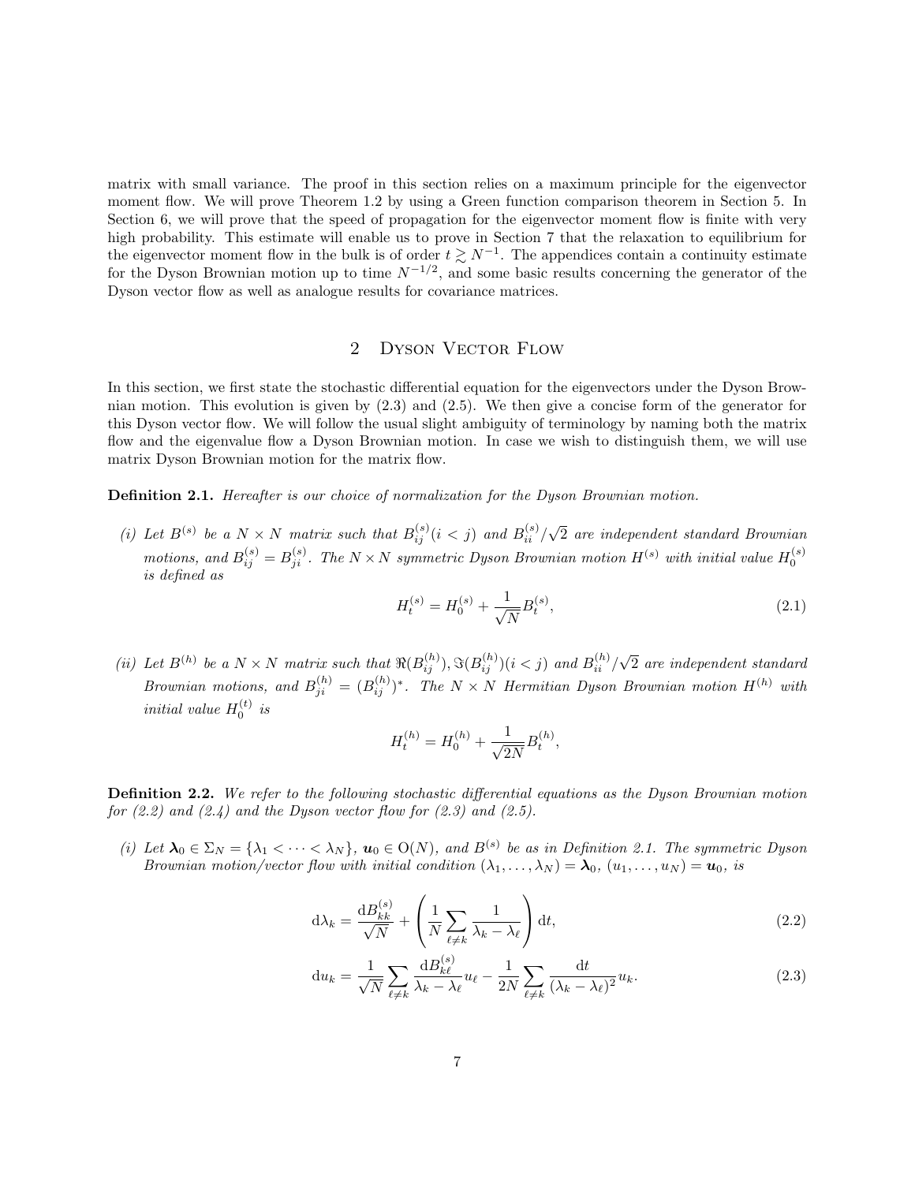matrix with small variance. The proof in this section relies on a maximum principle for the eigenvector moment flow. We will prove Theorem 1.2 by using a Green function comparison theorem in Section 5. In Section 6, we will prove that the speed of propagation for the eigenvector moment flow is finite with very high probability. This estimate will enable us to prove in Section 7 that the relaxation to equilibrium for the eigenvector moment flow in the bulk is of order $t \gtrsim N^{-1}$. The appendices contain a continuity estimate for the Dyson Brownian motion up to time $N^{-1/2}$, and some basic results concerning the generator of the Dyson vector flow as well as analogue results for covariance matrices.

## 2 Dyson Vector Flow

In this section, we first state the stochastic differential equation for the eigenvectors under the Dyson Brownian motion. This evolution is given by (2.3) and (2.5). We then give a concise form of the generator for this Dyson vector flow. We will follow the usual slight ambiguity of terminology by naming both the matrix flow and the eigenvalue flow a Dyson Brownian motion. In case we wish to distinguish them, we will use matrix Dyson Brownian motion for the matrix flow.

**Definition 2.1.** *Hereafter is our choice of normalization for the Dyson Brownian motion.*

*(i) Let $B^{(s)}$ be a $N \times N$ matrix such that $B^{(s)}_{ij} (i < j)$ and $B^{(s)}_{ii}/\sqrt{2}$ are independent standard Brownian motions, and $B^{(s)}_{ij} = B^{(s)}_{ji}$. The $N \times N$ symmetric Dyson Brownian motion $H^{(s)}$ with initial value $H^{(s)}_0$ is defined as*

$$H^{(s)}_t = H^{(s)}_0 + \frac{1}{\sqrt{N}} B^{(s)}_t, \tag{2.1}$$

*(ii) Let $B^{(h)}$ be a $N \times N$ matrix such that $\Re(B^{(h)}_{ij}), \Im(B^{(h)}_{ij}) (i < j)$ and $B^{(h)}_{ii}/\sqrt{2}$ are independent standard Brownian motions, and $B^{(h)}_{ji} = (B^{(h)}_{ij})^*$. The $N \times N$ Hermitian Dyson Brownian motion $H^{(h)}$ with initial value $H^{(t)}_0$ is*

$$H^{(h)}_t = H^{(h)}_0 + \frac{1}{\sqrt{2N}} B^{(h)}_t,$$

**Definition 2.2.** *We refer to the following stochastic differential equations as the Dyson Brownian motion for (2.2) and (2.4) and the Dyson vector flow for (2.3) and (2.5).*

*(i) Let $\boldsymbol{\lambda}_0 \in \Sigma_N = \{\lambda_1 < \cdots < \lambda_N\}$, $\boldsymbol{u}_0 \in \mathrm{O}(N)$, and $B^{(s)}$ be as in Definition 2.1. The symmetric Dyson Brownian motion/vector flow with initial condition $(\lambda_1, \ldots, \lambda_N) = \boldsymbol{\lambda}_0$, $(u_1, \ldots, u_N) = \boldsymbol{u}_0$, is*

$$\mathrm{d}\lambda_k = \frac{\mathrm{d}B^{(s)}_{kk}}{\sqrt{N}} + \left( \frac{1}{N} \sum_{\ell \neq k} \frac{1}{\lambda_k - \lambda_\ell} \right) \mathrm{d}t, \tag{2.2}$$

$$\mathrm{d}u_k = \frac{1}{\sqrt{N}} \sum_{\ell \neq k} \frac{\mathrm{d}B^{(s)}_{k\ell}}{\lambda_k - \lambda_\ell} u_\ell - \frac{1}{2N} \sum_{\ell \neq k} \frac{\mathrm{d}t}{(\lambda_k - \lambda_\ell)^2} u_k. \tag{2.3}$$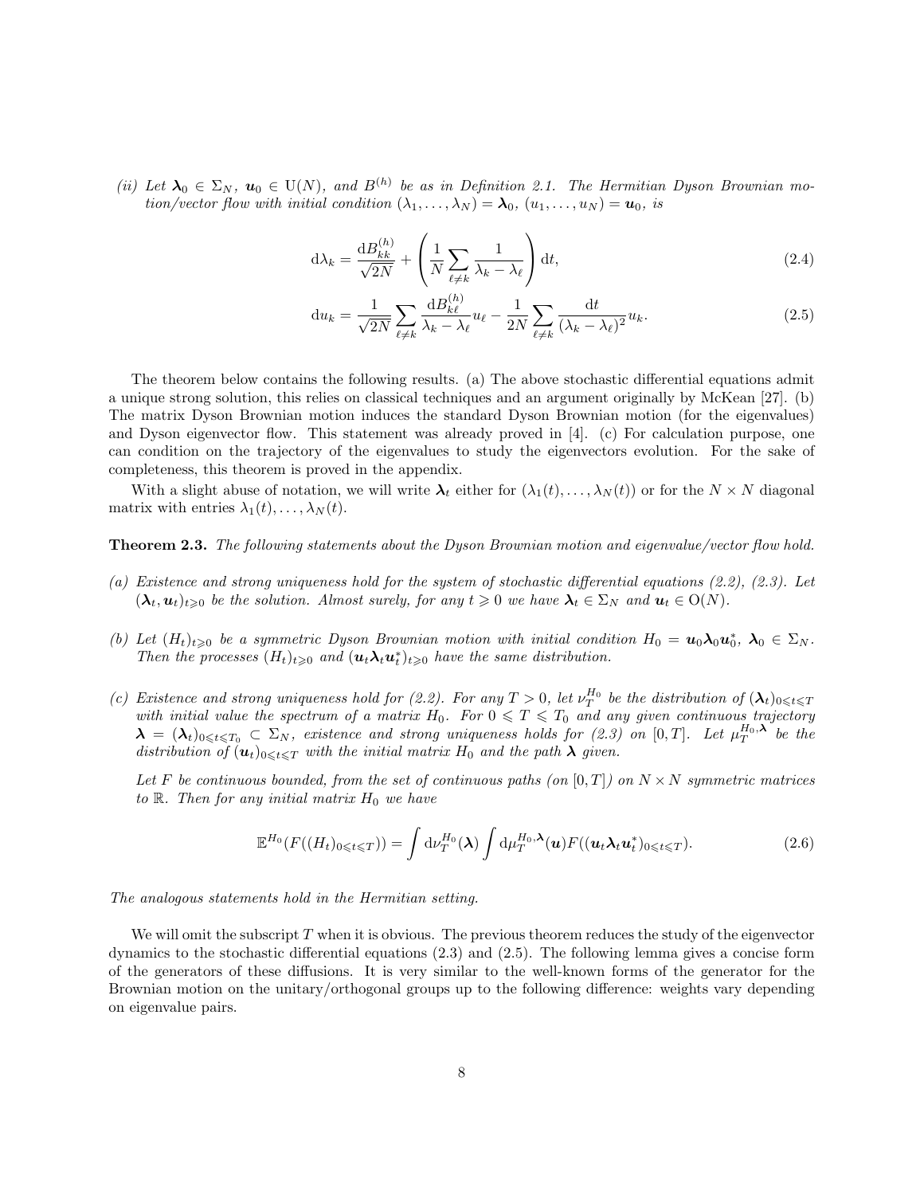*(ii) Let $\boldsymbol{\lambda}_0 \in \Sigma_N$, $\boldsymbol{u}_0 \in \mathrm{U}(N)$, and $B^{(h)}$ be as in Definition 2.1. The Hermitian Dyson Brownian motion/vector flow with initial condition $(\lambda_1, \dots, \lambda_N) = \boldsymbol{\lambda}_0$, $(u_1, \dots, u_N) = \boldsymbol{u}_0$, is*

$$\mathrm{d}\lambda_k = \frac{\mathrm{d}B^{(h)}_{kk}}{\sqrt{2N}} + \left(\frac{1}{N}\sum_{\ell \neq k} \frac{1}{\lambda_k - \lambda_\ell}\right)\mathrm{d}t, \tag{2.4}$$

$$\mathrm{d}u_k = \frac{1}{\sqrt{2N}} \sum_{\ell \neq k} \frac{\mathrm{d}B^{(h)}_{k\ell}}{\lambda_k - \lambda_\ell} u_\ell - \frac{1}{2N} \sum_{\ell \neq k} \frac{\mathrm{d}t}{(\lambda_k - \lambda_\ell)^2} u_k. \tag{2.5}$$

The theorem below contains the following results. (a) The above stochastic differential equations admit a unique strong solution, this relies on classical techniques and an argument originally by McKean [27]. (b) The matrix Dyson Brownian motion induces the standard Dyson Brownian motion (for the eigenvalues) and Dyson eigenvector flow. This statement was already proved in [4]. (c) For calculation purpose, one can condition on the trajectory of the eigenvalues to study the eigenvectors evolution. For the sake of completeness, this theorem is proved in the appendix.

With a slight abuse of notation, we will write $\boldsymbol{\lambda}_t$ either for $(\lambda_1(t), \dots, \lambda_N(t))$ or for the $N \times N$ diagonal matrix with entries $\lambda_1(t), \dots, \lambda_N(t)$.

**Theorem 2.3.** *The following statements about the Dyson Brownian motion and eigenvalue/vector flow hold.*

*(a) Existence and strong uniqueness hold for the system of stochastic differential equations (2.2), (2.3). Let $(\boldsymbol{\lambda}_t, \boldsymbol{u}_t)_{t \geqslant 0}$ be the solution. Almost surely, for any $t \geqslant 0$ we have $\boldsymbol{\lambda}_t \in \Sigma_N$ and $\boldsymbol{u}_t \in \mathrm{O}(N)$.*

*(b) Let $(H_t)_{t \geqslant 0}$ be a symmetric Dyson Brownian motion with initial condition $H_0 = \boldsymbol{u}_0 \boldsymbol{\lambda}_0 \boldsymbol{u}_0^*$, $\boldsymbol{\lambda}_0 \in \Sigma_N$. Then the processes $(H_t)_{t \geqslant 0}$ and $(\boldsymbol{u}_t \boldsymbol{\lambda}_t \boldsymbol{u}_t^*)_{t \geqslant 0}$ have the same distribution.*

*(c) Existence and strong uniqueness hold for (2.2). For any $T > 0$, let $\nu_T^{H_0}$ be the distribution of $(\boldsymbol{\lambda}_t)_{0 \leqslant t \leqslant T}$ with initial value the spectrum of a matrix $H_0$. For $0 \leqslant T \leqslant T_0$ and any given continuous trajectory $\boldsymbol{\lambda} = (\boldsymbol{\lambda}_t)_{0 \leqslant t \leqslant T_0} \subset \Sigma_N$, existence and strong uniqueness holds for (2.3) on $[0, T]$. Let $\mu_T^{H_0, \boldsymbol{\lambda}}$ be the distribution of $(\boldsymbol{u}_t)_{0 \leqslant t \leqslant T}$ with the initial matrix $H_0$ and the path $\boldsymbol{\lambda}$ given.*

*Let $F$ be continuous bounded, from the set of continuous paths (on $[0, T]$) on $N \times N$ symmetric matrices to $\mathbb{R}$. Then for any initial matrix $H_0$ we have*

$$\mathbb{E}^{H_0}(F((H_t)_{0 \leqslant t \leqslant T})) = \int \mathrm{d}\nu_T^{H_0}(\boldsymbol{\lambda}) \int \mathrm{d}\mu_T^{H_0, \boldsymbol{\lambda}}(\boldsymbol{u}) F((\boldsymbol{u}_t \boldsymbol{\lambda}_t \boldsymbol{u}_t^*)_{0 \leqslant t \leqslant T}). \tag{2.6}$$

*The analogous statements hold in the Hermitian setting.*

We will omit the subscript $T$ when it is obvious. The previous theorem reduces the study of the eigenvector dynamics to the stochastic differential equations (2.3) and (2.5). The following lemma gives a concise form of the generators of these diffusions. It is very similar to the well-known forms of the generator for the Brownian motion on the unitary/orthogonal groups up to the following difference: weights vary depending on eigenvalue pairs.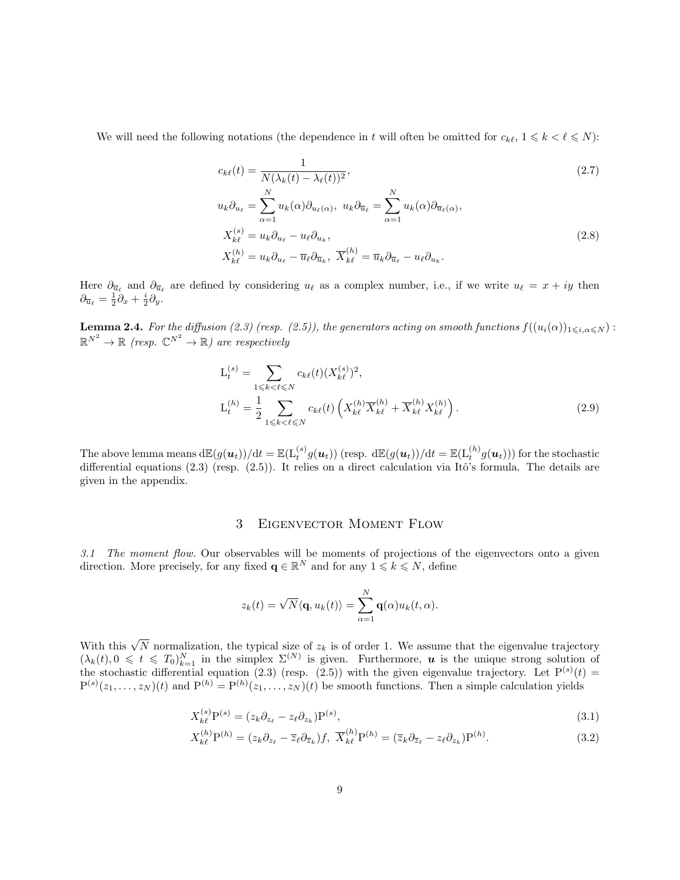We will need the following notations (the dependence in $t$ will often be omitted for $c_{k\ell}$, $1 \leqslant k < \ell \leqslant N$):

$$c_{k\ell}(t) = \frac{1}{N(\lambda_k(t) - \lambda_\ell(t))^2}, \tag{2.7}$$

$$u_k \partial_{u_\ell} = \sum_{\alpha=1}^N u_k(\alpha)\partial_{u_\ell(\alpha)},\ u_k \partial_{\overline{u}_\ell} = \sum_{\alpha=1}^N u_k(\alpha)\partial_{\overline{u}_\ell(\alpha)},$$

$$X_{k\ell}^{(s)} = u_k \partial_{u_\ell} - u_\ell \partial_{u_k}, \tag{2.8}$$

$$X_{k\ell}^{(h)} = u_k \partial_{u_\ell} - \overline{u}_\ell \partial_{\overline{u}_k},\ \overline{X}_{k\ell}^{(h)} = \overline{u}_k \partial_{\overline{u}_\ell} - u_\ell \partial_{u_k}.$$

Here $\partial_{\overline{u}_\ell}$ and $\partial_{\overline{u}_\ell}$ are defined by considering $u_\ell$ as a complex number, i.e., if we write $u_\ell = x + iy$ then $\partial_{\overline{u}_\ell} = \frac{1}{2}\partial_x + \frac{i}{2}\partial_y$.

**Lemma 2.4.** *For the diffusion (2.3) (resp. (2.5)), the generators acting on smooth functions $f((u_i(\alpha))_{1 \leqslant i, \alpha \leqslant N}) : \mathbb{R}^{N^2} \to \mathbb{R}$ (resp. $\mathbb{C}^{N^2} \to \mathbb{R}$) are respectively*

$$\mathrm{L}_t^{(s)} = \sum_{1 \leqslant k < \ell \leqslant N} c_{k\ell}(t)(X_{k\ell}^{(s)})^2,$$

$$\mathrm{L}_t^{(h)} = \frac{1}{2} \sum_{1 \leqslant k < \ell \leqslant N} c_{k\ell}(t) \left( X_{k\ell}^{(h)} \overline{X}_{k\ell}^{(h)} + \overline{X}_{k\ell}^{(h)} X_{k\ell}^{(h)} \right). \tag{2.9}$$

The above lemma means $\mathrm{d}\mathbb{E}(g(\boldsymbol{u}_t))/\mathrm{d}t = \mathbb{E}(\mathrm{L}_t^{(s)} g(\boldsymbol{u}_t))$ (resp. $\mathrm{d}\mathbb{E}(g(\boldsymbol{u}_t))/\mathrm{d}t = \mathbb{E}(\mathrm{L}_t^{(h)} g(\boldsymbol{u}_t))$) for the stochastic differential equations (2.3) (resp. (2.5)). It relies on a direct calculation via Itô's formula. The details are given in the appendix.

# 3 Eigenvector Moment Flow

*3.1 The moment flow.* Our observables will be moments of projections of the eigenvectors onto a given direction. More precisely, for any fixed $\mathbf{q} \in \mathbb{R}^N$ and for any $1 \leqslant k \leqslant N$, define

$$z_k(t) = \sqrt{N} \langle \mathbf{q}, u_k(t) \rangle = \sum_{\alpha=1}^N \mathbf{q}(\alpha) u_k(t, \alpha).$$

With this $\sqrt{N}$ normalization, the typical size of $z_k$ is of order 1. We assume that the eigenvalue trajectory $(\lambda_k(t), 0 \leqslant t \leqslant T_0)_{k=1}^N$ in the simplex $\Sigma^{(N)}$ is given. Furthermore, $\boldsymbol{u}$ is the unique strong solution of the stochastic differential equation (2.3) (resp. (2.5)) with the given eigenvalue trajectory. Let $\mathrm{P}^{(s)}(t) = \mathrm{P}^{(s)}(z_1, \ldots, z_N)(t)$ and $\mathrm{P}^{(h)} = \mathrm{P}^{(h)}(z_1, \ldots, z_N)(t)$ be smooth functions. Then a simple calculation yields

$$X_{k\ell}^{(s)} \mathrm{P}^{(s)} = (z_k \partial_{z_\ell} - z_\ell \partial_{z_k}) \mathrm{P}^{(s)}, \tag{3.1}$$

$$X_{k\ell}^{(h)} \mathrm{P}^{(h)} = (z_k \partial_{z_\ell} - \overline{z}_\ell \partial_{\overline{z}_k}) f,\ \overline{X}_{k\ell}^{(h)} \mathrm{P}^{(h)} = (\overline{z}_k \partial_{\overline{z}_\ell} - z_\ell \partial_{z_k}) \mathrm{P}^{(h)}. \tag{3.2}$$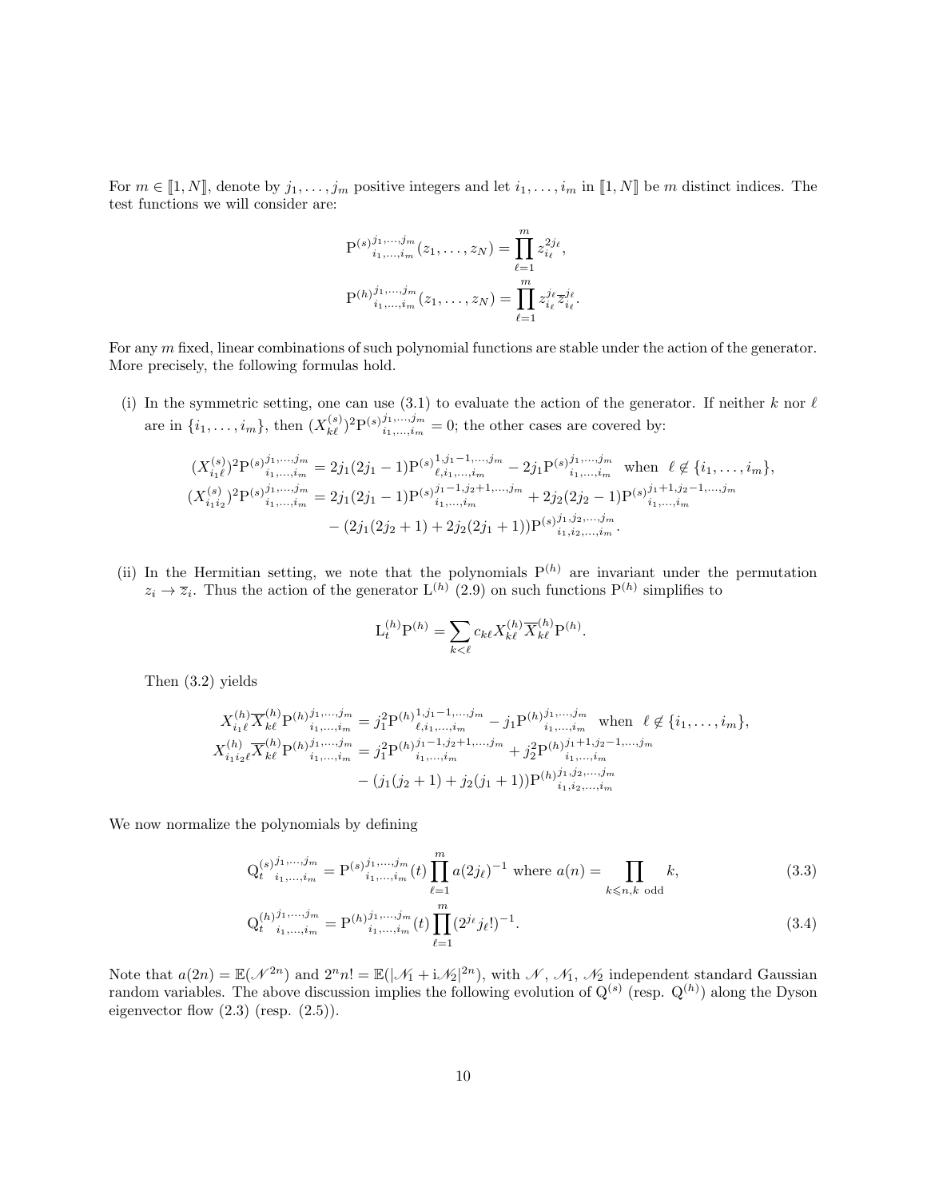For $m \in [\![1, N]\!]$, denote by $j_1, \dots, j_m$ positive integers and let $i_1, \dots, i_m$ in $[\![1, N]\!]$ be $m$ distinct indices. The test functions we will consider are:

$$\mathrm{P}^{(s)}{}^{j_1,\dots,j_m}_{i_1,\dots,i_m}(z_1, \dots, z_N) = \prod_{\ell=1}^{m} z_{i_\ell}^{2j_\ell},$$
$$\mathrm{P}^{(h)}{}^{j_1,\dots,j_m}_{i_1,\dots,i_m}(z_1, \dots, z_N) = \prod_{\ell=1}^{m} z_{i_\ell}^{j_\ell} \overline{z}_{i_\ell}^{j_\ell}.$$

For any $m$ fixed, linear combinations of such polynomial functions are stable under the action of the generator. More precisely, the following formulas hold.

(i) In the symmetric setting, one can use (3.1) to evaluate the action of the generator. If neither $k$ nor $\ell$ are in $\{i_1, \dots, i_m\}$, then $(X^{(s)}_{k\ell})^2 \mathrm{P}^{(s)}{}^{j_1,\dots,j_m}_{i_1,\dots,i_m} = 0$; the other cases are covered by:

$$\begin{aligned}
(X^{(s)}_{i_1\ell})^2 \mathrm{P}^{(s)}{}^{j_1,\dots,j_m}_{i_1,\dots,i_m} &= 2j_1(2j_1-1)\mathrm{P}^{(s)}{}^{1,j_1-1,\dots,j_m}_{\ell,i_1,\dots,i_m} - 2j_1 \mathrm{P}^{(s)}{}^{j_1,\dots,j_m}_{i_1,\dots,i_m} \quad \text{when} \quad \ell \notin \{i_1, \dots, i_m\}, \\
(X^{(s)}_{i_1 i_2})^2 \mathrm{P}^{(s)}{}^{j_1,\dots,j_m}_{i_1,\dots,i_m} &= 2j_1(2j_1-1)\mathrm{P}^{(s)}{}^{j_1-1,j_2+1,\dots,j_m}_{i_1,\dots,i_m} + 2j_2(2j_2-1)\mathrm{P}^{(s)}{}^{j_1+1,j_2-1,\dots,j_m}_{i_1,\dots,i_m} \\
&\quad - (2j_1(2j_2+1) + 2j_2(2j_1+1))\mathrm{P}^{(s)}{}^{j_1,j_2,\dots,j_m}_{i_1,i_2,\dots,i_m}.
\end{aligned}$$

(ii) In the Hermitian setting, we note that the polynomials $\mathrm{P}^{(h)}$ are invariant under the permutation $z_i \to \overline{z}_i$. Thus the action of the generator $\mathrm{L}^{(h)}$ (2.9) on such functions $\mathrm{P}^{(h)}$ simplifies to

$$\mathrm{L}^{(h)}_t \mathrm{P}^{(h)} = \sum_{k<\ell} c_{k\ell} X^{(h)}_{k\ell} \overline{X}^{(h)}_{k\ell} \mathrm{P}^{(h)}.$$

Then (3.2) yields

$$\begin{aligned}
X^{(h)}_{i_1\ell} \overline{X}^{(h)}_{k\ell} \mathrm{P}^{(h)}{}^{j_1,\dots,j_m}_{i_1,\dots,i_m} &= j_1^2 \mathrm{P}^{(h)}{}^{1,j_1-1,\dots,j_m}_{\ell,i_1,\dots,i_m} - j_1 \mathrm{P}^{(h)}{}^{j_1,\dots,j_m}_{i_1,\dots,i_m} \quad \text{when} \quad \ell \notin \{i_1, \dots, i_m\}, \\
X^{(h)}_{i_1 i_2 \ell} \overline{X}^{(h)}_{k\ell} \mathrm{P}^{(h)}{}^{j_1,\dots,j_m}_{i_1,\dots,i_m} &= j_1^2 \mathrm{P}^{(h)}{}^{j_1-1,j_2+1,\dots,j_m}_{i_1,\dots,i_m} + j_2^2 \mathrm{P}^{(h)}{}^{j_1+1,j_2-1,\dots,j_m}_{i_1,\dots,i_m} \\
&\quad - (j_1(j_2+1) + j_2(j_1+1))\mathrm{P}^{(h)}{}^{j_1,j_2,\dots,j_m}_{i_1,i_2,\dots,i_m}
\end{aligned}$$

We now normalize the polynomials by defining

$$\mathrm{Q}^{(s)}_t{}^{j_1,\dots,j_m}_{i_1,\dots,i_m} = \mathrm{P}^{(s)}{}^{j_1,\dots,j_m}_{i_1,\dots,i_m}(t) \prod_{\ell=1}^{m} a(2j_\ell)^{-1} \text{ where } a(n) = \prod_{k \leqslant n, k \text{ odd}} k, \tag{3.3}$$

$$\mathrm{Q}^{(h)}_t{}^{j_1,\dots,j_m}_{i_1,\dots,i_m} = \mathrm{P}^{(h)}{}^{j_1,\dots,j_m}_{i_1,\dots,i_m}(t) \prod_{\ell=1}^{m} (2^{j_\ell} j_\ell!)^{-1}. \tag{3.4}$$

Note that $a(2n) = \mathbb{E}(\mathscr{N}^{2n})$ and $2^n n! = \mathbb{E}(|\mathscr{N}_1 + \mathrm{i}\mathscr{N}_2|^{2n})$, with $\mathscr{N}$, $\mathscr{N}_1$, $\mathscr{N}_2$ independent standard Gaussian random variables. The above discussion implies the following evolution of $\mathrm{Q}^{(s)}$ (resp. $\mathrm{Q}^{(h)}$) along the Dyson eigenvector flow (2.3) (resp. (2.5)).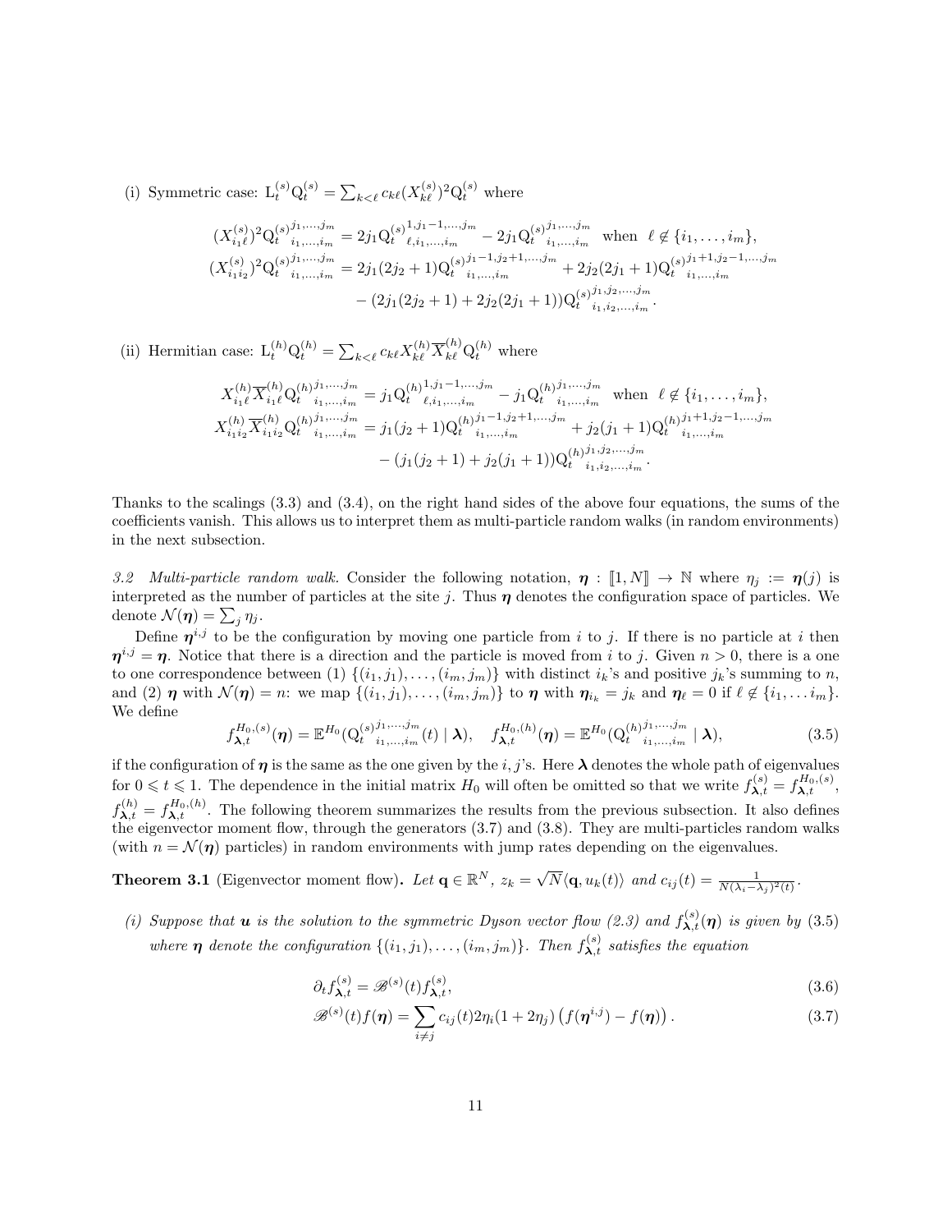(i) Symmetric case: $\mathrm{L}_t^{(s)}\mathrm{Q}_t^{(s)} = \sum_{k<\ell} c_{k\ell}(X_{k\ell}^{(s)})^2\mathrm{Q}_t^{(s)}$ where

$$
\begin{aligned}
(X_{i_1\ell}^{(s)})^2 {\mathrm{Q}_t^{(s)}}_{i_1,\dots,i_m}^{j_1,\dots,j_m} &= 2j_1 {\mathrm{Q}_t^{(s)}}_{\ell,i_1,\dots,i_m}^{1,j_1-1,\dots,j_m} - 2j_1 {\mathrm{Q}_t^{(s)}}_{i_1,\dots,i_m}^{j_1,\dots,j_m} \quad \text{when } \ \ell \notin \{i_1,\dots,i_m\},\\
(X_{i_1 i_2}^{(s)})^2 {\mathrm{Q}_t^{(s)}}_{i_1,\dots,i_m}^{j_1,\dots,j_m} &= 2j_1(2j_2+1) {\mathrm{Q}_t^{(s)}}_{i_1,\dots,i_m}^{j_1-1,j_2+1,\dots,j_m} + 2j_2(2j_1+1) {\mathrm{Q}_t^{(s)}}_{i_1,\dots,i_m}^{j_1+1,j_2-1,\dots,j_m}\\
&\quad - (2j_1(2j_2+1) + 2j_2(2j_1+1)) {\mathrm{Q}_t^{(s)}}_{i_1,i_2,\dots,i_m}^{j_1,j_2,\dots,j_m}.
\end{aligned}
$$

(ii) Hermitian case: $\mathrm{L}_t^{(h)}\mathrm{Q}_t^{(h)} = \sum_{k<\ell} c_{k\ell} X_{k\ell}^{(h)}\overline{X}_{k\ell}^{(h)}\mathrm{Q}_t^{(h)}$ where

$$
\begin{aligned}
X_{i_1\ell}^{(h)}\overline{X}_{i_1\ell}^{(h)} {\mathrm{Q}_t^{(h)}}_{i_1,\dots,i_m}^{j_1,\dots,j_m} &= j_1 {\mathrm{Q}_t^{(h)}}_{\ell,i_1,\dots,i_m}^{1,j_1-1,\dots,j_m} - j_1 {\mathrm{Q}_t^{(h)}}_{i_1,\dots,i_m}^{j_1,\dots,j_m} \quad \text{when } \ \ell \notin \{i_1,\dots,i_m\},\\
X_{i_1 i_2}^{(h)}\overline{X}_{i_1 i_2}^{(h)} {\mathrm{Q}_t^{(h)}}_{i_1,\dots,i_m}^{j_1,\dots,j_m} &= j_1(j_2+1) {\mathrm{Q}_t^{(h)}}_{i_1,\dots,i_m}^{j_1-1,j_2+1,\dots,j_m} + j_2(j_1+1) {\mathrm{Q}_t^{(h)}}_{i_1,\dots,i_m}^{j_1+1,j_2-1,\dots,j_m}\\
&\quad - (j_1(j_2+1) + j_2(j_1+1)) {\mathrm{Q}_t^{(h)}}_{i_1,i_2,\dots,i_m}^{j_1,j_2,\dots,j_m}.
\end{aligned}
$$

Thanks to the scalings (3.3) and (3.4), on the right hand sides of the above four equations, the sums of the coefficients vanish. This allows us to interpret them as multi-particle random walks (in random environments) in the next subsection.

*3.2 Multi-particle random walk.* Consider the following notation, $\boldsymbol{\eta} : [\![1,N]\!] \to \mathbb{N}$ where $\eta_j := \boldsymbol{\eta}(j)$ is interpreted as the number of particles at the site $j$. Thus $\boldsymbol{\eta}$ denotes the configuration space of particles. We denote $\mathcal{N}(\boldsymbol{\eta}) = \sum_j \eta_j$.

Define $\boldsymbol{\eta}^{i,j}$ to be the configuration by moving one particle from $i$ to $j$. If there is no particle at $i$ then $\boldsymbol{\eta}^{i,j} = \boldsymbol{\eta}$. Notice that there is a direction and the particle is moved from $i$ to $j$. Given $n > 0$, there is a one to one correspondence between (1) $\{(i_1,j_1),\dots,(i_m,j_m)\}$ with distinct $i_k$'s and positive $j_k$'s summing to $n$, and (2) $\boldsymbol{\eta}$ with $\mathcal{N}(\boldsymbol{\eta}) = n$: we map $\{(i_1,j_1),\dots,(i_m,j_m)\}$ to $\boldsymbol{\eta}$ with $\boldsymbol{\eta}_{i_k} = j_k$ and $\boldsymbol{\eta}_\ell = 0$ if $\ell \notin \{i_1,\dots i_m\}$. We define

$$
f_{\boldsymbol{\lambda},t}^{H_0,(s)}(\boldsymbol{\eta}) = \mathbb{E}^{H_0}({\mathrm{Q}_t^{(s)}}_{i_1,\dots,i_m}^{j_1,\dots,j_m}(t) \mid \boldsymbol{\lambda}), \quad f_{\boldsymbol{\lambda},t}^{H_0,(h)}(\boldsymbol{\eta}) = \mathbb{E}^{H_0}({\mathrm{Q}_t^{(h)}}_{i_1,\dots,i_m}^{j_1,\dots,j_m} \mid \boldsymbol{\lambda}), \tag{3.5}
$$

if the configuration of $\boldsymbol{\eta}$ is the same as the one given by the $i,j$'s. Here $\boldsymbol{\lambda}$ denotes the whole path of eigenvalues for $0 \leqslant t \leqslant 1$. The dependence in the initial matrix $H_0$ will often be omitted so that we write $f_{\boldsymbol{\lambda},t}^{(s)} = f_{\boldsymbol{\lambda},t}^{H_0,(s)}$, $f_{\boldsymbol{\lambda},t}^{(h)} = f_{\boldsymbol{\lambda},t}^{H_0,(h)}$. The following theorem summarizes the results from the previous subsection. It also defines the eigenvector moment flow, through the generators (3.7) and (3.8). They are multi-particles random walks (with $n = \mathcal{N}(\boldsymbol{\eta})$ particles) in random environments with jump rates depending on the eigenvalues.

**Theorem 3.1** (Eigenvector moment flow)**.** *Let $\mathbf{q} \in \mathbb{R}^N$, $z_k = \sqrt{N}\langle \mathbf{q}, u_k(t)\rangle$ and $c_{ij}(t) = \frac{1}{N(\lambda_i - \lambda_j)^2(t)}$.*

*(i) Suppose that $\boldsymbol{u}$ is the solution to the symmetric Dyson vector flow (2.3) and $f_{\boldsymbol{\lambda},t}^{(s)}(\boldsymbol{\eta})$ is given by (3.5) where $\boldsymbol{\eta}$ denote the configuration $\{(i_1,j_1),\dots,(i_m,j_m)\}$. Then $f_{\boldsymbol{\lambda},t}^{(s)}$ satisfies the equation*

$$
\partial_t f_{\boldsymbol{\lambda},t}^{(s)} = \mathscr{B}^{(s)}(t) f_{\boldsymbol{\lambda},t}^{(s)}, \tag{3.6}
$$

$$
\mathscr{B}^{(s)}(t) f(\boldsymbol{\eta}) = \sum_{i \neq j} c_{ij}(t) 2\eta_i(1+2\eta_j)\left(f(\boldsymbol{\eta}^{i,j}) - f(\boldsymbol{\eta})\right). \tag{3.7}
$$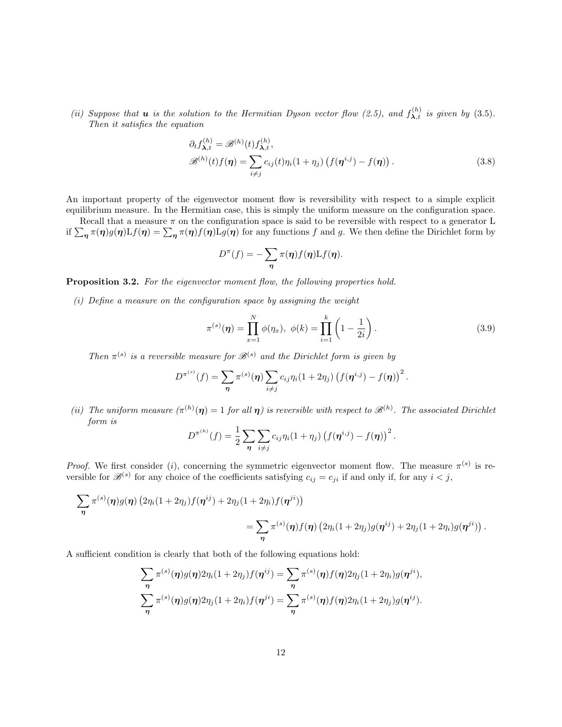*(ii) Suppose that $\boldsymbol{u}$ is the solution to the Hermitian Dyson vector flow (2.5), and $f^{(h)}_{\boldsymbol{\lambda},t}$ is given by (3.5). Then it satisfies the equation*

$$
\begin{aligned}
&\partial_t f^{(h)}_{\boldsymbol{\lambda},t} = \mathscr{B}^{(h)}(t) f^{(h)}_{\boldsymbol{\lambda},t},\\
&\mathscr{B}^{(h)}(t) f(\boldsymbol{\eta}) = \sum_{i\neq j} c_{ij}(t)\eta_i(1+\eta_j)\left(f(\boldsymbol{\eta}^{i,j}) - f(\boldsymbol{\eta})\right).
\end{aligned}
\tag{3.8}
$$

An important property of the eigenvector moment flow is reversibility with respect to a simple explicit equilibrium measure. In the Hermitian case, this is simply the uniform measure on the configuration space.

Recall that a measure $\pi$ on the configuration space is said to be reversible with respect to a generator L if $\sum_{\boldsymbol{\eta}} \pi(\boldsymbol{\eta}) g(\boldsymbol{\eta}) \mathrm{L} f(\boldsymbol{\eta}) = \sum_{\boldsymbol{\eta}} \pi(\boldsymbol{\eta}) f(\boldsymbol{\eta}) \mathrm{L} g(\boldsymbol{\eta})$ for any functions $f$ and $g$. We then define the Dirichlet form by

$$
D^{\pi}(f) = -\sum_{\boldsymbol{\eta}} \pi(\boldsymbol{\eta}) f(\boldsymbol{\eta}) \mathrm{L} f(\boldsymbol{\eta}).
$$

**Proposition 3.2.** *For the eigenvector moment flow, the following properties hold.*

*(i) Define a measure on the configuration space by assigning the weight*

$$
\pi^{(s)}(\boldsymbol{\eta}) = \prod_{x=1}^{N} \phi(\eta_x), \ \ \phi(k) = \prod_{i=1}^{k}\left(1 - \frac{1}{2i}\right).
\tag{3.9}
$$

*Then $\pi^{(s)}$ is a reversible measure for $\mathscr{B}^{(s)}$ and the Dirichlet form is given by*

$$
D^{\pi^{(s)}}(f) = \sum_{\boldsymbol{\eta}} \pi^{(s)}(\boldsymbol{\eta}) \sum_{i\neq j} c_{ij}\eta_i(1+2\eta_j)\left(f(\boldsymbol{\eta}^{i,j}) - f(\boldsymbol{\eta})\right)^2.
$$

*(ii) The uniform measure ($\pi^{(h)}(\boldsymbol{\eta}) = 1$ for all $\boldsymbol{\eta}$) is reversible with respect to $\mathscr{B}^{(h)}$. The associated Dirichlet form is*

$$
D^{\pi^{(h)}}(f) = \frac{1}{2}\sum_{\boldsymbol{\eta}} \sum_{i\neq j} c_{ij}\eta_i(1+\eta_j)\left(f(\boldsymbol{\eta}^{i,j}) - f(\boldsymbol{\eta})\right)^2.
$$

*Proof.* We first consider $(i)$, concerning the symmetric eigenvector moment flow. The measure $\pi^{(s)}$ is reversible for $\mathscr{B}^{(s)}$ for any choice of the coefficients satisfying $c_{ij} = c_{ji}$ if and only if, for any $i < j$,

$$
\begin{aligned}
&\sum_{\boldsymbol{\eta}} \pi^{(s)}(\boldsymbol{\eta}) g(\boldsymbol{\eta}) \left(2\eta_i(1+2\eta_j) f(\boldsymbol{\eta}^{ij}) + 2\eta_j(1+2\eta_i) f(\boldsymbol{\eta}^{ji})\right)\\
&\qquad\qquad = \sum_{\boldsymbol{\eta}} \pi^{(s)}(\boldsymbol{\eta}) f(\boldsymbol{\eta}) \left(2\eta_i(1+2\eta_j) g(\boldsymbol{\eta}^{ij}) + 2\eta_j(1+2\eta_i) g(\boldsymbol{\eta}^{ji})\right).
\end{aligned}
$$

A sufficient condition is clearly that both of the following equations hold:

$$
\begin{aligned}
\sum_{\boldsymbol{\eta}} \pi^{(s)}(\boldsymbol{\eta}) g(\boldsymbol{\eta}) 2\eta_i(1+2\eta_j) f(\boldsymbol{\eta}^{ij}) &= \sum_{\boldsymbol{\eta}} \pi^{(s)}(\boldsymbol{\eta}) f(\boldsymbol{\eta}) 2\eta_j(1+2\eta_i) g(\boldsymbol{\eta}^{ji}),\\
\sum_{\boldsymbol{\eta}} \pi^{(s)}(\boldsymbol{\eta}) g(\boldsymbol{\eta}) 2\eta_j(1+2\eta_i) f(\boldsymbol{\eta}^{ji}) &= \sum_{\boldsymbol{\eta}} \pi^{(s)}(\boldsymbol{\eta}) f(\boldsymbol{\eta}) 2\eta_i(1+2\eta_j) g(\boldsymbol{\eta}^{ij}).
\end{aligned}
$$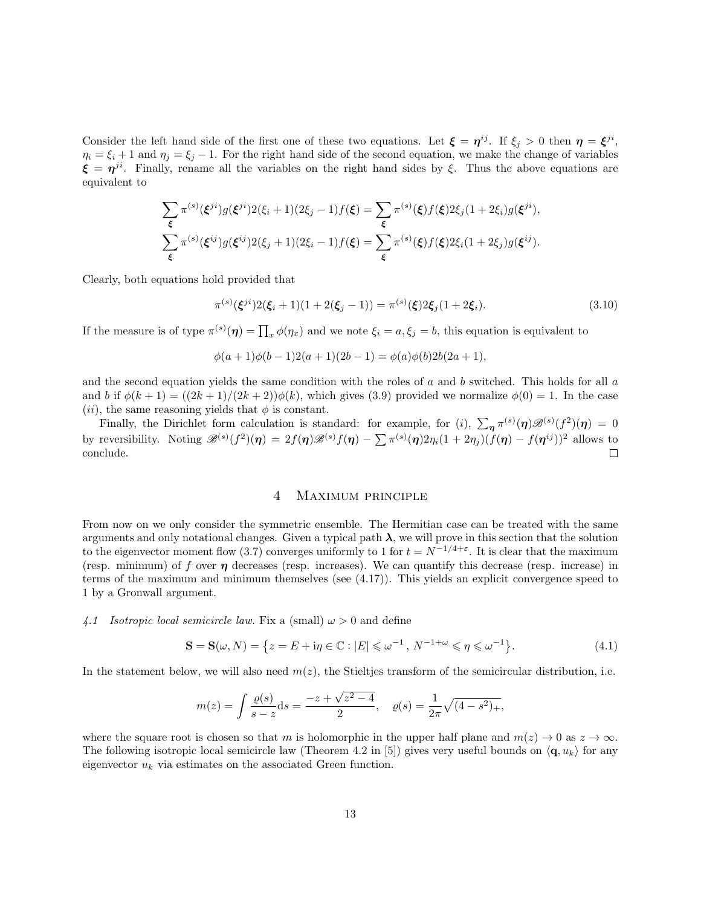Consider the left hand side of the first one of these two equations. Let $\boldsymbol{\xi} = \boldsymbol{\eta}^{ij}$. If $\xi_j > 0$ then $\boldsymbol{\eta} = \boldsymbol{\xi}^{ji}$, $\eta_i = \xi_i + 1$ and $\eta_j = \xi_j - 1$. For the right hand side of the second equation, we make the change of variables $\boldsymbol{\xi} = \boldsymbol{\eta}^{ji}$. Finally, rename all the variables on the right hand sides by $\xi$. Thus the above equations are equivalent to

$$\sum_{\boldsymbol{\xi}} \pi^{(s)}(\boldsymbol{\xi}^{ji}) g(\boldsymbol{\xi}^{ji}) 2(\xi_i + 1)(2\xi_j - 1) f(\boldsymbol{\xi}) = \sum_{\boldsymbol{\xi}} \pi^{(s)}(\boldsymbol{\xi}) f(\boldsymbol{\xi}) 2\xi_j (1 + 2\xi_i) g(\boldsymbol{\xi}^{ji}),$$
$$\sum_{\boldsymbol{\xi}} \pi^{(s)}(\boldsymbol{\xi}^{ij}) g(\boldsymbol{\xi}^{ij}) 2(\xi_j + 1)(2\xi_i - 1) f(\boldsymbol{\xi}) = \sum_{\boldsymbol{\xi}} \pi^{(s)}(\boldsymbol{\xi}) f(\boldsymbol{\xi}) 2\xi_i (1 + 2\xi_j) g(\boldsymbol{\xi}^{ij}).$$

Clearly, both equations hold provided that

$$\pi^{(s)}(\boldsymbol{\xi}^{ji}) 2(\boldsymbol{\xi}_i + 1)(1 + 2(\boldsymbol{\xi}_j - 1)) = \pi^{(s)}(\boldsymbol{\xi}) 2\boldsymbol{\xi}_j (1 + 2\boldsymbol{\xi}_i). \tag{3.10}$$

If the measure is of type $\pi^{(s)}(\boldsymbol{\eta}) = \prod_x \phi(\eta_x)$ and we note $\xi_i = a, \xi_j = b$, this equation is equivalent to

$$\phi(a+1)\phi(b-1) 2(a+1)(2b-1) = \phi(a)\phi(b) 2b(2a+1),$$

and the second equation yields the same condition with the roles of $a$ and $b$ switched. This holds for all $a$ and $b$ if $\phi(k+1) = ((2k+1)/(2k+2))\phi(k)$, which gives (3.9) provided we normalize $\phi(0) = 1$. In the case $(ii)$, the same reasoning yields that $\phi$ is constant.

Finally, the Dirichlet form calculation is standard: for example, for $(i)$, $\sum_{\boldsymbol{\eta}} \pi^{(s)}(\boldsymbol{\eta}) \mathscr{B}^{(s)}(f^2)(\boldsymbol{\eta}) = 0$ by reversibility. Noting $\mathscr{B}^{(s)}(f^2)(\boldsymbol{\eta}) = 2f(\boldsymbol{\eta}) \mathscr{B}^{(s)} f(\boldsymbol{\eta}) - \sum \pi^{(s)}(\boldsymbol{\eta}) 2\eta_i (1 + 2\eta_j)(f(\boldsymbol{\eta}) - f(\boldsymbol{\eta}^{ij}))^2$ allows to conclude. □

# 4 Maximum principle

From now on we only consider the symmetric ensemble. The Hermitian case can be treated with the same arguments and only notational changes. Given a typical path $\boldsymbol{\lambda}$, we will prove in this section that the solution to the eigenvector moment flow (3.7) converges uniformly to 1 for $t = N^{-1/4+\varepsilon}$. It is clear that the maximum (resp. minimum) of $f$ over $\boldsymbol{\eta}$ decreases (resp. increases). We can quantify this decrease (resp. increase) in terms of the maximum and minimum themselves (see (4.17)). This yields an explicit convergence speed to 1 by a Gronwall argument.

*4.1 Isotropic local semicircle law.* Fix a (small) $\omega > 0$ and define

$$\mathbf{S} = \mathbf{S}(\omega, N) = \left\{ z = E + \mathrm{i}\eta \in \mathbb{C} : |E| \leqslant \omega^{-1},\ N^{-1+\omega} \leqslant \eta \leqslant \omega^{-1} \right\}. \tag{4.1}$$

In the statement below, we will also need $m(z)$, the Stieltjes transform of the semicircular distribution, i.e.

$$m(z) = \int \frac{\varrho(s)}{s - z} \mathrm{d}s = \frac{-z + \sqrt{z^2 - 4}}{2}, \quad \varrho(s) = \frac{1}{2\pi}\sqrt{(4 - s^2)_+},$$

where the square root is chosen so that $m$ is holomorphic in the upper half plane and $m(z) \to 0$ as $z \to \infty$. The following isotropic local semicircle law (Theorem 4.2 in [5]) gives very useful bounds on $\langle \mathbf{q}, u_k \rangle$ for any eigenvector $u_k$ via estimates on the associated Green function.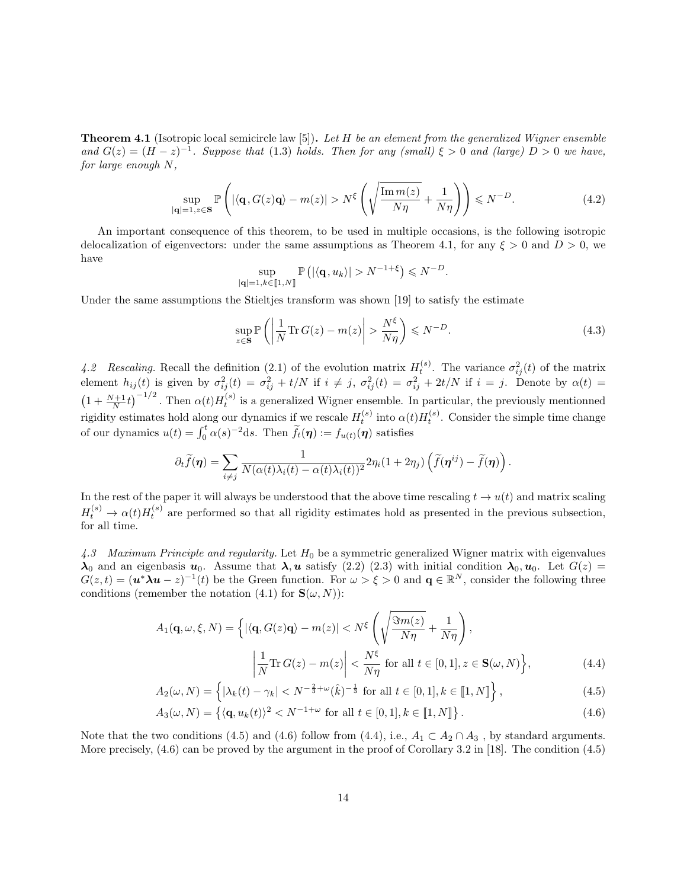**Theorem 4.1** (Isotropic local semicircle law [5])**.** *Let $H$ be an element from the generalized Wigner ensemble and $G(z) = (H - z)^{-1}$. Suppose that (1.3) holds. Then for any (small) $\xi > 0$ and (large) $D > 0$ we have, for large enough $N$,*

$$\sup_{|\mathbf{q}|=1, z\in\mathbf{S}} \mathbb{P}\left( |\langle \mathbf{q}, G(z)\mathbf{q}\rangle - m(z)| > N^{\xi}\left(\sqrt{\frac{\operatorname{Im} m(z)}{N\eta}} + \frac{1}{N\eta}\right)\right) \leqslant N^{-D}. \tag{4.2}$$

An important consequence of this theorem, to be used in multiple occasions, is the following isotropic delocalization of eigenvectors: under the same assumptions as Theorem 4.1, for any $\xi > 0$ and $D > 0$, we have

$$\sup_{|\mathbf{q}|=1, k\in[\![1,N]\!]} \mathbb{P}\left(|\langle \mathbf{q}, u_k\rangle| > N^{-1+\xi}\right) \leqslant N^{-D}.$$

Under the same assumptions the Stieltjes transform was shown [19] to satisfy the estimate

$$\sup_{z\in\mathbf{S}} \mathbb{P}\left( \left|\frac{1}{N}\operatorname{Tr} G(z) - m(z)\right| > \frac{N^{\xi}}{N\eta}\right) \leqslant N^{-D}. \tag{4.3}$$

*4.2 Rescaling.* Recall the definition (2.1) of the evolution matrix $H_t^{(s)}$. The variance $\sigma_{ij}^2(t)$ of the matrix element $h_{ij}(t)$ is given by $\sigma_{ij}^2(t) = \sigma_{ij}^2 + t/N$ if $i \neq j$, $\sigma_{ij}^2(t) = \sigma_{ij}^2 + 2t/N$ if $i = j$. Denote by $\alpha(t) = \left(1 + \frac{N+1}{N}t\right)^{-1/2}$. Then $\alpha(t)H_t^{(s)}$ is a generalized Wigner ensemble. In particular, the previously mentionned rigidity estimates hold along our dynamics if we rescale $H_t^{(s)}$ into $\alpha(t)H_t^{(s)}$. Consider the simple time change of our dynamics $u(t) = \int_0^t \alpha(s)^{-2}\mathrm{d}s$. Then $\widetilde{f}_t(\boldsymbol{\eta}) := f_{u(t)}(\boldsymbol{\eta})$ satisfies

$$\partial_t \widetilde{f}(\boldsymbol{\eta}) = \sum_{i\neq j} \frac{1}{N(\alpha(t)\lambda_i(t) - \alpha(t)\lambda_i(t))^2} 2\eta_i(1+2\eta_j)\left(\widetilde{f}(\boldsymbol{\eta}^{ij}) - \widetilde{f}(\boldsymbol{\eta})\right).$$

In the rest of the paper it will always be understood that the above time rescaling $t \to u(t)$ and matrix scaling $H_t^{(s)} \to \alpha(t)H_t^{(s)}$ are performed so that all rigidity estimates hold as presented in the previous subsection, for all time.

*4.3 Maximum Principle and regularity.* Let $H_0$ be a symmetric generalized Wigner matrix with eigenvalues $\boldsymbol{\lambda}_0$ and an eigenbasis $\boldsymbol{u}_0$. Assume that $\boldsymbol{\lambda}, \boldsymbol{u}$ satisfy (2.2) (2.3) with initial condition $\boldsymbol{\lambda}_0, \boldsymbol{u}_0$. Let $G(z) = G(z,t) = (\boldsymbol{u}^*\boldsymbol{\lambda}\boldsymbol{u} - z)^{-1}(t)$ be the Green function. For $\omega > \xi > 0$ and $\mathbf{q} \in \mathbb{R}^N$, consider the following three conditions (remember the notation (4.1) for $\mathbf{S}(\omega, N)$):

$$A_1(\mathbf{q}, \omega, \xi, N) = \Big\{ |\langle \mathbf{q}, G(z)\mathbf{q}\rangle - m(z)| < N^{\xi}\left(\sqrt{\frac{\Im m(z)}{N\eta}} + \frac{1}{N\eta}\right),$$
$$\left|\frac{1}{N}\operatorname{Tr} G(z) - m(z)\right| < \frac{N^{\xi}}{N\eta} \text{ for all } t \in [0,1], z \in \mathbf{S}(\omega, N)\Big\}, \tag{4.4}$$

$$A_2(\omega, N) = \left\{ |\lambda_k(t) - \gamma_k| < N^{-\frac{2}{3}+\omega}(\hat{k})^{-\frac{1}{3}} \text{ for all } t \in [0,1], k \in [\![1,N]\!]\right\}, \tag{4.5}$$

$$A_3(\omega, N) = \left\{ \langle \mathbf{q}, u_k(t)\rangle^2 < N^{-1+\omega} \text{ for all } t \in [0,1], k \in [\![1,N]\!]\right\}. \tag{4.6}$$

Note that the two conditions (4.5) and (4.6) follow from (4.4), i.e., $A_1 \subset A_2 \cap A_3$ , by standard arguments. More precisely, (4.6) can be proved by the argument in the proof of Corollary 3.2 in [18]. The condition (4.5)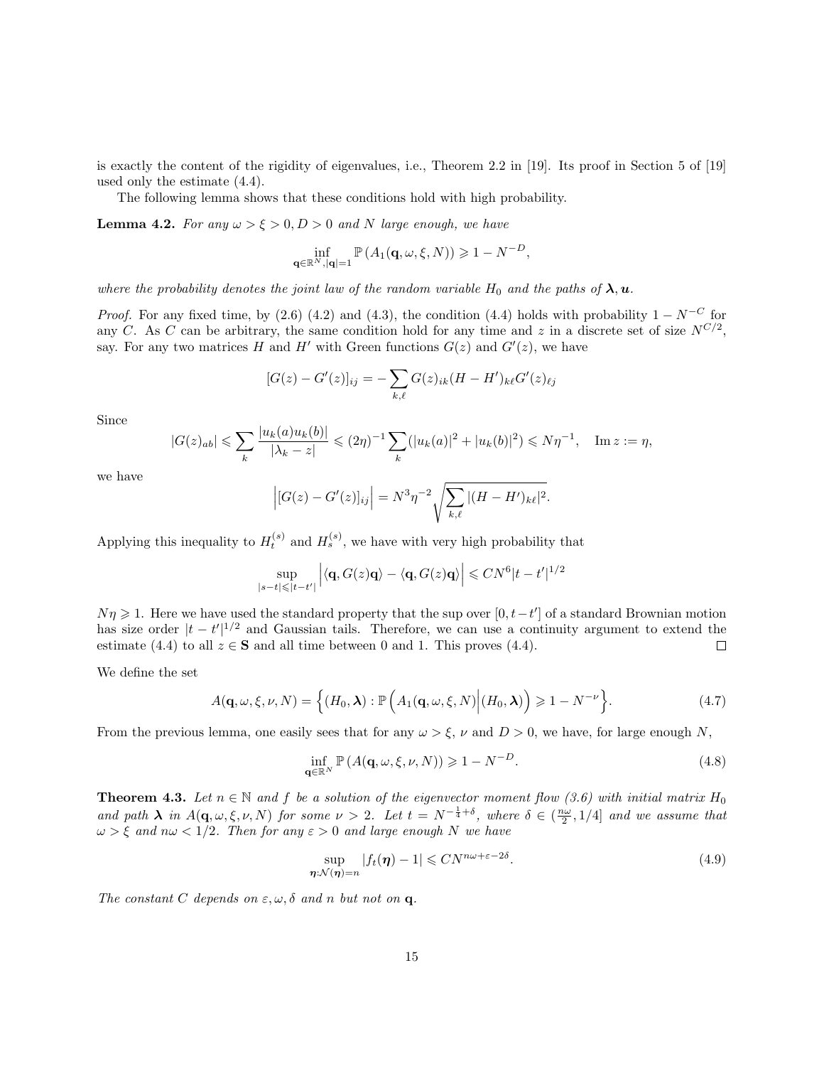is exactly the content of the rigidity of eigenvalues, i.e., Theorem 2.2 in [19]. Its proof in Section 5 of [19] used only the estimate (4.4).

The following lemma shows that these conditions hold with high probability.

**Lemma 4.2.** *For any $\omega > \xi > 0, D > 0$ and $N$ large enough, we have*

$$\inf_{\mathbf{q}\in\mathbb{R}^N, |\mathbf{q}|=1} \mathbb{P}\left(A_1(\mathbf{q}, \omega, \xi, N)\right) \geqslant 1 - N^{-D},$$

*where the probability denotes the joint law of the random variable $H_0$ and the paths of $\boldsymbol{\lambda}, \boldsymbol{u}$.*

*Proof.* For any fixed time, by (2.6) (4.2) and (4.3), the condition (4.4) holds with probability $1 - N^{-C}$ for any $C$. As $C$ can be arbitrary, the same condition hold for any time and $z$ in a discrete set of size $N^{C/2}$, say. For any two matrices $H$ and $H'$ with Green functions $G(z)$ and $G'(z)$, we have

$$[G(z) - G'(z)]_{ij} = -\sum_{k,\ell} G(z)_{ik}(H - H')_{k\ell} G'(z)_{\ell j}$$

Since

$$|G(z)_{ab}| \leqslant \sum_k \frac{|u_k(a) u_k(b)|}{|\lambda_k - z|} \leqslant (2\eta)^{-1} \sum_k (|u_k(a)|^2 + |u_k(b)|^2) \leqslant N\eta^{-1}, \quad \operatorname{Im} z := \eta,$$

we have

$$\Big|[G(z) - G'(z)]_{ij}\Big| = N^3 \eta^{-2} \sqrt{\sum_{k,\ell} |(H - H')_{k\ell}|^2}.$$

Applying this inequality to $H_t^{(s)}$ and $H_s^{(s)}$, we have with very high probability that

$$\sup_{|s-t|\leqslant|t-t'|} \Big|\langle \mathbf{q}, G(z)\mathbf{q}\rangle - \langle \mathbf{q}, G(z)\mathbf{q}\rangle\Big| \leqslant CN^6 |t - t'|^{1/2}$$

$N\eta \geqslant 1$. Here we have used the standard property that the sup over $[0, t-t']$ of a standard Brownian motion has size order $|t - t'|^{1/2}$ and Gaussian tails. Therefore, we can use a continuity argument to extend the estimate (4.4) to all $z \in \mathbf{S}$ and all time between 0 and 1. This proves (4.4). $\square$

We define the set

$$A(\mathbf{q}, \omega, \xi, \nu, N) = \Big\{(H_0, \boldsymbol{\lambda}) : \mathbb{P}\Big(A_1(\mathbf{q}, \omega, \xi, N)\Big|(H_0, \boldsymbol{\lambda})\Big) \geqslant 1 - N^{-\nu}\Big\}. \tag{4.7}$$

From the previous lemma, one easily sees that for any $\omega > \xi$, $\nu$ and $D > 0$, we have, for large enough $N$,

$$\inf_{\mathbf{q}\in\mathbb{R}^N} \mathbb{P}\left(A(\mathbf{q}, \omega, \xi, \nu, N)\right) \geqslant 1 - N^{-D}. \tag{4.8}$$

**Theorem 4.3.** *Let $n \in \mathbb{N}$ and $f$ be a solution of the eigenvector moment flow (3.6) with initial matrix $H_0$ and path $\boldsymbol{\lambda}$ in $A(\mathbf{q}, \omega, \xi, \nu, N)$ for some $\nu > 2$. Let $t = N^{-\frac{1}{4}+\delta}$, where $\delta \in (\frac{n\omega}{2}, 1/4]$ and we assume that $\omega > \xi$ and $n\omega < 1/2$. Then for any $\varepsilon > 0$ and large enough $N$ we have*

$$\sup_{\boldsymbol{\eta}:\mathcal{N}(\boldsymbol{\eta})=n} |f_t(\boldsymbol{\eta}) - 1| \leqslant CN^{n\omega+\varepsilon-2\delta}. \tag{4.9}$$

*The constant $C$ depends on $\varepsilon, \omega, \delta$ and $n$ but not on $\mathbf{q}$.*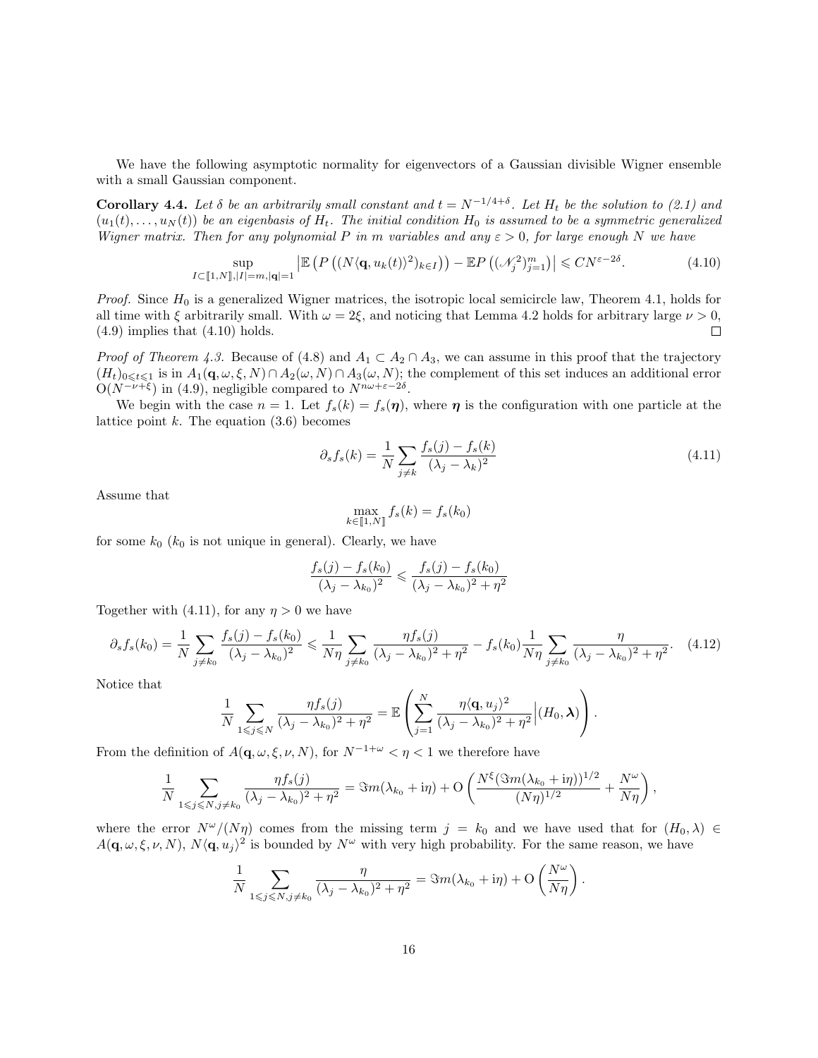We have the following asymptotic normality for eigenvectors of a Gaussian divisible Wigner ensemble with a small Gaussian component.

**Corollary 4.4.** *Let $\delta$ be an arbitrarily small constant and $t = N^{-1/4+\delta}$. Let $H_t$ be the solution to (2.1) and $(u_1(t), \dots, u_N(t))$ be an eigenbasis of $H_t$. The initial condition $H_0$ is assumed to be a symmetric generalized Wigner matrix. Then for any polynomial $P$ in $m$ variables and any $\varepsilon > 0$, for large enough $N$ we have*

$$\sup_{I \subset [\![1,N]\!], |I|=m, |\mathbf{q}|=1} \left| \mathbb{E}\left(P\left((N\langle \mathbf{q}, u_k(t)\rangle^2)_{k\in I}\right)\right) - \mathbb{E}P\left((\mathscr{N}_j^2)_{j=1}^m\right)\right| \leqslant CN^{\varepsilon - 2\delta}. \tag{4.10}$$

*Proof.* Since $H_0$ is a generalized Wigner matrices, the isotropic local semicircle law, Theorem 4.1, holds for all time with $\xi$ arbitrarily small. With $\omega = 2\xi$, and noticing that Lemma 4.2 holds for arbitrary large $\nu > 0$, (4.9) implies that (4.10) holds. □

*Proof of Theorem 4.3.* Because of (4.8) and $A_1 \subset A_2 \cap A_3$, we can assume in this proof that the trajectory $(H_t)_{0\leqslant t\leqslant 1}$ is in $A_1(\mathbf{q}, \omega, \xi, N) \cap A_2(\omega, N) \cap A_3(\omega, N)$; the complement of this set induces an additional error $\mathrm{O}(N^{-\nu+\xi})$ in (4.9), negligible compared to $N^{n\omega+\varepsilon-2\delta}$.

We begin with the case $n = 1$. Let $f_s(k) = f_s(\boldsymbol{\eta})$, where $\boldsymbol{\eta}$ is the configuration with one particle at the lattice point $k$. The equation (3.6) becomes

$$\partial_s f_s(k) = \frac{1}{N}\sum_{j\neq k} \frac{f_s(j) - f_s(k)}{(\lambda_j - \lambda_k)^2} \tag{4.11}$$

Assume that

$$\max_{k\in[\![1,N]\!]} f_s(k) = f_s(k_0)$$

for some $k_0$ ($k_0$ is not unique in general). Clearly, we have

$$\frac{f_s(j) - f_s(k_0)}{(\lambda_j - \lambda_{k_0})^2} \leqslant \frac{f_s(j) - f_s(k_0)}{(\lambda_j - \lambda_{k_0})^2 + \eta^2}$$

Together with (4.11), for any $\eta > 0$ we have

$$\partial_s f_s(k_0) = \frac{1}{N}\sum_{j\neq k_0} \frac{f_s(j) - f_s(k_0)}{(\lambda_j - \lambda_{k_0})^2} \leqslant \frac{1}{N\eta}\sum_{j\neq k_0}\frac{\eta f_s(j)}{(\lambda_j - \lambda_{k_0})^2 + \eta^2} - f_s(k_0)\frac{1}{N\eta}\sum_{j\neq k_0}\frac{\eta}{(\lambda_j - \lambda_{k_0})^2 + \eta^2}. \tag{4.12}$$

Notice that

$$\frac{1}{N}\sum_{1\leqslant j\leqslant N}\frac{\eta f_s(j)}{(\lambda_j - \lambda_{k_0})^2 + \eta^2} = \mathbb{E}\left(\sum_{j=1}^N \frac{\eta\langle \mathbf{q}, u_j\rangle^2}{(\lambda_j - \lambda_{k_0})^2 + \eta^2}\Big|(H_0, \boldsymbol{\lambda})\right).$$

From the definition of $A(\mathbf{q}, \omega, \xi, \nu, N)$, for $N^{-1+\omega} < \eta < 1$ we therefore have

$$\frac{1}{N}\sum_{1\leqslant j\leqslant N, j\neq k_0}\frac{\eta f_s(j)}{(\lambda_j - \lambda_{k_0})^2 + \eta^2} = \Im m(\lambda_{k_0} + \mathrm{i}\eta) + \mathrm{O}\left(\frac{N^\xi(\Im m(\lambda_{k_0} + \mathrm{i}\eta))^{1/2}}{(N\eta)^{1/2}} + \frac{N^\omega}{N\eta}\right),$$

where the error $N^\omega/(N\eta)$ comes from the missing term $j = k_0$ and we have used that for $(H_0, \lambda) \in A(\mathbf{q}, \omega, \xi, \nu, N)$, $N\langle \mathbf{q}, u_j\rangle^2$ is bounded by $N^\omega$ with very high probability. For the same reason, we have

$$\frac{1}{N}\sum_{1\leqslant j\leqslant N, j\neq k_0}\frac{\eta}{(\lambda_j - \lambda_{k_0})^2 + \eta^2} = \Im m(\lambda_{k_0} + \mathrm{i}\eta) + \mathrm{O}\left(\frac{N^\omega}{N\eta}\right).$$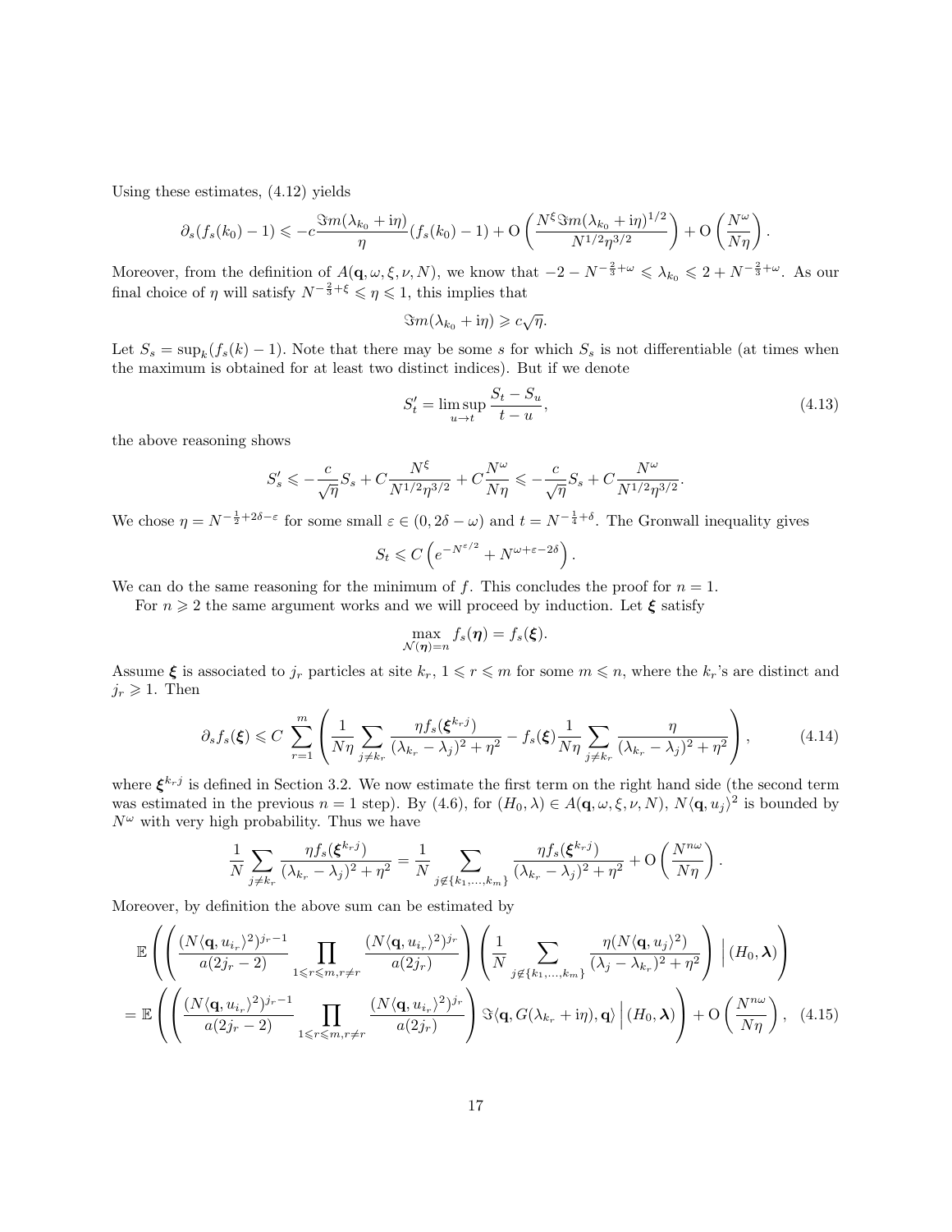Using these estimates, (4.12) yields

$$\partial_s (f_s(k_0) - 1) \leqslant -c \frac{\Im m(\lambda_{k_0} + \mathrm{i}\eta)}{\eta} (f_s(k_0) - 1) + \mathrm{O}\left( \frac{N^{\xi} \Im m(\lambda_{k_0} + \mathrm{i}\eta)^{1/2}}{N^{1/2}\eta^{3/2}} \right) + \mathrm{O}\left( \frac{N^{\omega}}{N\eta} \right).$$

Moreover, from the definition of $A(\mathbf{q}, \omega, \xi, \nu, N)$, we know that $-2 - N^{-\frac{2}{3}+\omega} \leqslant \lambda_{k_0} \leqslant 2 + N^{-\frac{2}{3}+\omega}$. As our final choice of $\eta$ will satisfy $N^{-\frac{2}{3}+\xi} \leqslant \eta \leqslant 1$, this implies that

$$\Im m(\lambda_{k_0} + \mathrm{i}\eta) \geqslant c\sqrt{\eta}.$$

Let $S_s = \sup_k (f_s(k) - 1)$. Note that there may be some $s$ for which $S_s$ is not differentiable (at times when the maximum is obtained for at least two distinct indices). But if we denote

$$S'_t = \limsup_{u \to t} \frac{S_t - S_u}{t - u}, \tag{4.13}$$

the above reasoning shows

$$S'_s \leqslant -\frac{c}{\sqrt{\eta}} S_s + C\frac{N^{\xi}}{N^{1/2}\eta^{3/2}} + C\frac{N^{\omega}}{N\eta} \leqslant -\frac{c}{\sqrt{\eta}} S_s + C\frac{N^{\omega}}{N^{1/2}\eta^{3/2}}.$$

We chose $\eta = N^{-\frac{1}{2}+2\delta-\varepsilon}$ for some small $\varepsilon \in (0, 2\delta - \omega)$ and $t = N^{-\frac{1}{4}+\delta}$. The Gronwall inequality gives

$$S_t \leqslant C\left( e^{-N^{\varepsilon/2}} + N^{\omega+\varepsilon-2\delta} \right).$$

We can do the same reasoning for the minimum of $f$. This concludes the proof for $n = 1$.

For $n \geqslant 2$ the same argument works and we will proceed by induction. Let $\boldsymbol{\xi}$ satisfy

$$\max_{\mathcal{N}(\boldsymbol{\eta})=n} f_s(\boldsymbol{\eta}) = f_s(\boldsymbol{\xi}).$$

Assume $\boldsymbol{\xi}$ is associated to $j_r$ particles at site $k_r$, $1 \leqslant r \leqslant m$ for some $m \leqslant n$, where the $k_r$'s are distinct and $j_r \geqslant 1$. Then

$$\partial_s f_s(\boldsymbol{\xi}) \leqslant C \sum_{r=1}^{m} \left( \frac{1}{N\eta} \sum_{j \neq k_r} \frac{\eta f_s(\boldsymbol{\xi}^{k_r j})}{(\lambda_{k_r} - \lambda_j)^2 + \eta^2} - f_s(\boldsymbol{\xi}) \frac{1}{N\eta} \sum_{j \neq k_r} \frac{\eta}{(\lambda_{k_r} - \lambda_j)^2 + \eta^2} \right), \tag{4.14}$$

where $\boldsymbol{\xi}^{k_r j}$ is defined in Section 3.2. We now estimate the first term on the right hand side (the second term was estimated in the previous $n = 1$ step). By (4.6), for $(H_0, \lambda) \in A(\mathbf{q}, \omega, \xi, \nu, N)$, $N\langle \mathbf{q}, u_j \rangle^2$ is bounded by $N^{\omega}$ with very high probability. Thus we have

$$\frac{1}{N} \sum_{j \neq k_r} \frac{\eta f_s(\boldsymbol{\xi}^{k_r j})}{(\lambda_{k_r} - \lambda_j)^2 + \eta^2} = \frac{1}{N} \sum_{j \notin \{k_1, \ldots, k_m\}} \frac{\eta f_s(\boldsymbol{\xi}^{k_r j})}{(\lambda_{k_r} - \lambda_j)^2 + \eta^2} + \mathrm{O}\left( \frac{N^{n\omega}}{N\eta} \right).$$

Moreover, by definition the above sum can be estimated by

$$\begin{aligned}
&\mathbb{E}\left( \left( \frac{(N\langle \mathbf{q}, u_{i_r} \rangle^2)^{j_r - 1}}{a(2j_r - 2)} \prod_{1 \leqslant r \leqslant m, r \neq r} \frac{(N\langle \mathbf{q}, u_{i_r} \rangle^2)^{j_r}}{a(2j_r)} \right) \left( \frac{1}{N} \sum_{j \notin \{k_1, \ldots, k_m\}} \frac{\eta (N\langle \mathbf{q}, u_j \rangle^2)}{(\lambda_j - \lambda_{k_r})^2 + \eta^2} \right) \Big| (H_0, \boldsymbol{\lambda}) \right) \\
= \; &\mathbb{E}\left( \left( \frac{(N\langle \mathbf{q}, u_{i_r} \rangle^2)^{j_r - 1}}{a(2j_r - 2)} \prod_{1 \leqslant r \leqslant m, r \neq r} \frac{(N\langle \mathbf{q}, u_{i_r} \rangle^2)^{j_r}}{a(2j_r)} \right) \Im \langle \mathbf{q}, G(\lambda_{k_r} + \mathrm{i}\eta), \mathbf{q} \rangle \Big| (H_0, \boldsymbol{\lambda}) \right) + \mathrm{O}\left( \frac{N^{n\omega}}{N\eta} \right),
\end{aligned} \tag{4.15}$$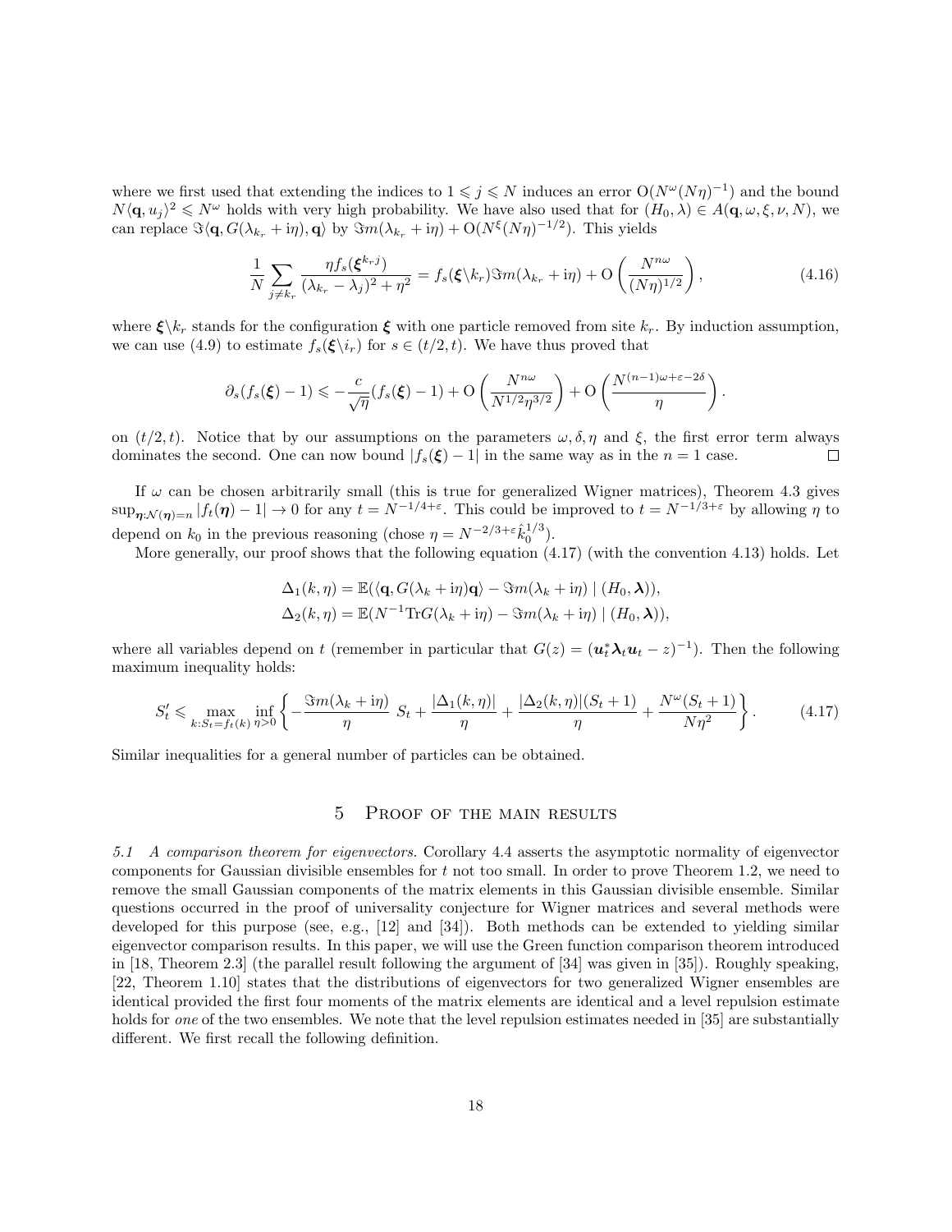where we first used that extending the indices to $1 \leqslant j \leqslant N$ induces an error $\mathrm{O}(N^{\omega}(N\eta)^{-1})$ and the bound $N\langle \mathbf{q}, u_j\rangle^2 \leqslant N^{\omega}$ holds with very high probability. We have also used that for $(H_0, \lambda) \in A(\mathbf{q}, \omega, \xi, \nu, N)$, we can replace $\Im\langle \mathbf{q}, G(\lambda_{k_r} + \mathrm{i}\eta), \mathbf{q}\rangle$ by $\Im m(\lambda_{k_r} + \mathrm{i}\eta) + \mathrm{O}(N^{\xi}(N\eta)^{-1/2})$. This yields

$$\frac{1}{N}\sum_{j \neq k_r} \frac{\eta f_s(\boldsymbol{\xi}^{k_r j})}{(\lambda_{k_r} - \lambda_j)^2 + \eta^2} = f_s(\boldsymbol{\xi}\backslash k_r)\Im m(\lambda_{k_r} + \mathrm{i}\eta) + \mathrm{O}\left(\frac{N^{n\omega}}{(N\eta)^{1/2}}\right), \tag{4.16}$$

where $\boldsymbol{\xi}\backslash k_r$ stands for the configuration $\boldsymbol{\xi}$ with one particle removed from site $k_r$. By induction assumption, we can use (4.9) to estimate $f_s(\boldsymbol{\xi}\backslash i_r)$ for $s \in (t/2, t)$. We have thus proved that

$$\partial_s(f_s(\boldsymbol{\xi}) - 1) \leqslant -\frac{c}{\sqrt{\eta}}(f_s(\boldsymbol{\xi}) - 1) + \mathrm{O}\left(\frac{N^{n\omega}}{N^{1/2}\eta^{3/2}}\right) + \mathrm{O}\left(\frac{N^{(n-1)\omega+\varepsilon-2\delta}}{\eta}\right).$$

on $(t/2, t)$. Notice that by our assumptions on the parameters $\omega, \delta, \eta$ and $\xi$, the first error term always dominates the second. One can now bound $|f_s(\boldsymbol{\xi}) - 1|$ in the same way as in the $n = 1$ case. □

If $\omega$ can be chosen arbitrarily small (this is true for generalized Wigner matrices), Theorem 4.3 gives $\sup_{\boldsymbol{\eta}:\mathcal{N}(\boldsymbol{\eta})=n} |f_t(\boldsymbol{\eta}) - 1| \to 0$ for any $t = N^{-1/4+\varepsilon}$. This could be improved to $t = N^{-1/3+\varepsilon}$ by allowing $\eta$ to depend on $k_0$ in the previous reasoning (chose $\eta = N^{-2/3+\varepsilon}\hat{k}_0^{1/3}$).

More generally, our proof shows that the following equation (4.17) (with the convention 4.13) holds. Let

$$\Delta_1(k, \eta) = \mathbb{E}(\langle \mathbf{q}, G(\lambda_k + \mathrm{i}\eta)\mathbf{q}\rangle - \Im m(\lambda_k + \mathrm{i}\eta) \mid (H_0, \boldsymbol{\lambda})),$$
$$\Delta_2(k, \eta) = \mathbb{E}(N^{-1}\mathrm{Tr}G(\lambda_k + \mathrm{i}\eta) - \Im m(\lambda_k + \mathrm{i}\eta) \mid (H_0, \boldsymbol{\lambda})),$$

where all variables depend on $t$ (remember in particular that $G(z) = (\boldsymbol{u}_t^* \boldsymbol{\lambda}_t \boldsymbol{u}_t - z)^{-1}$). Then the following maximum inequality holds:

$$S_t' \leqslant \max_{k: S_t = f_t(k)} \inf_{\eta > 0} \left\{ -\frac{\Im m(\lambda_k + \mathrm{i}\eta)}{\eta}\, S_t + \frac{|\Delta_1(k, \eta)|}{\eta} + \frac{|\Delta_2(k, \eta)|(S_t + 1)}{\eta} + \frac{N^{\omega}(S_t + 1)}{N\eta^2} \right\}. \tag{4.17}$$

Similar inequalities for a general number of particles can be obtained.

## 5 Proof of the main results

*5.1 A comparison theorem for eigenvectors.* Corollary 4.4 asserts the asymptotic normality of eigenvector components for Gaussian divisible ensembles for $t$ not too small. In order to prove Theorem 1.2, we need to remove the small Gaussian components of the matrix elements in this Gaussian divisible ensemble. Similar questions occurred in the proof of universality conjecture for Wigner matrices and several methods were developed for this purpose (see, e.g., [12] and [34]). Both methods can be extended to yielding similar eigenvector comparison results. In this paper, we will use the Green function comparison theorem introduced in [18, Theorem 2.3] (the parallel result following the argument of [34] was given in [35]). Roughly speaking, [22, Theorem 1.10] states that the distributions of eigenvectors for two generalized Wigner ensembles are identical provided the first four moments of the matrix elements are identical and a level repulsion estimate holds for *one* of the two ensembles. We note that the level repulsion estimates needed in [35] are substantially different. We first recall the following definition.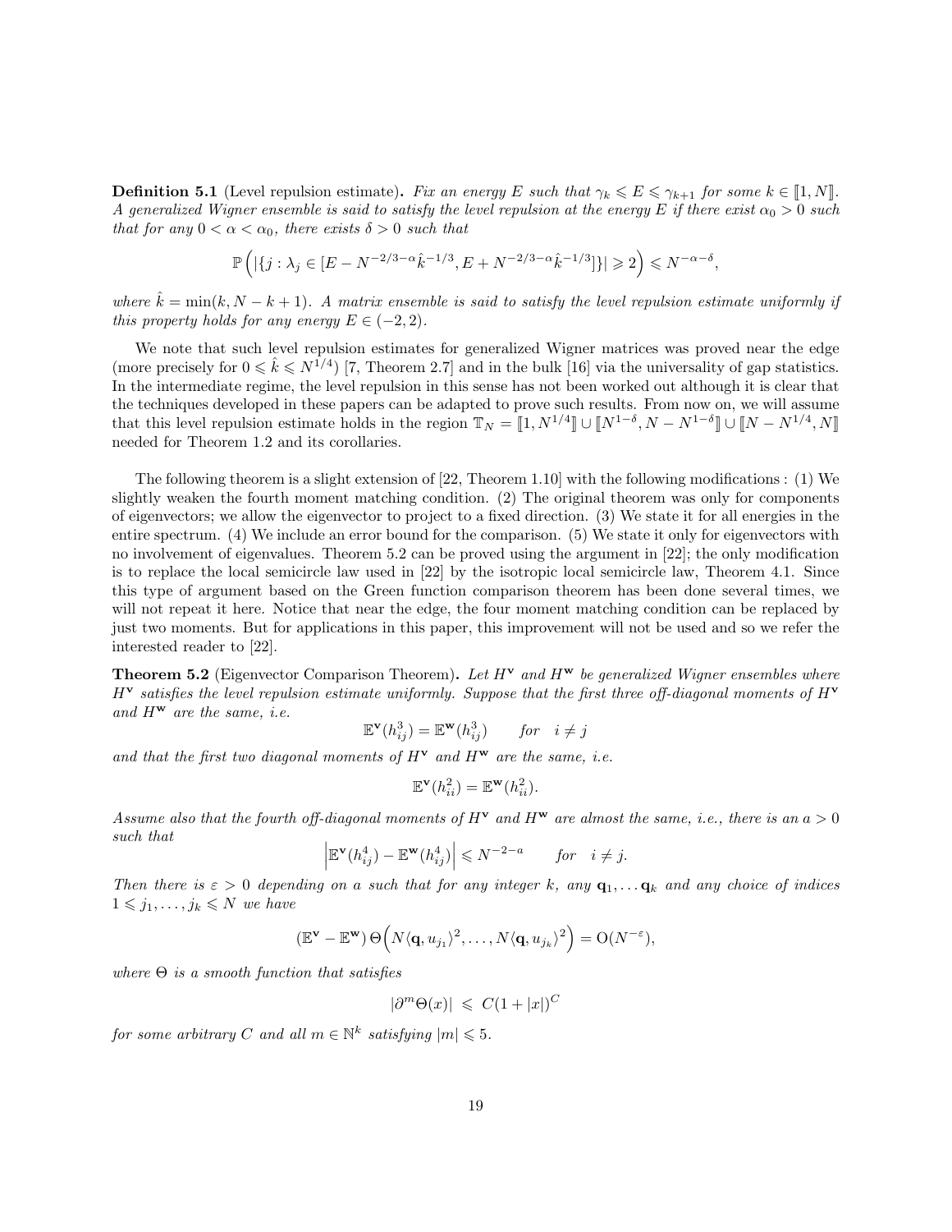**Definition 5.1** (Level repulsion estimate)**.** *Fix an energy $E$ such that $\gamma_k \leqslant E \leqslant \gamma_{k+1}$ for some $k \in [\![1, N]\!]$. A generalized Wigner ensemble is said to satisfy the level repulsion at the energy $E$ if there exist $\alpha_0 > 0$ such that for any $0 < \alpha < \alpha_0$, there exists $\delta > 0$ such that*

$$\mathbb{P}\Big( |\{j : \lambda_j \in [E - N^{-2/3-\alpha}\hat{k}^{-1/3}, E + N^{-2/3-\alpha}\hat{k}^{-1/3}]\}| \geqslant 2 \Big) \leqslant N^{-\alpha-\delta},$$

*where $\hat{k} = \min(k, N-k+1)$. A matrix ensemble is said to satisfy the level repulsion estimate uniformly if this property holds for any energy $E \in (-2, 2)$.*

We note that such level repulsion estimates for generalized Wigner matrices was proved near the edge (more precisely for $0 \leqslant \hat{k} \leqslant N^{1/4}$) [7, Theorem 2.7] and in the bulk [16] via the universality of gap statistics. In the intermediate regime, the level repulsion in this sense has not been worked out although it is clear that the techniques developed in these papers can be adapted to prove such results. From now on, we will assume that this level repulsion estimate holds in the region $\mathbb{T}_N = [\![1, N^{1/4}]\!] \cup [\![N^{1-\delta}, N - N^{1-\delta}]\!] \cup [\![N - N^{1/4}, N]\!]$ needed for Theorem 1.2 and its corollaries.

The following theorem is a slight extension of [22, Theorem 1.10] with the following modifications : (1) We slightly weaken the fourth moment matching condition. (2) The original theorem was only for components of eigenvectors; we allow the eigenvector to project to a fixed direction. (3) We state it for all energies in the entire spectrum. (4) We include an error bound for the comparison. (5) We state it only for eigenvectors with no involvement of eigenvalues. Theorem 5.2 can be proved using the argument in [22]; the only modification is to replace the local semicircle law used in [22] by the isotropic local semicircle law, Theorem 4.1. Since this type of argument based on the Green function comparison theorem has been done several times, we will not repeat it here. Notice that near the edge, the four moment matching condition can be replaced by just two moments. But for applications in this paper, this improvement will not be used and so we refer the interested reader to [22].

**Theorem 5.2** (Eigenvector Comparison Theorem)**.** *Let $H^{\mathbf{v}}$ and $H^{\mathbf{w}}$ be generalized Wigner ensembles where $H^{\mathbf{v}}$ satisfies the level repulsion estimate uniformly. Suppose that the first three off-diagonal moments of $H^{\mathbf{v}}$ and $H^{\mathbf{w}}$ are the same, i.e.*

$$\mathbb{E}^{\mathbf{v}}(h_{ij}^3) = \mathbb{E}^{\mathbf{w}}(h_{ij}^3) \qquad \textit{for} \quad i \neq j$$

*and that the first two diagonal moments of $H^{\mathbf{v}}$ and $H^{\mathbf{w}}$ are the same, i.e.*

$$\mathbb{E}^{\mathbf{v}}(h_{ii}^2) = \mathbb{E}^{\mathbf{w}}(h_{ii}^2).$$

*Assume also that the fourth off-diagonal moments of $H^{\mathbf{v}}$ and $H^{\mathbf{w}}$ are almost the same, i.e., there is an $a > 0$ such that*

$$\Big| \mathbb{E}^{\mathbf{v}}(h_{ij}^4) - \mathbb{E}^{\mathbf{w}}(h_{ij}^4) \Big| \leqslant N^{-2-a} \qquad \textit{for} \quad i \neq j.$$

*Then there is $\varepsilon > 0$ depending on $a$ such that for any integer $k$, any $\mathbf{q}_1, \dots \mathbf{q}_k$ and any choice of indices $1 \leqslant j_1, \dots, j_k \leqslant N$ we have*

$$(\mathbb{E}^{\mathbf{v}} - \mathbb{E}^{\mathbf{w}})\, \Theta\Big( N\langle \mathbf{q}, u_{j_1}\rangle^2, \dots, N\langle \mathbf{q}, u_{j_k}\rangle^2 \Big) = \mathrm{O}(N^{-\varepsilon}),$$

*where $\Theta$ is a smooth function that satisfies*

$$|\partial^m \Theta(x)| \;\leqslant\; C(1 + |x|)^C$$

*for some arbitrary $C$ and all $m \in \mathbb{N}^k$ satisfying $|m| \leqslant 5$.*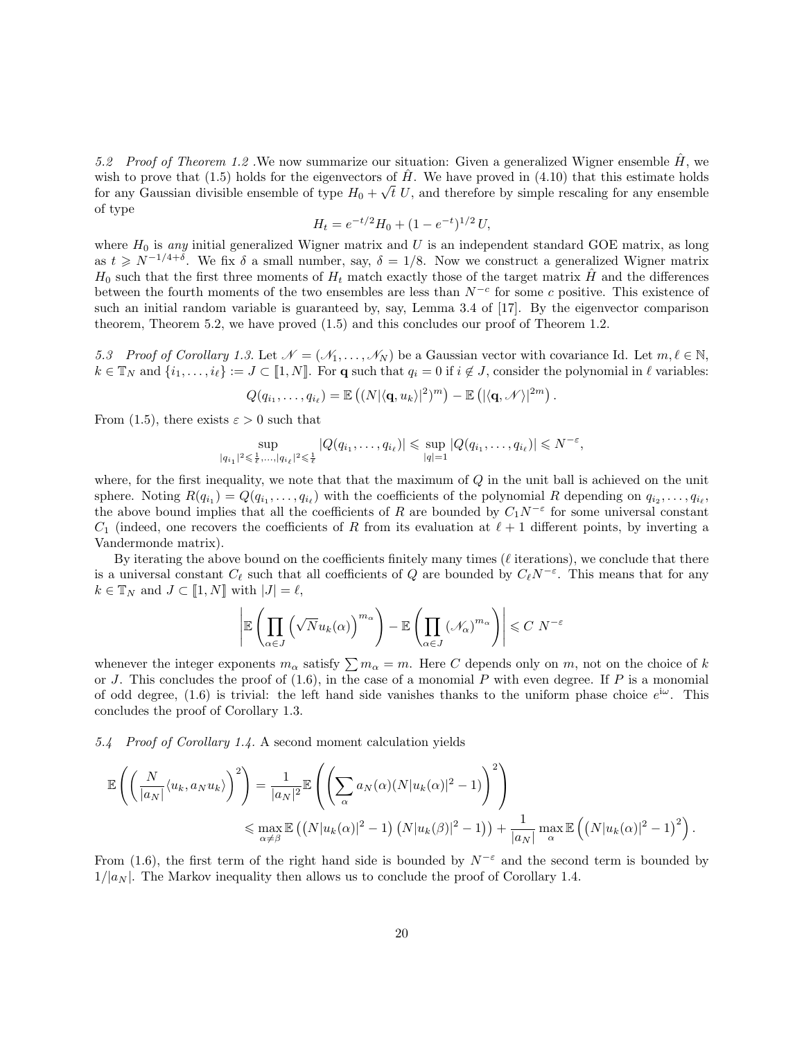*5.2 Proof of Theorem 1.2* .We now summarize our situation: Given a generalized Wigner ensemble $\hat{H}$, we wish to prove that (1.5) holds for the eigenvectors of $\hat{H}$. We have proved in (4.10) that this estimate holds for any Gaussian divisible ensemble of type $H_0 + \sqrt{t}\, U$, and therefore by simple rescaling for any ensemble of type

$$H_t = e^{-t/2} H_0 + (1-e^{-t})^{1/2}\, U,$$

where $H_0$ is *any* initial generalized Wigner matrix and $U$ is an independent standard GOE matrix, as long as $t \geqslant N^{-1/4+\delta}$. We fix $\delta$ a small number, say, $\delta = 1/8$. Now we construct a generalized Wigner matrix $H_0$ such that the first three moments of $H_t$ match exactly those of the target matrix $\hat{H}$ and the differences between the fourth moments of the two ensembles are less than $N^{-c}$ for some $c$ positive. This existence of such an initial random variable is guaranteed by, say, Lemma 3.4 of [17]. By the eigenvector comparison theorem, Theorem 5.2, we have proved (1.5) and this concludes our proof of Theorem 1.2.

*5.3 Proof of Corollary 1.3.* Let $\mathscr{N} = (\mathscr{N}_1, \dots, \mathscr{N}_N)$ be a Gaussian vector with covariance Id. Let $m, \ell \in \mathbb{N}$, $k \in \mathbb{T}_N$ and $\{i_1, \dots, i_\ell\} := J \subset [\![1, N]\!]$. For $\mathbf{q}$ such that $q_i = 0$ if $i \notin J$, consider the polynomial in $\ell$ variables:

$$Q(q_{i_1}, \dots, q_{i_\ell}) = \mathbb{E}\left( (N |\langle \mathbf{q}, u_k \rangle|^2)^m \right) - \mathbb{E}\left( |\langle \mathbf{q}, \mathscr{N} \rangle|^{2m} \right).$$

From (1.5), there exists $\varepsilon > 0$ such that

$$\sup_{|q_{i_1}|^2 \leqslant \frac{1}{\ell}, \dots, |q_{i_\ell}|^2 \leqslant \frac{1}{\ell}} |Q(q_{i_1}, \dots, q_{i_\ell})| \leqslant \sup_{|q|=1} |Q(q_{i_1}, \dots, q_{i_\ell})| \leqslant N^{-\varepsilon},$$

where, for the first inequality, we note that that the maximum of $Q$ in the unit ball is achieved on the unit sphere. Noting $R(q_{i_1}) = Q(q_{i_1}, \dots, q_{i_\ell})$ with the coefficients of the polynomial $R$ depending on $q_{i_2}, \dots, q_{i_\ell}$, the above bound implies that all the coefficients of $R$ are bounded by $C_1 N^{-\varepsilon}$ for some universal constant $C_1$ (indeed, one recovers the coefficients of $R$ from its evaluation at $\ell + 1$ different points, by inverting a Vandermonde matrix).

By iterating the above bound on the coefficients finitely many times ($\ell$ iterations), we conclude that there is a universal constant $C_\ell$ such that all coefficients of $Q$ are bounded by $C_\ell N^{-\varepsilon}$. This means that for any $k \in \mathbb{T}_N$ and $J \subset [\![1, N]\!]$ with $|J| = \ell$,

$$\left| \mathbb{E}\left( \prod_{\alpha \in J} \left( \sqrt{N} u_k(\alpha) \right)^{m_\alpha} \right) - \mathbb{E}\left( \prod_{\alpha \in J} (\mathscr{N}_\alpha)^{m_\alpha} \right) \right| \leqslant C\, N^{-\varepsilon}$$

whenever the integer exponents $m_\alpha$ satisfy $\sum m_\alpha = m$. Here $C$ depends only on $m$, not on the choice of $k$ or $J$. This concludes the proof of (1.6), in the case of a monomial $P$ with even degree. If $P$ is a monomial of odd degree, (1.6) is trivial: the left hand side vanishes thanks to the uniform phase choice $e^{\mathrm{i}\omega}$. This concludes the proof of Corollary 1.3.

*5.4 Proof of Corollary 1.4.* A second moment calculation yields

$$\begin{aligned}
\mathbb{E}\left( \left( \frac{N}{|a_N|} \langle u_k, a_N u_k \rangle \right)^2 \right) &= \frac{1}{|a_N|^2} \mathbb{E}\left( \left( \sum_\alpha a_N(\alpha) (N |u_k(\alpha)|^2 - 1) \right)^2 \right) \\
&\leqslant \max_{\alpha \neq \beta} \mathbb{E}\left( \left( N |u_k(\alpha)|^2 - 1 \right) \left( N |u_k(\beta)|^2 - 1 \right) \right) + \frac{1}{|a_N|} \max_\alpha \mathbb{E}\left( \left( N |u_k(\alpha)|^2 - 1 \right)^2 \right).
\end{aligned}$$

From (1.6), the first term of the right hand side is bounded by $N^{-\varepsilon}$ and the second term is bounded by $1/|a_N|$. The Markov inequality then allows us to conclude the proof of Corollary 1.4.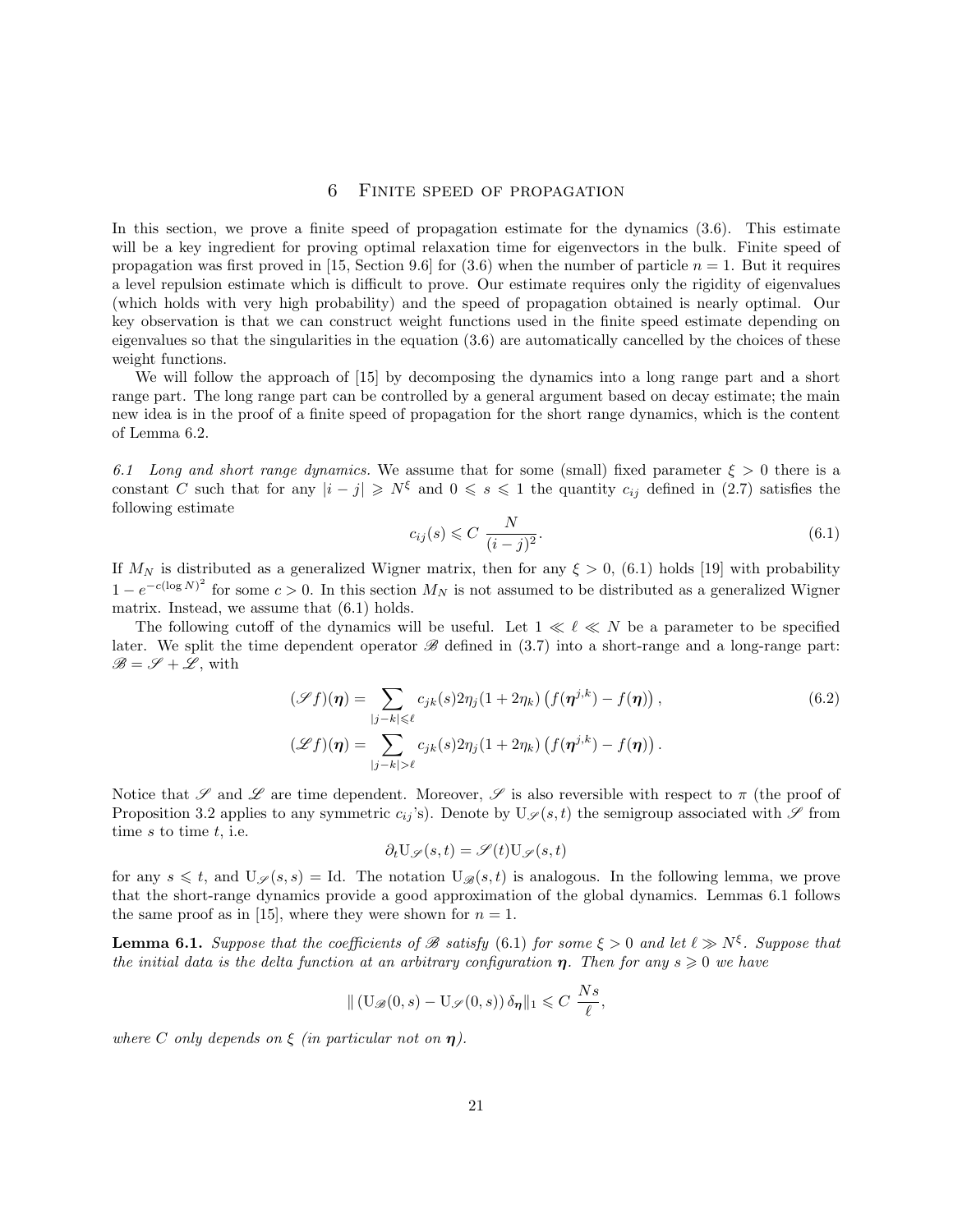## 6 Finite speed of propagation

In this section, we prove a finite speed of propagation estimate for the dynamics (3.6). This estimate will be a key ingredient for proving optimal relaxation time for eigenvectors in the bulk. Finite speed of propagation was first proved in [15, Section 9.6] for (3.6) when the number of particle $n = 1$. But it requires a level repulsion estimate which is difficult to prove. Our estimate requires only the rigidity of eigenvalues (which holds with very high probability) and the speed of propagation obtained is nearly optimal. Our key observation is that we can construct weight functions used in the finite speed estimate depending on eigenvalues so that the singularities in the equation (3.6) are automatically cancelled by the choices of these weight functions.

We will follow the approach of [15] by decomposing the dynamics into a long range part and a short range part. The long range part can be controlled by a general argument based on decay estimate; the main new idea is in the proof of a finite speed of propagation for the short range dynamics, which is the content of Lemma 6.2.

*6.1 Long and short range dynamics.* We assume that for some (small) fixed parameter $\xi > 0$ there is a constant $C$ such that for any $|i-j| \geqslant N^{\xi}$ and $0 \leqslant s \leqslant 1$ the quantity $c_{ij}$ defined in (2.7) satisfies the following estimate

$$c_{ij}(s) \leqslant C\,\frac{N}{(i-j)^2}. \tag{6.1}$$

If $M_N$ is distributed as a generalized Wigner matrix, then for any $\xi > 0$, (6.1) holds [19] with probability $1 - e^{-c(\log N)^2}$ for some $c > 0$. In this section $M_N$ is not assumed to be distributed as a generalized Wigner matrix. Instead, we assume that (6.1) holds.

The following cutoff of the dynamics will be useful. Let $1 \ll \ell \ll N$ be a parameter to be specified later. We split the time dependent operator $\mathscr{B}$ defined in (3.7) into a short-range and a long-range part: $\mathscr{B} = \mathscr{S} + \mathscr{L}$, with

$$\begin{aligned}(\mathscr{S} f)(\boldsymbol{\eta}) &= \sum_{|j-k|\leqslant \ell} c_{jk}(s) 2\eta_j(1+2\eta_k)\left(f(\boldsymbol{\eta}^{j,k}) - f(\boldsymbol{\eta})\right), \\ (\mathscr{L} f)(\boldsymbol{\eta}) &= \sum_{|j-k|> \ell} c_{jk}(s) 2\eta_j(1+2\eta_k)\left(f(\boldsymbol{\eta}^{j,k}) - f(\boldsymbol{\eta})\right).\end{aligned} \tag{6.2}$$

Notice that $\mathscr{S}$ and $\mathscr{L}$ are time dependent. Moreover, $\mathscr{S}$ is also reversible with respect to $\pi$ (the proof of Proposition 3.2 applies to any symmetric $c_{ij}$'s). Denote by $\mathrm{U}_{\mathscr{S}}(s,t)$ the semigroup associated with $\mathscr{S}$ from time $s$ to time $t$, i.e.

$$\partial_t \mathrm{U}_{\mathscr{S}}(s,t) = \mathscr{S}(t)\mathrm{U}_{\mathscr{S}}(s,t)$$

for any $s \leqslant t$, and $\mathrm{U}_{\mathscr{S}}(s,s) = \mathrm{Id}$. The notation $\mathrm{U}_{\mathscr{B}}(s,t)$ is analogous. In the following lemma, we prove that the short-range dynamics provide a good approximation of the global dynamics. Lemmas 6.1 follows the same proof as in [15], where they were shown for $n = 1$.

**Lemma 6.1.** *Suppose that the coefficients of $\mathscr{B}$ satisfy (6.1) for some $\xi > 0$ and let $\ell \gg N^{\xi}$. Suppose that the initial data is the delta function at an arbitrary configuration $\boldsymbol{\eta}$. Then for any $s \geqslant 0$ we have*

$$\|\left(\mathrm{U}_{\mathscr{B}}(0,s) - \mathrm{U}_{\mathscr{S}}(0,s)\right)\delta_{\boldsymbol{\eta}}\|_1 \leqslant C\,\frac{Ns}{\ell},$$

*where $C$ only depends on $\xi$ (in particular not on $\boldsymbol{\eta}$).*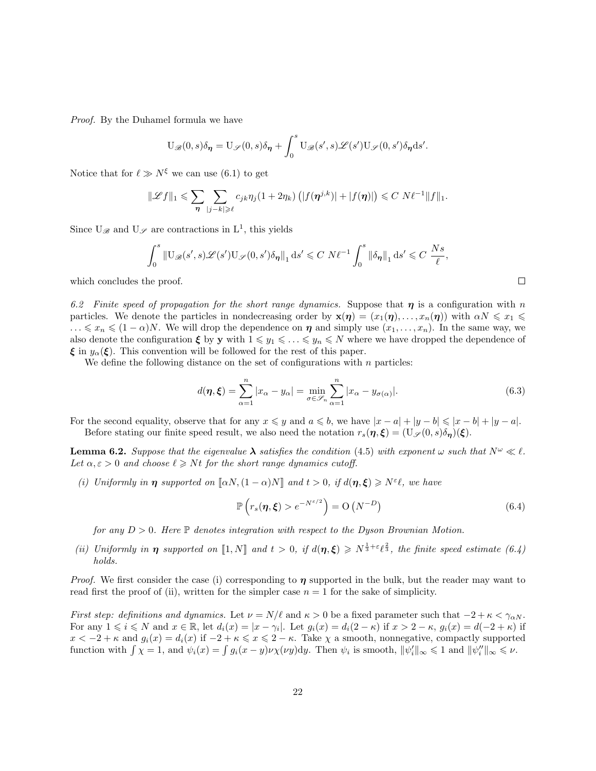*Proof.* By the Duhamel formula we have

$$\mathrm{U}_{\mathscr{B}}(0,s)\delta_{\boldsymbol{\eta}} = \mathrm{U}_{\mathscr{S}}(0,s)\delta_{\boldsymbol{\eta}} + \int_0^s \mathrm{U}_{\mathscr{B}}(s',s)\mathscr{L}(s')\mathrm{U}_{\mathscr{S}}(0,s')\delta_{\boldsymbol{\eta}}\mathrm{d}s'.$$

Notice that for $\ell \gg N^{\xi}$ we can use (6.1) to get

$$\|\mathscr{L}f\|_1 \leqslant \sum_{\boldsymbol{\eta}} \sum_{|j-k|\geqslant \ell} c_{jk}\eta_j(1+2\eta_k)\left(|f(\boldsymbol{\eta}^{j,k})| + |f(\boldsymbol{\eta})|\right) \leqslant C\ N\ell^{-1}\|f\|_1.$$

Since $\mathrm{U}_{\mathscr{B}}$ and $\mathrm{U}_{\mathscr{S}}$ are contractions in $\mathrm{L}^1$, this yields

$$\int_0^s \|\mathrm{U}_{\mathscr{B}}(s',s)\mathscr{L}(s')\mathrm{U}_{\mathscr{S}}(0,s')\delta_{\boldsymbol{\eta}}\|_1\,\mathrm{d}s' \leqslant C\ N\ell^{-1}\int_0^s \|\delta_{\boldsymbol{\eta}}\|_1\,\mathrm{d}s' \leqslant C\ \frac{Ns}{\ell},$$

which concludes the proof. □

*6.2 Finite speed of propagation for the short range dynamics.* Suppose that $\boldsymbol{\eta}$ is a configuration with $n$ particles. We denote the particles in nondecreasing order by $\mathbf{x}(\boldsymbol{\eta}) = (x_1(\boldsymbol{\eta}),\dots,x_n(\boldsymbol{\eta}))$ with $\alpha N \leqslant x_1 \leqslant \dots \leqslant x_n \leqslant (1-\alpha)N$. We will drop the dependence on $\boldsymbol{\eta}$ and simply use $(x_1,\dots,x_n)$. In the same way, we also denote the configuration $\boldsymbol{\xi}$ by $\mathbf{y}$ with $1 \leqslant y_1 \leqslant \dots \leqslant y_n \leqslant N$ where we have dropped the dependence of $\boldsymbol{\xi}$ in $y_\alpha(\boldsymbol{\xi})$. This convention will be followed for the rest of this paper.

We define the following distance on the set of configurations with $n$ particles:

$$d(\boldsymbol{\eta},\boldsymbol{\xi}) = \sum_{\alpha=1}^n |x_\alpha - y_\alpha| = \min_{\sigma\in\mathscr{S}_n}\sum_{\alpha=1}^n |x_\alpha - y_{\sigma(\alpha)}|. \tag{6.3}$$

For the second equality, observe that for any $x \leqslant y$ and $a \leqslant b$, we have $|x-a|+|y-b| \leqslant |x-b|+|y-a|$.

Before stating our finite speed result, we also need the notation $r_s(\boldsymbol{\eta},\boldsymbol{\xi}) = (\mathrm{U}_{\mathscr{S}}(0,s)\delta_{\boldsymbol{\eta}})(\boldsymbol{\xi})$.

**Lemma 6.2.** *Suppose that the eigenvalue $\boldsymbol{\lambda}$ satisfies the condition (4.5) with exponent $\omega$ such that $N^{\omega} \ll \ell$. Let $\alpha, \varepsilon > 0$ and choose $\ell \geqslant Nt$ for the short range dynamics cutoff.*

*(i) Uniformly in $\boldsymbol{\eta}$ supported on $[\![\alpha N,(1-\alpha)N]\!]$ and $t>0$, if $d(\boldsymbol{\eta},\boldsymbol{\xi}) \geqslant N^{\varepsilon}\ell$, we have*

$$\mathbb{P}\left(r_s(\boldsymbol{\eta},\boldsymbol{\xi}) > e^{-N^{\varepsilon/2}}\right) = \mathrm{O}\left(N^{-D}\right) \tag{6.4}$$

*for any $D>0$. Here $\mathbb{P}$ denotes integration with respect to the Dyson Brownian Motion.*

*(ii) Uniformly in $\boldsymbol{\eta}$ supported on $[\![1,N]\!]$ and $t>0$, if $d(\boldsymbol{\eta},\boldsymbol{\xi}) \geqslant N^{\frac13+\varepsilon}\ell^{\frac23}$, the finite speed estimate (6.4) holds.*

*Proof.* We first consider the case (i) corresponding to $\boldsymbol{\eta}$ supported in the bulk, but the reader may want to read first the proof of (ii), written for the simpler case $n=1$ for the sake of simplicity.

*First step: definitions and dynamics.* Let $\nu = N/\ell$ and $\kappa>0$ be a fixed parameter such that $-2+\kappa < \gamma_{\alpha N}$. For any $1 \leqslant i \leqslant N$ and $x\in\mathbb{R}$, let $d_i(x) = |x-\gamma_i|$. Let $g_i(x) = d_i(2-\kappa)$ if $x > 2-\kappa$, $g_i(x) = d(-2+\kappa)$ if $x < -2+\kappa$ and $g_i(x) = d_i(x)$ if $-2+\kappa \leqslant x \leqslant 2-\kappa$. Take $\chi$ a smooth, nonnegative, compactly supported function with $\int\chi = 1$, and $\psi_i(x) = \int g_i(x-y)\nu\chi(\nu y)\mathrm{d}y$. Then $\psi_i$ is smooth, $\|\psi_i'\|_\infty \leqslant 1$ and $\|\psi_i''\|_\infty \leqslant \nu$.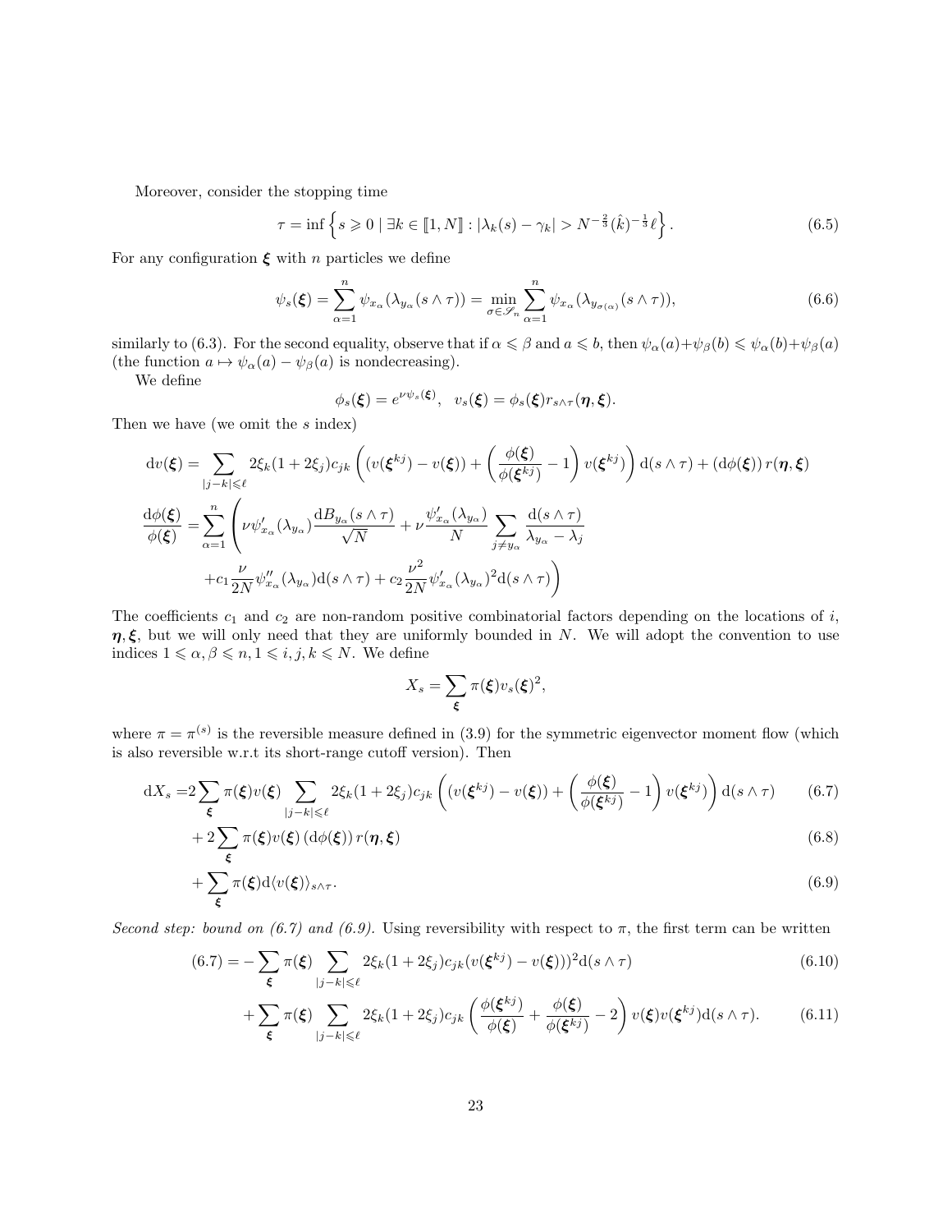Moreover, consider the stopping time

$$\tau = \inf\left\{ s \geqslant 0 \mid \exists k \in [\![1, N]\!] : |\lambda_k(s) - \gamma_k| > N^{-\frac{2}{3}} (\hat{k})^{-\frac{1}{3}} \ell \right\}. \tag{6.5}$$

For any configuration $\boldsymbol{\xi}$ with $n$ particles we define

$$\psi_s(\boldsymbol{\xi}) = \sum_{\alpha=1}^{n} \psi_{x_\alpha}(\lambda_{y_\alpha}(s \wedge \tau)) = \min_{\sigma \in \mathscr{S}_n} \sum_{\alpha=1}^{n} \psi_{x_\alpha}(\lambda_{y_{\sigma(\alpha)}}(s \wedge \tau)), \tag{6.6}$$

similarly to (6.3). For the second equality, observe that if $\alpha \leqslant \beta$ and $a \leqslant b$, then $\psi_\alpha(a) + \psi_\beta(b) \leqslant \psi_\alpha(b) + \psi_\beta(a)$ (the function $a \mapsto \psi_\alpha(a) - \psi_\beta(a)$ is nondecreasing).

We define

$$\phi_s(\boldsymbol{\xi}) = e^{\nu \psi_s(\boldsymbol{\xi})}, \quad v_s(\boldsymbol{\xi}) = \phi_s(\boldsymbol{\xi}) r_{s \wedge \tau}(\boldsymbol{\eta}, \boldsymbol{\xi}).$$

Then we have (we omit the $s$ index)

$$\mathrm{d}v(\boldsymbol{\xi}) = \sum_{|j-k| \leqslant \ell} 2\xi_k(1 + 2\xi_j) c_{jk} \left( (v(\boldsymbol{\xi}^{kj}) - v(\boldsymbol{\xi})) + \left( \frac{\phi(\boldsymbol{\xi})}{\phi(\boldsymbol{\xi}^{kj})} - 1 \right) v(\boldsymbol{\xi}^{kj}) \right) \mathrm{d}(s \wedge \tau) + (\mathrm{d}\phi(\boldsymbol{\xi}))\, r(\boldsymbol{\eta}, \boldsymbol{\xi})$$

$$\begin{aligned}
\frac{\mathrm{d}\phi(\boldsymbol{\xi})}{\phi(\boldsymbol{\xi})} = & \sum_{\alpha=1}^{n} \Bigg( \nu \psi'_{x_\alpha}(\lambda_{y_\alpha}) \frac{\mathrm{d}B_{y_\alpha}(s \wedge \tau)}{\sqrt{N}} + \nu \frac{\psi'_{x_\alpha}(\lambda_{y_\alpha})}{N} \sum_{j \neq y_\alpha} \frac{\mathrm{d}(s \wedge \tau)}{\lambda_{y_\alpha} - \lambda_j} \\
& + c_1 \frac{\nu}{2N} \psi''_{x_\alpha}(\lambda_{y_\alpha}) \mathrm{d}(s \wedge \tau) + c_2 \frac{\nu^2}{2N} \psi'_{x_\alpha}(\lambda_{y_\alpha})^2 \mathrm{d}(s \wedge \tau) \Bigg)
\end{aligned}$$

The coefficients $c_1$ and $c_2$ are non-random positive combinatorial factors depending on the locations of $i$, $\boldsymbol{\eta}, \boldsymbol{\xi}$, but we will only need that they are uniformly bounded in $N$. We will adopt the convention to use indices $1 \leqslant \alpha, \beta \leqslant n, 1 \leqslant i, j, k \leqslant N$. We define

$$X_s = \sum_{\boldsymbol{\xi}} \pi(\boldsymbol{\xi}) v_s(\boldsymbol{\xi})^2,$$

where $\pi = \pi^{(s)}$ is the reversible measure defined in (3.9) for the symmetric eigenvector moment flow (which is also reversible w.r.t its short-range cutoff version). Then

$$\mathrm{d}X_s = 2 \sum_{\boldsymbol{\xi}} \pi(\boldsymbol{\xi}) v(\boldsymbol{\xi}) \sum_{|j-k| \leqslant \ell} 2\xi_k(1 + 2\xi_j) c_{jk} \left( (v(\boldsymbol{\xi}^{kj}) - v(\boldsymbol{\xi})) + \left( \frac{\phi(\boldsymbol{\xi})}{\phi(\boldsymbol{\xi}^{kj})} - 1 \right) v(\boldsymbol{\xi}^{kj}) \right) \mathrm{d}(s \wedge \tau) \tag{6.7}$$

$$+ 2 \sum_{\boldsymbol{\xi}} \pi(\boldsymbol{\xi}) v(\boldsymbol{\xi}) \left( \mathrm{d}\phi(\boldsymbol{\xi}) \right) r(\boldsymbol{\eta}, \boldsymbol{\xi}) \tag{6.8}$$

$$+ \sum_{\boldsymbol{\xi}} \pi(\boldsymbol{\xi}) \mathrm{d}\langle v(\boldsymbol{\xi}) \rangle_{s \wedge \tau}. \tag{6.9}$$

*Second step: bound on (6.7) and (6.9).* Using reversibility with respect to $\pi$, the first term can be written

$$(6.7) = - \sum_{\boldsymbol{\xi}} \pi(\boldsymbol{\xi}) \sum_{|j-k| \leqslant \ell} 2\xi_k(1 + 2\xi_j) c_{jk} (v(\boldsymbol{\xi}^{kj}) - v(\boldsymbol{\xi}))^2 \mathrm{d}(s \wedge \tau) \tag{6.10}$$

$$+ \sum_{\boldsymbol{\xi}} \pi(\boldsymbol{\xi}) \sum_{|j-k| \leqslant \ell} 2\xi_k(1 + 2\xi_j) c_{jk} \left( \frac{\phi(\boldsymbol{\xi}^{kj})}{\phi(\boldsymbol{\xi})} + \frac{\phi(\boldsymbol{\xi})}{\phi(\boldsymbol{\xi}^{kj})} - 2 \right) v(\boldsymbol{\xi}) v(\boldsymbol{\xi}^{kj}) \mathrm{d}(s \wedge \tau). \tag{6.11}$$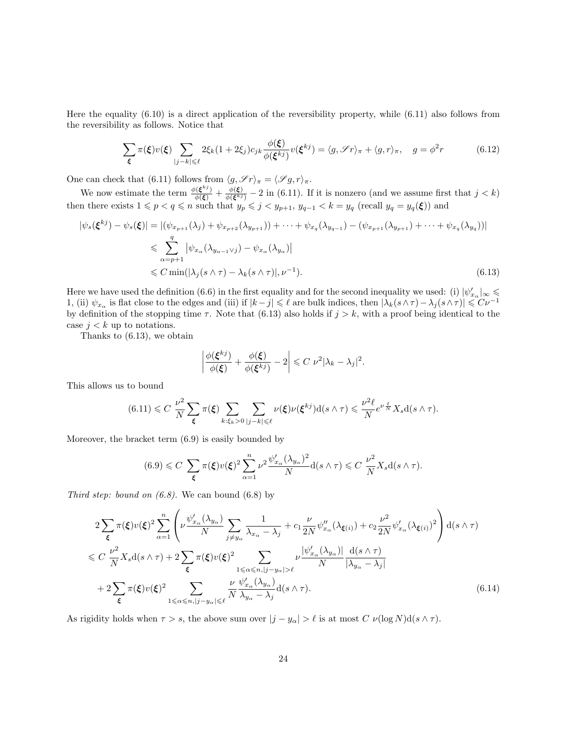Here the equality (6.10) is a direct application of the reversibility property, while (6.11) also follows from the reversibility as follows. Notice that

$$\sum_{\boldsymbol{\xi}} \pi(\boldsymbol{\xi}) v(\boldsymbol{\xi}) \sum_{|j-k|\leqslant \ell} 2\xi_k(1+2\xi_j) c_{jk} \frac{\phi(\boldsymbol{\xi})}{\phi(\boldsymbol{\xi}^{kj})} v(\boldsymbol{\xi}^{kj}) = \langle g, \mathscr{S} r\rangle_\pi + \langle g, r\rangle_\pi, \quad g = \phi^2 r \tag{6.12}$$

One can check that (6.11) follows from $\langle g, \mathscr{S} r\rangle_\pi = \langle \mathscr{S} g, r\rangle_\pi$.

We now estimate the term $\frac{\phi(\boldsymbol{\xi}^{kj})}{\phi(\boldsymbol{\xi})} + \frac{\phi(\boldsymbol{\xi})}{\phi(\boldsymbol{\xi}^{kj})} - 2$ in (6.11). If it is nonzero (and we assume first that $j < k$) then there exists $1 \leqslant p < q \leqslant n$ such that $y_p \leqslant j < y_{p+1}$, $y_{q-1} < k = y_q$ (recall $y_q = y_q(\boldsymbol{\xi})$) and

$$\begin{aligned}
|\psi_s(\boldsymbol{\xi}^{kj}) - \psi_s(\boldsymbol{\xi})| &= |(\psi_{x_{p+1}}(\lambda_j) + \psi_{x_{p+2}}(\lambda_{y_{p+1}})) + \cdots + \psi_{x_q}(\lambda_{y_{q-1}}) - (\psi_{x_{p+1}}(\lambda_{y_{p+1}}) + \cdots + \psi_{x_q}(\lambda_{y_q}))| \\
&\leqslant \sum_{\alpha=p+1}^{q} \left|\psi_{x_\alpha}(\lambda_{y_{\alpha-1}\vee j}) - \psi_{x_\alpha}(\lambda_{y_\alpha})\right| \\
&\leqslant C \min(|\lambda_j(s\wedge\tau) - \lambda_k(s\wedge\tau)|, \nu^{-1}).
\end{aligned} \tag{6.13}$$

Here we have used the definition (6.6) in the first equality and for the second inequality we used: (i) $|\psi'_{x_\alpha}|_\infty \leqslant 1$, (ii) $\psi_{x_\alpha}$ is flat close to the edges and (iii) if $|k-j| \leqslant \ell$ are bulk indices, then $|\lambda_k(s\wedge\tau) - \lambda_j(s\wedge\tau)| \leqslant C\nu^{-1}$ by definition of the stopping time $\tau$. Note that (6.13) also holds if $j > k$, with a proof being identical to the case $j < k$ up to notations.

Thanks to (6.13), we obtain

$$\left|\frac{\phi(\boldsymbol{\xi}^{kj})}{\phi(\boldsymbol{\xi})} + \frac{\phi(\boldsymbol{\xi})}{\phi(\boldsymbol{\xi}^{kj})} - 2\right| \leqslant C\ \nu^2 |\lambda_k - \lambda_j|^2.$$

This allows us to bound

$$(6.11) \leqslant C\ \frac{\nu^2}{N} \sum_{\boldsymbol{\xi}} \pi(\boldsymbol{\xi}) \sum_{k:\xi_k>0} \sum_{|j-k|\leqslant \ell} \nu(\boldsymbol{\xi})\nu(\boldsymbol{\xi}^{kj}) \mathrm{d}(s\wedge\tau) \leqslant \frac{\nu^2 \ell}{N} e^{\nu\frac{\ell}{N}} X_s \mathrm{d}(s\wedge\tau).$$

Moreover, the bracket term (6.9) is easily bounded by

$$(6.9) \leqslant C\ \sum_{\boldsymbol{\xi}} \pi(\boldsymbol{\xi}) v(\boldsymbol{\xi})^2 \sum_{\alpha=1}^{n} \nu^2 \frac{\psi'_{x_\alpha}(\lambda_{y_\alpha})^2}{N} \mathrm{d}(s\wedge\tau) \leqslant C\ \frac{\nu^2}{N} X_s \mathrm{d}(s\wedge\tau).$$

*Third step: bound on (6.8).* We can bound (6.8) by

$$\begin{aligned}
&2\sum_{\boldsymbol{\xi}} \pi(\boldsymbol{\xi}) v(\boldsymbol{\xi})^2 \sum_{\alpha=1}^{n} \left( \nu \frac{\psi'_{x_\alpha}(\lambda_{y_\alpha})}{N} \sum_{j\neq y_\alpha} \frac{1}{\lambda_{x_\alpha} - \lambda_j} + c_1 \frac{\nu}{2N} \psi''_{x_\alpha}(\lambda_{\boldsymbol{\xi}(i)}) + c_2 \frac{\nu^2}{2N} \psi'_{x_\alpha}(\lambda_{\boldsymbol{\xi}(i)})^2 \right) \mathrm{d}(s\wedge\tau) \\
&\leqslant C\ \frac{\nu^2}{N} X_s \mathrm{d}(s\wedge\tau) + 2\sum_{\boldsymbol{\xi}} \pi(\boldsymbol{\xi}) v(\boldsymbol{\xi})^2 \sum_{1\leqslant\alpha\leqslant n, |j-y_\alpha|>\ell} \nu \frac{|\psi'_{x_\alpha}(\lambda_{y_\alpha})|}{N} \frac{\mathrm{d}(s\wedge\tau)}{|\lambda_{y_\alpha} - \lambda_j|} \\
&\quad + 2\sum_{\boldsymbol{\xi}} \pi(\boldsymbol{\xi}) v(\boldsymbol{\xi})^2 \sum_{1\leqslant\alpha\leqslant n, |j-y_\alpha|\leqslant\ell} \frac{\nu}{N} \frac{\psi'_{x_\alpha}(\lambda_{y_\alpha})}{\lambda_{y_\alpha} - \lambda_j} \mathrm{d}(s\wedge\tau).
\end{aligned} \tag{6.14}$$

As rigidity holds when $\tau > s$, the above sum over $|j - y_\alpha| > \ell$ is at most $C\ \nu(\log N)\mathrm{d}(s\wedge\tau)$.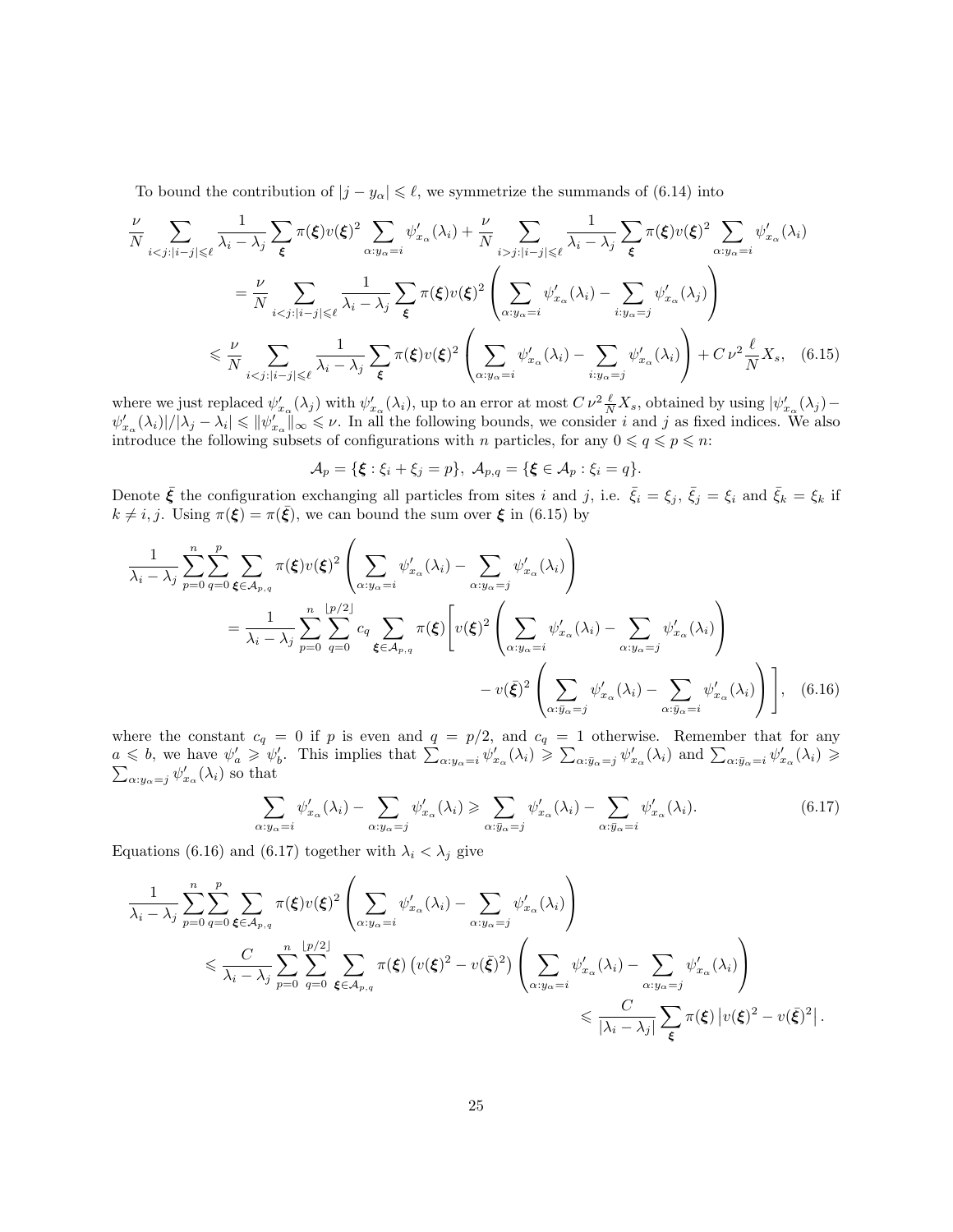To bound the contribution of $|j - y_\alpha| \leqslant \ell$, we symmetrize the summands of (6.14) into

$$
\begin{aligned}
&\frac{\nu}{N} \sum_{i<j:|i-j|\leqslant \ell} \frac{1}{\lambda_i - \lambda_j} \sum_{\boldsymbol{\xi}} \pi(\boldsymbol{\xi}) v(\boldsymbol{\xi})^2 \sum_{\alpha: y_\alpha = i} \psi'_{x_\alpha}(\lambda_i) + \frac{\nu}{N} \sum_{i>j:|i-j|\leqslant \ell} \frac{1}{\lambda_i - \lambda_j} \sum_{\boldsymbol{\xi}} \pi(\boldsymbol{\xi}) v(\boldsymbol{\xi})^2 \sum_{\alpha: y_\alpha = i} \psi'_{x_\alpha}(\lambda_i) \\
&\qquad = \frac{\nu}{N} \sum_{i<j:|i-j|\leqslant \ell} \frac{1}{\lambda_i - \lambda_j} \sum_{\boldsymbol{\xi}} \pi(\boldsymbol{\xi}) v(\boldsymbol{\xi})^2 \left( \sum_{\alpha: y_\alpha = i} \psi'_{x_\alpha}(\lambda_i) - \sum_{i: y_\alpha = j} \psi'_{x_\alpha}(\lambda_j) \right) \\
&\qquad \leqslant \frac{\nu}{N} \sum_{i<j:|i-j|\leqslant \ell} \frac{1}{\lambda_i - \lambda_j} \sum_{\boldsymbol{\xi}} \pi(\boldsymbol{\xi}) v(\boldsymbol{\xi})^2 \left( \sum_{\alpha: y_\alpha = i} \psi'_{x_\alpha}(\lambda_i) - \sum_{i: y_\alpha = j} \psi'_{x_\alpha}(\lambda_i) \right) + C\, \nu^2 \frac{\ell}{N} X_s, \qquad (6.15)
\end{aligned}
$$

where we just replaced $\psi'_{x_\alpha}(\lambda_j)$ with $\psi'_{x_\alpha}(\lambda_i)$, up to an error at most $C\,\nu^2 \frac{\ell}{N} X_s$, obtained by using $|\psi'_{x_\alpha}(\lambda_j) - \psi'_{x_\alpha}(\lambda_i)|/|\lambda_j - \lambda_i| \leqslant \|\psi''_{x_\alpha}\|_\infty \leqslant \nu$. In all the following bounds, we consider $i$ and $j$ as fixed indices. We also introduce the following subsets of configurations with $n$ particles, for any $0 \leqslant q \leqslant p \leqslant n$:

$$
\mathcal{A}_p = \{\boldsymbol{\xi} : \xi_i + \xi_j = p\},\ \mathcal{A}_{p,q} = \{\boldsymbol{\xi} \in \mathcal{A}_p : \xi_i = q\}.
$$

Denote $\bar{\boldsymbol{\xi}}$ the configuration exchanging all particles from sites $i$ and $j$, i.e. $\bar{\xi}_i = \xi_j$, $\bar{\xi}_j = \xi_i$ and $\bar{\xi}_k = \xi_k$ if $k \neq i, j$. Using $\pi(\boldsymbol{\xi}) = \pi(\bar{\boldsymbol{\xi}})$, we can bound the sum over $\boldsymbol{\xi}$ in (6.15) by

$$
\begin{aligned}
&\frac{1}{\lambda_i - \lambda_j} \sum_{p=0}^{n} \sum_{q=0}^{p} \sum_{\boldsymbol{\xi} \in \mathcal{A}_{p,q}} \pi(\boldsymbol{\xi}) v(\boldsymbol{\xi})^2 \left( \sum_{\alpha: y_\alpha = i} \psi'_{x_\alpha}(\lambda_i) - \sum_{\alpha: y_\alpha = j} \psi'_{x_\alpha}(\lambda_i) \right) \\
&\qquad = \frac{1}{\lambda_i - \lambda_j} \sum_{p=0}^{n} \sum_{q=0}^{\lfloor p/2 \rfloor} c_q \sum_{\boldsymbol{\xi} \in \mathcal{A}_{p,q}} \pi(\boldsymbol{\xi}) \Bigg[ v(\boldsymbol{\xi})^2 \left( \sum_{\alpha: y_\alpha = i} \psi'_{x_\alpha}(\lambda_i) - \sum_{\alpha: y_\alpha = j} \psi'_{x_\alpha}(\lambda_i) \right) \\
&\qquad\qquad - v(\bar{\boldsymbol{\xi}})^2 \left( \sum_{\alpha: \bar{y}_\alpha = j} \psi'_{x_\alpha}(\lambda_i) - \sum_{\alpha: \bar{y}_\alpha = i} \psi'_{x_\alpha}(\lambda_i) \right) \Bigg], \qquad (6.16)
\end{aligned}
$$

where the constant $c_q = 0$ if $p$ is even and $q = p/2$, and $c_q = 1$ otherwise. Remember that for any $a \leqslant b$, we have $\psi'_a \geqslant \psi'_b$. This implies that $\sum_{\alpha: y_\alpha = i} \psi'_{x_\alpha}(\lambda_i) \geqslant \sum_{\alpha: \bar{y}_\alpha = j} \psi'_{x_\alpha}(\lambda_i)$ and $\sum_{\alpha: \bar{y}_\alpha = i} \psi'_{x_\alpha}(\lambda_i) \geqslant \sum_{\alpha: y_\alpha = j} \psi'_{x_\alpha}(\lambda_i)$ so that

$$
\sum_{\alpha: y_\alpha = i} \psi'_{x_\alpha}(\lambda_i) - \sum_{\alpha: y_\alpha = j} \psi'_{x_\alpha}(\lambda_i) \geqslant \sum_{\alpha: \bar{y}_\alpha = j} \psi'_{x_\alpha}(\lambda_i) - \sum_{\alpha: \bar{y}_\alpha = i} \psi'_{x_\alpha}(\lambda_i). \qquad (6.17)
$$

Equations (6.16) and (6.17) together with $\lambda_i < \lambda_j$ give

$$
\begin{aligned}
&\frac{1}{\lambda_i - \lambda_j} \sum_{p=0}^{n} \sum_{q=0}^{p} \sum_{\boldsymbol{\xi} \in \mathcal{A}_{p,q}} \pi(\boldsymbol{\xi}) v(\boldsymbol{\xi})^2 \left( \sum_{\alpha: y_\alpha = i} \psi'_{x_\alpha}(\lambda_i) - \sum_{\alpha: y_\alpha = j} \psi'_{x_\alpha}(\lambda_i) \right) \\
&\qquad \leqslant \frac{C}{\lambda_i - \lambda_j} \sum_{p=0}^{n} \sum_{q=0}^{\lfloor p/2 \rfloor} \sum_{\boldsymbol{\xi} \in \mathcal{A}_{p,q}} \pi(\boldsymbol{\xi}) \left( v(\boldsymbol{\xi})^2 - v(\bar{\boldsymbol{\xi}})^2 \right) \left( \sum_{\alpha: y_\alpha = i} \psi'_{x_\alpha}(\lambda_i) - \sum_{\alpha: y_\alpha = j} \psi'_{x_\alpha}(\lambda_i) \right) \\
&\qquad\qquad \leqslant \frac{C}{|\lambda_i - \lambda_j|} \sum_{\boldsymbol{\xi}} \pi(\boldsymbol{\xi}) \left| v(\boldsymbol{\xi})^2 - v(\bar{\boldsymbol{\xi}})^2 \right|.
\end{aligned}
$$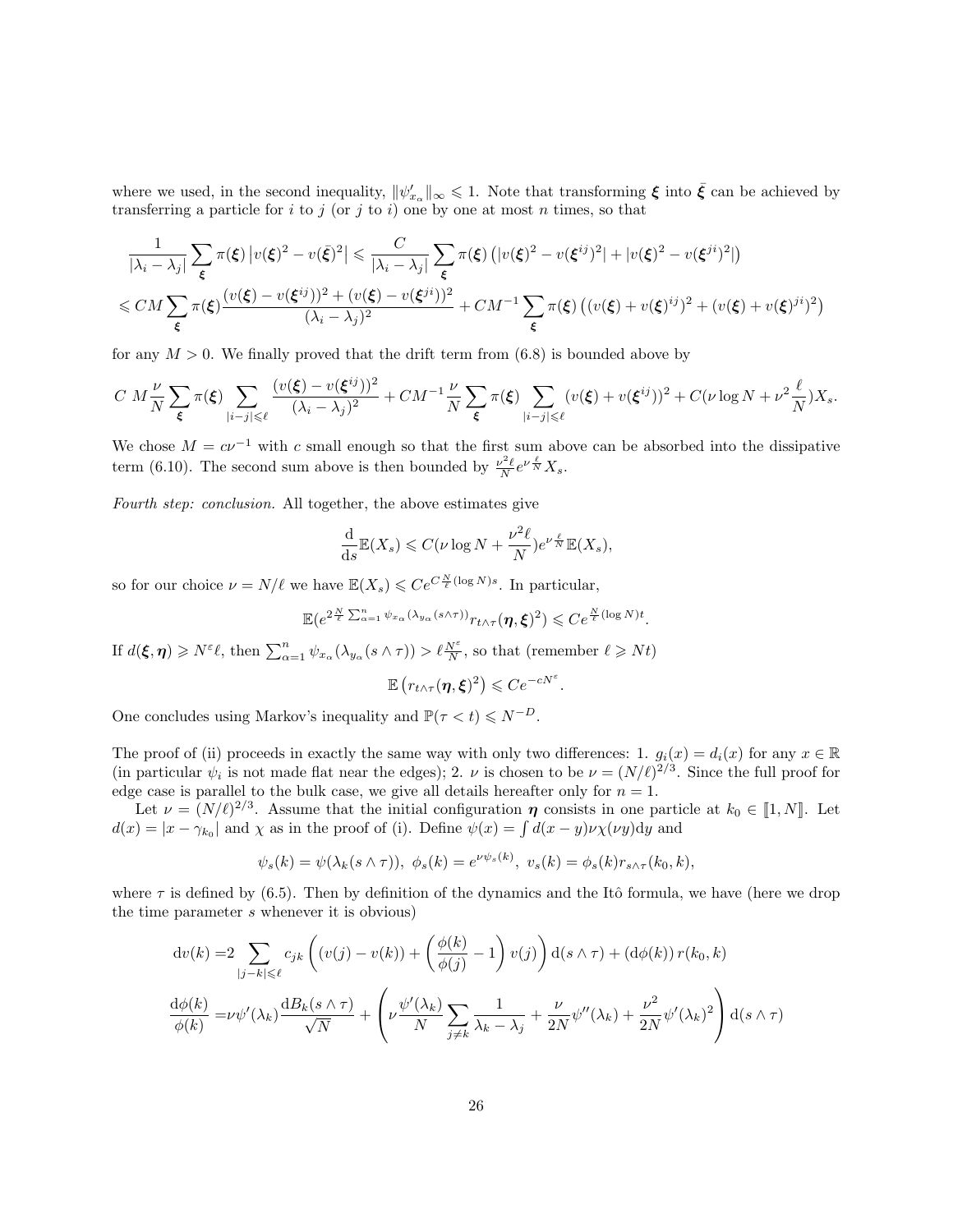where we used, in the second inequality, $\|\psi'_{x_\alpha}\|_\infty \leqslant 1$. Note that transforming $\boldsymbol{\xi}$ into $\bar{\boldsymbol{\xi}}$ can be achieved by transferring a particle for $i$ to $j$ (or $j$ to $i$) one by one at most $n$ times, so that

$$\frac{1}{|\lambda_i-\lambda_j|}\sum_{\boldsymbol{\xi}}\pi(\boldsymbol{\xi})\left|v(\boldsymbol{\xi})^2-v(\bar{\boldsymbol{\xi}})^2\right| \leqslant \frac{C}{|\lambda_i-\lambda_j|}\sum_{\boldsymbol{\xi}}\pi(\boldsymbol{\xi})\left(|v(\boldsymbol{\xi})^2-v(\boldsymbol{\xi}^{ij})^2|+|v(\boldsymbol{\xi})^2-v(\boldsymbol{\xi}^{ji})^2|\right)$$

$$\leqslant CM\sum_{\boldsymbol{\xi}}\pi(\boldsymbol{\xi})\frac{(v(\boldsymbol{\xi})-v(\boldsymbol{\xi}^{ij}))^2+(v(\boldsymbol{\xi})-v(\boldsymbol{\xi}^{ji}))^2}{(\lambda_i-\lambda_j)^2}+CM^{-1}\sum_{\boldsymbol{\xi}}\pi(\boldsymbol{\xi})\left((v(\boldsymbol{\xi})+v(\boldsymbol{\xi})^{ij})^2+(v(\boldsymbol{\xi})+v(\boldsymbol{\xi})^{ji})^2\right)$$

for any $M>0$. We finally proved that the drift term from (6.8) is bounded above by

$$C\ M\frac{\nu}{N}\sum_{\boldsymbol{\xi}}\pi(\boldsymbol{\xi})\sum_{|i-j|\leqslant \ell}\frac{(v(\boldsymbol{\xi})-v(\boldsymbol{\xi}^{ij}))^2}{(\lambda_i-\lambda_j)^2}+CM^{-1}\frac{\nu}{N}\sum_{\boldsymbol{\xi}}\pi(\boldsymbol{\xi})\sum_{|i-j|\leqslant\ell}(v(\boldsymbol{\xi})+v(\boldsymbol{\xi}^{ij}))^2+C(\nu\log N+\nu^2\frac{\ell}{N})X_s.$$

We chose $M=c\nu^{-1}$ with $c$ small enough so that the first sum above can be absorbed into the dissipative term (6.10). The second sum above is then bounded by $\frac{\nu^2\ell}{N}e^{\nu\frac{\ell}{N}}X_s$.

*Fourth step: conclusion.* All together, the above estimates give

$$\frac{\mathrm{d}}{\mathrm{d}s}\mathbb{E}(X_s)\leqslant C(\nu\log N+\frac{\nu^2\ell}{N})e^{\nu\frac{\ell}{N}}\mathbb{E}(X_s),$$

so for our choice $\nu=N/\ell$ we have $\mathbb{E}(X_s)\leqslant Ce^{C\frac{N}{\ell}(\log N)s}$. In particular,

$$\mathbb{E}(e^{2\frac{N}{\ell}\sum_{\alpha=1}^n\psi_{x_\alpha}(\lambda_{y_\alpha}(s\wedge\tau))}r_{t\wedge\tau}(\boldsymbol{\eta},\boldsymbol{\xi})^2)\leqslant Ce^{\frac{N}{\ell}(\log N)t}.$$

If $d(\boldsymbol{\xi},\boldsymbol{\eta})\geqslant N^{\varepsilon}\ell$, then $\sum_{\alpha=1}^n\psi_{x_\alpha}(\lambda_{y_\alpha}(s\wedge\tau))>\ell\frac{N^\varepsilon}{N}$, so that (remember $\ell\geqslant Nt$)

$$\mathbb{E}\left(r_{t\wedge\tau}(\boldsymbol{\eta},\boldsymbol{\xi})^2\right)\leqslant Ce^{-cN^{\varepsilon}}.$$

One concludes using Markov's inequality and $\mathbb{P}(\tau<t)\leqslant N^{-D}$.

The proof of (ii) proceeds in exactly the same way with only two differences: 1. $g_i(x)=d_i(x)$ for any $x\in\mathbb{R}$ (in particular $\psi_i$ is not made flat near the edges); 2. $\nu$ is chosen to be $\nu=(N/\ell)^{2/3}$. Since the full proof for edge case is parallel to the bulk case, we give all details hereafter only for $n=1$.

Let $\nu=(N/\ell)^{2/3}$. Assume that the initial configuration $\boldsymbol{\eta}$ consists in one particle at $k_0\in[\![1,N]\!]$. Let $d(x)=|x-\gamma_{k_0}|$ and $\chi$ as in the proof of (i). Define $\psi(x)=\int d(x-y)\nu\chi(\nu y)\mathrm{d}y$ and

$$\psi_s(k)=\psi(\lambda_k(s\wedge\tau)),\ \phi_s(k)=e^{\nu\psi_s(k)},\ v_s(k)=\phi_s(k)r_{s\wedge\tau}(k_0,k),$$

where $\tau$ is defined by (6.5). Then by definition of the dynamics and the Itô formula, we have (here we drop the time parameter $s$ whenever it is obvious)

$$\mathrm{d}v(k)=2\sum_{|j-k|\leqslant\ell}c_{jk}\left((v(j)-v(k))+\left(\frac{\phi(k)}{\phi(j)}-1\right)v(j)\right)\mathrm{d}(s\wedge\tau)+(\mathrm{d}\phi(k))\,r(k_0,k)$$

$$\frac{\mathrm{d}\phi(k)}{\phi(k)}=\nu\psi'(\lambda_k)\frac{\mathrm{d}B_k(s\wedge\tau)}{\sqrt{N}}+\left(\nu\frac{\psi'(\lambda_k)}{N}\sum_{j\neq k}\frac{1}{\lambda_k-\lambda_j}+\frac{\nu}{2N}\psi''(\lambda_k)+\frac{\nu^2}{2N}\psi'(\lambda_k)^2\right)\mathrm{d}(s\wedge\tau)$$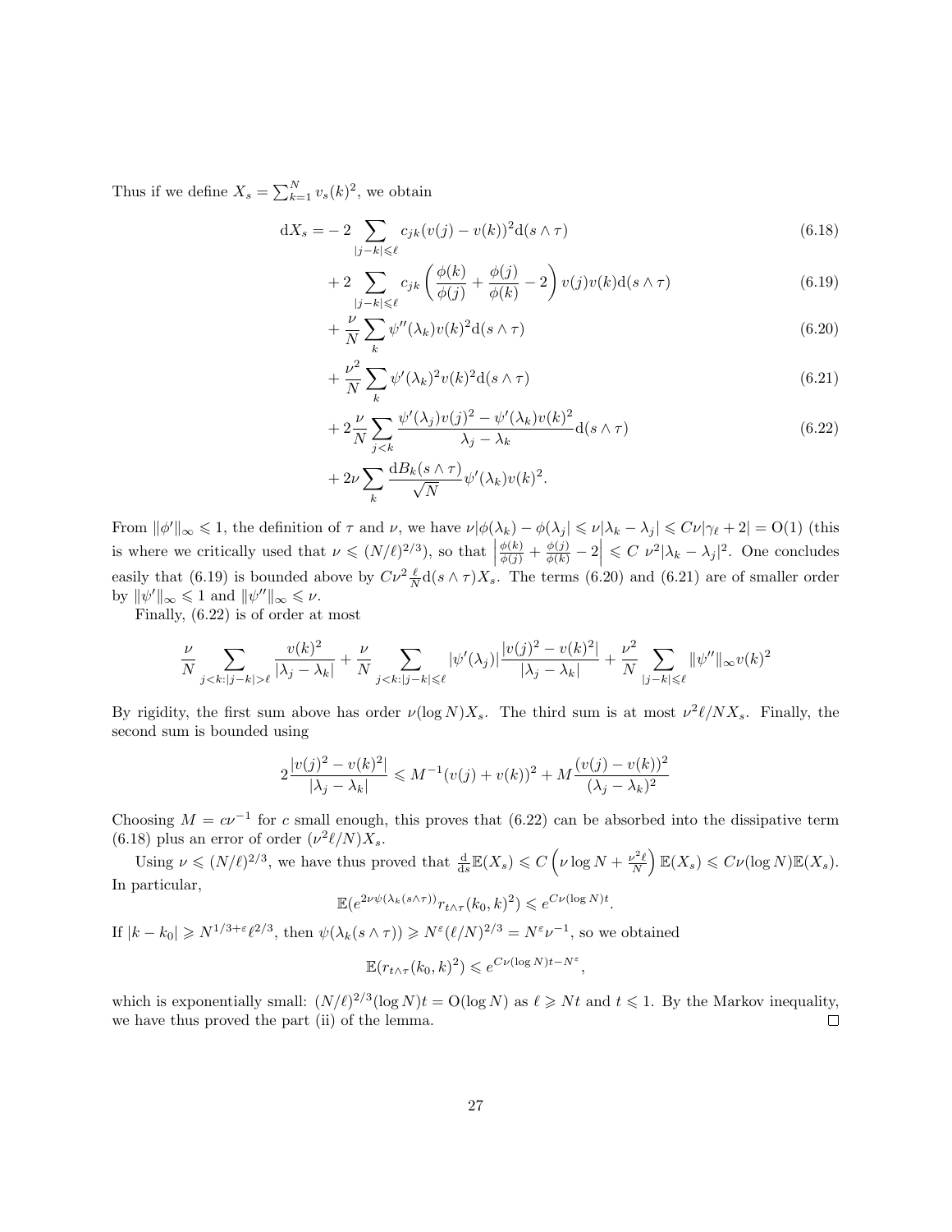Thus if we define $X_s = \sum_{k=1}^N v_s(k)^2$, we obtain

$$
\begin{aligned}
\mathrm{d}X_s = & -2 \sum_{|j-k|\leqslant \ell} c_{jk}(v(j)-v(k))^2 \mathrm{d}(s\wedge\tau) && (6.18)\\
& + 2 \sum_{|j-k|\leqslant \ell} c_{jk}\left(\frac{\phi(k)}{\phi(j)}+\frac{\phi(j)}{\phi(k)}-2\right) v(j)v(k)\mathrm{d}(s\wedge\tau) && (6.19)\\
& + \frac{\nu}{N}\sum_k \psi''(\lambda_k)v(k)^2\mathrm{d}(s\wedge\tau) && (6.20)\\
& + \frac{\nu^2}{N}\sum_k \psi'(\lambda_k)^2 v(k)^2\mathrm{d}(s\wedge\tau) && (6.21)\\
& + 2\frac{\nu}{N}\sum_{j<k}\frac{\psi'(\lambda_j)v(j)^2-\psi'(\lambda_k)v(k)^2}{\lambda_j-\lambda_k}\mathrm{d}(s\wedge\tau) && (6.22)\\
& + 2\nu\sum_k \frac{\mathrm{d}B_k(s\wedge\tau)}{\sqrt{N}}\psi'(\lambda_k)v(k)^2.
\end{aligned}
$$

From $\|\phi'\|_\infty \leqslant 1$, the definition of $\tau$ and $\nu$, we have $\nu|\phi(\lambda_k)-\phi(\lambda_j| \leqslant \nu|\lambda_k-\lambda_j| \leqslant C\nu|\gamma_\ell+2| = \mathrm{O}(1)$ (this is where we critically used that $\nu \leqslant (N/\ell)^{2/3}$), so that $\left|\frac{\phi(k)}{\phi(j)}+\frac{\phi(j)}{\phi(k)}-2\right| \leqslant C\ \nu^2|\lambda_k-\lambda_j|^2$. One concludes easily that (6.19) is bounded above by $C\nu^2\frac{\ell}{N}\mathrm{d}(s\wedge\tau)X_s$. The terms (6.20) and (6.21) are of smaller order by $\|\psi'\|_\infty \leqslant 1$ and $\|\psi''\|_\infty \leqslant \nu$.

Finally, (6.22) is of order at most

$$
\frac{\nu}{N}\sum_{j<k:|j-k|>\ell}\frac{v(k)^2}{|\lambda_j-\lambda_k|}+\frac{\nu}{N}\sum_{j<k:|j-k|\leqslant\ell}|\psi'(\lambda_j)|\frac{|v(j)^2-v(k)^2|}{|\lambda_j-\lambda_k|}+\frac{\nu^2}{N}\sum_{|j-k|\leqslant\ell}\|\psi''\|_\infty v(k)^2
$$

By rigidity, the first sum above has order $\nu(\log N)X_s$. The third sum is at most $\nu^2\ell/NX_s$. Finally, the second sum is bounded using

$$
2\frac{|v(j)^2-v(k)^2|}{|\lambda_j-\lambda_k|} \leqslant M^{-1}(v(j)+v(k))^2+M\frac{(v(j)-v(k))^2}{(\lambda_j-\lambda_k)^2}
$$

Choosing $M = c\nu^{-1}$ for $c$ small enough, this proves that (6.22) can be absorbed into the dissipative term (6.18) plus an error of order $(\nu^2\ell/N)X_s$.

Using $\nu \leqslant (N/\ell)^{2/3}$, we have thus proved that $\frac{\mathrm{d}}{\mathrm{d}s}\mathbb{E}(X_s) \leqslant C\left(\nu\log N+\frac{\nu^2\ell}{N}\right)\mathbb{E}(X_s) \leqslant C\nu(\log N)\mathbb{E}(X_s)$. In particular,

$$
\mathbb{E}(e^{2\nu\psi(\lambda_k(s\wedge\tau))}r_{t\wedge\tau}(k_0,k)^2) \leqslant e^{C\nu(\log N)t}.
$$

If $|k-k_0| \geqslant N^{1/3+\varepsilon}\ell^{2/3}$, then $\psi(\lambda_k(s\wedge\tau)) \geqslant N^\varepsilon(\ell/N)^{2/3} = N^\varepsilon\nu^{-1}$, so we obtained

$$
\mathbb{E}(r_{t\wedge\tau}(k_0,k)^2) \leqslant e^{C\nu(\log N)t-N^\varepsilon},
$$

which is exponentially small: $(N/\ell)^{2/3}(\log N)t = \mathrm{O}(\log N)$ as $\ell \geqslant Nt$ and $t \leqslant 1$. By the Markov inequality, we have thus proved the part (ii) of the lemma. ◻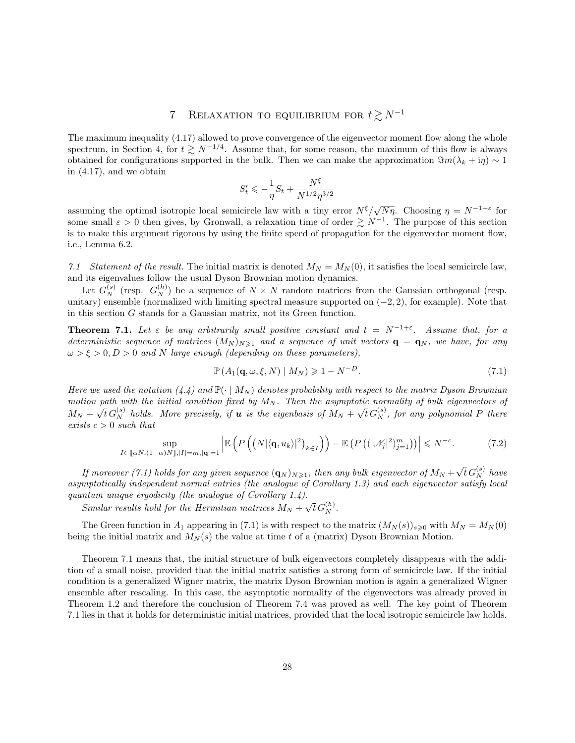## 7 Relaxation to equilibrium for $t \gtrsim N^{-1}$

The maximum inequality (4.17) allowed to prove convergence of the eigenvector moment flow along the whole spectrum, in Section 4, for $t \gtrsim N^{-1/4}$. Assume that, for some reason, the maximum of this flow is always obtained for configurations supported in the bulk. Then we can make the approximation $\Im m(\lambda_k + \mathrm{i}\eta) \sim 1$ in (4.17), and we obtain

$$S_t' \leqslant -\frac{1}{\eta} S_t + \frac{N^{\xi}}{N^{1/2}\eta^{3/2}}$$

assuming the optimal isotropic local semicircle law with a tiny error $N^{\xi}/\sqrt{N\eta}$. Choosing $\eta = N^{-1+\varepsilon}$ for some small $\varepsilon > 0$ then gives, by Gronwall, a relaxation time of order $\gtrsim N^{-1}$. The purpose of this section is to make this argument rigorous by using the finite speed of propagation for the eigenvector moment flow, i.e., Lemma 6.2.

*7.1 Statement of the result.* The initial matrix is denoted $M_N = M_N(0)$, it satisfies the local semicircle law, and its eigenvalues follow the usual Dyson Brownian motion dynamics.

Let $G_N^{(s)}$ (resp. $G_N^{(h)}$) be a sequence of $N \times N$ random matrices from the Gaussian orthogonal (resp. unitary) ensemble (normalized with limiting spectral measure supported on $(-2, 2)$, for example). Note that in this section $G$ stands for a Gaussian matrix, not its Green function.

**Theorem 7.1.** *Let $\varepsilon$ be any arbitrarily small positive constant and $t = N^{-1+\varepsilon}$. Assume that, for a deterministic sequence of matrices $(M_N)_{N\geqslant 1}$ and a sequence of unit vectors $\mathbf{q} = \mathbf{q}_N$, we have, for any $\omega > \xi > 0, D > 0$ and $N$ large enough (depending on these parameters),*

$$\mathbb{P}\left(A_1(\mathbf{q}, \omega, \xi, N) \mid M_N\right) \geqslant 1 - N^{-D}. \tag{7.1}$$

*Here we used the notation (4.4) and $\mathbb{P}(\cdot \mid M_N)$ denotes probability with respect to the matrix Dyson Brownian motion path with the initial condition fixed by $M_N$. Then the asymptotic normality of bulk eigenvectors of $M_N + \sqrt{t}\, G_N^{(s)}$ holds. More precisely, if $\boldsymbol{u}$ is the eigenbasis of $M_N + \sqrt{t}\, G_N^{(s)}$, for any polynomial $P$ there exists $c > 0$ such that*

$$\sup_{I \subset [\![\alpha N, (1-\alpha)N]\!], |I| = m, |\mathbf{q}|=1} \left| \mathbb{E}\left(P\left(\left(N|\langle \mathbf{q}, u_k\rangle|^2\right)_{k\in I}\right)\right) - \mathbb{E}\left(P\left((|\mathscr{N}_j|^2)_{j=1}^m\right)\right)\right| \leqslant N^{-c}. \tag{7.2}$$

*If moreover (7.1) holds for any given sequence $(\mathbf{q}_N)_{N\geqslant 1}$, then any bulk eigenvector of $M_N + \sqrt{t}\, G_N^{(s)}$ have asymptotically independent normal entries (the analogue of Corollary 1.3) and each eigenvector satisfy local quantum unique ergodicity (the analogue of Corollary 1.4).*

*Similar results hold for the Hermitian matrices $M_N + \sqrt{t}\, G_N^{(h)}$.*

The Green function in $A_1$ appearing in (7.1) is with respect to the matrix $(M_N(s))_{s\geqslant 0}$ with $M_N = M_N(0)$ being the initial matrix and $M_N(s)$ the value at time $t$ of a (matrix) Dyson Brownian Motion.

Theorem 7.1 means that, the initial structure of bulk eigenvectors completely disappears with the addition of a small noise, provided that the initial matrix satisfies a strong form of semicircle law. If the initial condition is a generalized Wigner matrix, the matrix Dyson Brownian motion is again a generalized Wigner ensemble after rescaling. In this case, the asymptotic normality of the eigenvectors was already proved in Theorem 1.2 and therefore the conclusion of Theorem 7.4 was proved as well. The key point of Theorem 7.1 lies in that it holds for deterministic initial matrices, provided that the local isotropic semicircle law holds.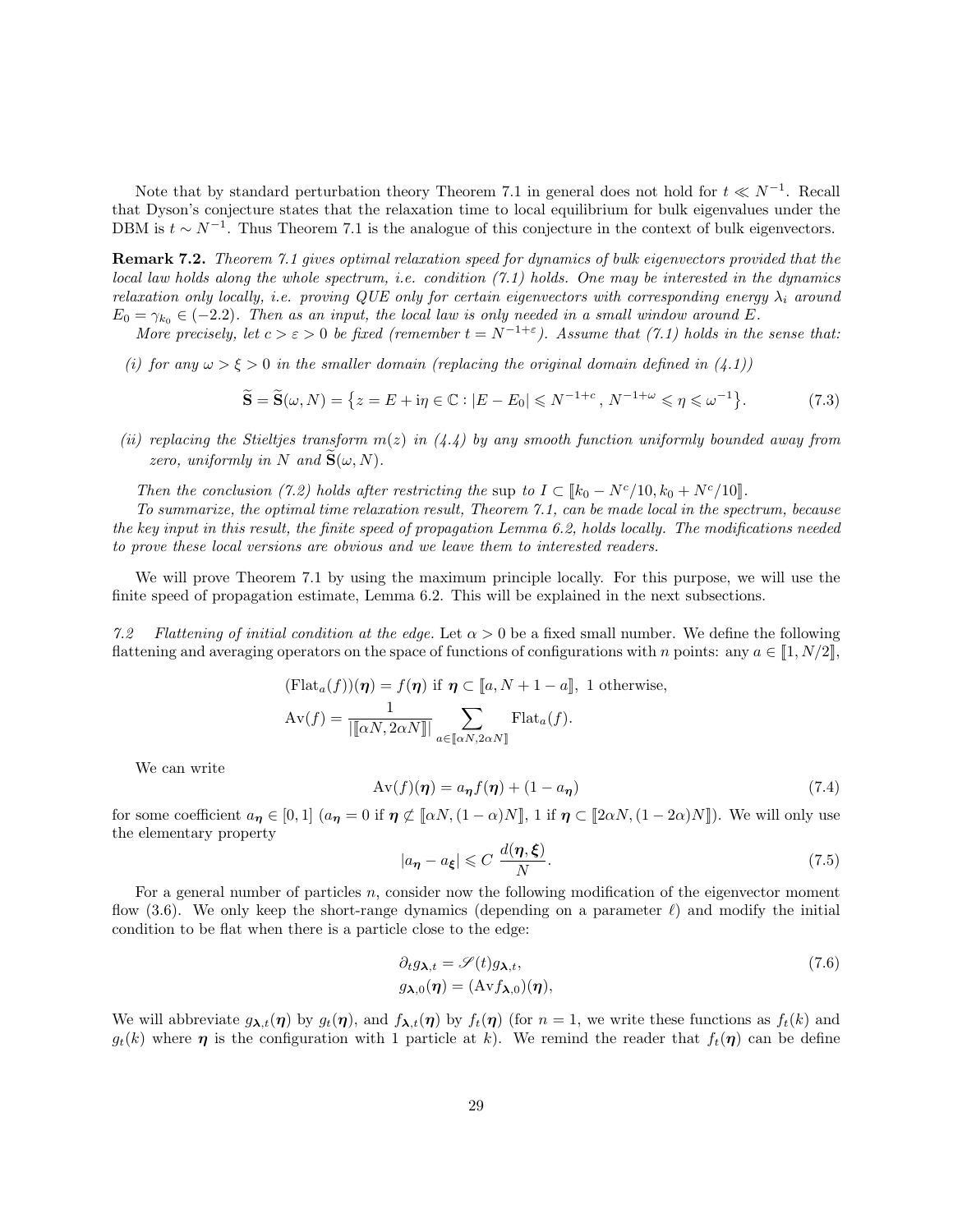Note that by standard perturbation theory Theorem 7.1 in general does not hold for $t \ll N^{-1}$. Recall that Dyson's conjecture states that the relaxation time to local equilibrium for bulk eigenvalues under the DBM is $t \sim N^{-1}$. Thus Theorem 7.1 is the analogue of this conjecture in the context of bulk eigenvectors.

**Remark 7.2.** *Theorem 7.1 gives optimal relaxation speed for dynamics of bulk eigenvectors provided that the local law holds along the whole spectrum, i.e. condition (7.1) holds. One may be interested in the dynamics relaxation only locally, i.e. proving QUE only for certain eigenvectors with corresponding energy $\lambda_i$ around $E_0 = \gamma_{k_0} \in (-2.2)$. Then as an input, the local law is only needed in a small window around $E$.*

*More precisely, let $c > \varepsilon > 0$ be fixed (remember $t = N^{-1+\varepsilon}$). Assume that (7.1) holds in the sense that:*

*(i) for any $\omega > \xi > 0$ in the smaller domain (replacing the original domain defined in (4.1))*

$$\widetilde{\mathbf{S}} = \widetilde{\mathbf{S}}(\omega, N) = \left\{ z = E + \mathrm{i}\eta \in \mathbb{C} : |E - E_0| \leqslant N^{-1+c},\ N^{-1+\omega} \leqslant \eta \leqslant \omega^{-1} \right\}. \tag{7.3}$$

*(ii) replacing the Stieltjes transform $m(z)$ in (4.4) by any smooth function uniformly bounded away from zero, uniformly in $N$ and $\widetilde{\mathbf{S}}(\omega, N)$.*

*Then the conclusion (7.2) holds after restricting the* sup *to $I \subset [\![k_0 - N^c/10, k_0 + N^c/10]\!]$.*

*To summarize, the optimal time relaxation result, Theorem 7.1, can be made local in the spectrum, because the key input in this result, the finite speed of propagation Lemma 6.2, holds locally. The modifications needed to prove these local versions are obvious and we leave them to interested readers.*

We will prove Theorem 7.1 by using the maximum principle locally. For this purpose, we will use the finite speed of propagation estimate, Lemma 6.2. This will be explained in the next subsections.

*7.2 Flattening of initial condition at the edge.* Let $\alpha > 0$ be a fixed small number. We define the following flattening and averaging operators on the space of functions of configurations with $n$ points: any $a \in [\![1, N/2]\!]$,

$$\begin{aligned}
&(\mathrm{Flat}_a(f))(\boldsymbol{\eta}) = f(\boldsymbol{\eta}) \text{ if } \boldsymbol{\eta} \subset [\![a, N+1-a]\!],\ 1 \text{ otherwise},\\
&\mathrm{Av}(f) = \frac{1}{|[\![\alpha N, 2\alpha N]\!]|} \sum_{a \in [\![\alpha N, 2\alpha N]\!]} \mathrm{Flat}_a(f).
\end{aligned}$$

We can write

$$\mathrm{Av}(f)(\boldsymbol{\eta}) = a_{\boldsymbol{\eta}} f(\boldsymbol{\eta}) + (1 - a_{\boldsymbol{\eta}}) \tag{7.4}$$

for some coefficient $a_{\boldsymbol{\eta}} \in [0, 1]$ ($a_{\boldsymbol{\eta}} = 0$ if $\boldsymbol{\eta} \not\subset [\![\alpha N, (1-\alpha)N]\!]$, 1 if $\boldsymbol{\eta} \subset [\![2\alpha N, (1-2\alpha)N]\!]$). We will only use the elementary property

$$|a_{\boldsymbol{\eta}} - a_{\boldsymbol{\xi}}| \leqslant C\ \frac{d(\boldsymbol{\eta}, \boldsymbol{\xi})}{N}. \tag{7.5}$$

For a general number of particles $n$, consider now the following modification of the eigenvector moment flow (3.6). We only keep the short-range dynamics (depending on a parameter $\ell$) and modify the initial condition to be flat when there is a particle close to the edge:

$$\begin{aligned}
&\partial_t g_{\boldsymbol{\lambda},t} = \mathscr{S}(t) g_{\boldsymbol{\lambda},t},\\
&g_{\boldsymbol{\lambda},0}(\boldsymbol{\eta}) = (\mathrm{Av} f_{\boldsymbol{\lambda},0})(\boldsymbol{\eta}),
\end{aligned} \tag{7.6}$$

We will abbreviate $g_{\boldsymbol{\lambda},t}(\boldsymbol{\eta})$ by $g_t(\boldsymbol{\eta})$, and $f_{\boldsymbol{\lambda},t}(\boldsymbol{\eta})$ by $f_t(\boldsymbol{\eta})$ (for $n = 1$, we write these functions as $f_t(k)$ and $g_t(k)$ where $\boldsymbol{\eta}$ is the configuration with 1 particle at $k$). We remind the reader that $f_t(\boldsymbol{\eta})$ can be define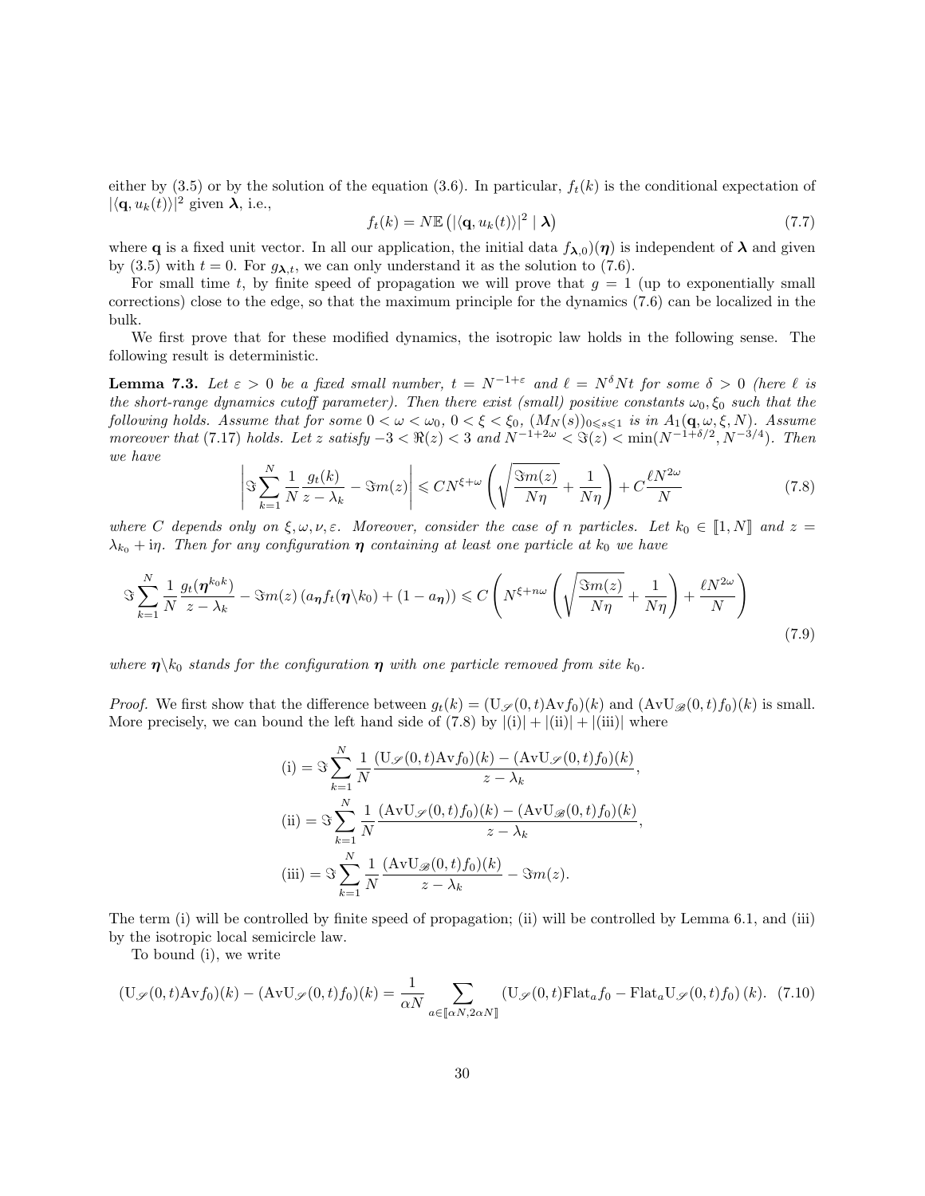either by (3.5) or by the solution of the equation (3.6). In particular, $f_t(k)$ is the conditional expectation of $|\langle \mathbf{q}, u_k(t)\rangle|^2$ given $\boldsymbol{\lambda}$, i.e.,

$$f_t(k) = N\mathbb{E}\left(|\langle \mathbf{q}, u_k(t)\rangle|^2 \mid \boldsymbol{\lambda}\right) \tag{7.7}$$

where $\mathbf{q}$ is a fixed unit vector. In all our application, the initial data $f_{\boldsymbol{\lambda},0}(\boldsymbol{\eta})$ is independent of $\boldsymbol{\lambda}$ and given by (3.5) with $t = 0$. For $g_{\boldsymbol{\lambda},t}$, we can only understand it as the solution to (7.6).

For small time $t$, by finite speed of propagation we will prove that $g = 1$ (up to exponentially small corrections) close to the edge, so that the maximum principle for the dynamics (7.6) can be localized in the bulk.

We first prove that for these modified dynamics, the isotropic law holds in the following sense. The following result is deterministic.

**Lemma 7.3.** *Let $\varepsilon > 0$ be a fixed small number, $t = N^{-1+\varepsilon}$ and $\ell = N^{\delta}Nt$ for some $\delta > 0$ (here $\ell$ is the short-range dynamics cutoff parameter). Then there exist (small) positive constants $\omega_0, \xi_0$ such that the following holds. Assume that for some $0 < \omega < \omega_0$, $0 < \xi < \xi_0$, $(M_N(s))_{0\leqslant s\leqslant 1}$ is in $A_1(\mathbf{q}, \omega, \xi, N)$. Assume moreover that (7.17) holds. Let $z$ satisfy $-3 < \Re(z) < 3$ and $N^{-1+2\omega} < \Im(z) < \min(N^{-1+\delta/2}, N^{-3/4})$. Then we have*

$$\left|\Im \sum_{k=1}^{N} \frac{1}{N}\frac{g_t(k)}{z-\lambda_k} - \Im m(z)\right| \leqslant CN^{\xi+\omega}\left(\sqrt{\frac{\Im m(z)}{N\eta}} + \frac{1}{N\eta}\right) + C\frac{\ell N^{2\omega}}{N} \tag{7.8}$$

*where $C$ depends only on $\xi, \omega, \nu, \varepsilon$. Moreover, consider the case of $n$ particles. Let $k_0 \in [\![1, N]\!]$ and $z = \lambda_{k_0} + \mathrm{i}\eta$. Then for any configuration $\boldsymbol{\eta}$ containing at least one particle at $k_0$ we have*

$$\Im \sum_{k=1}^{N} \frac{1}{N}\frac{g_t(\boldsymbol{\eta}^{k_0 k})}{z-\lambda_k} - \Im m(z)\left(a_{\boldsymbol{\eta}} f_t(\boldsymbol{\eta}\backslash k_0) + (1-a_{\boldsymbol{\eta}})\right) \leqslant C\left(N^{\xi+n\omega}\left(\sqrt{\frac{\Im m(z)}{N\eta}} + \frac{1}{N\eta}\right) + \frac{\ell N^{2\omega}}{N}\right) \tag{7.9}$$

*where $\boldsymbol{\eta}\backslash k_0$ stands for the configuration $\boldsymbol{\eta}$ with one particle removed from site $k_0$.*

*Proof.* We first show that the difference between $g_t(k) = (\mathrm{U}_{\mathscr{S}}(0,t)\mathrm{Av}f_0)(k)$ and $(\mathrm{Av}\mathrm{U}_{\mathscr{B}}(0,t)f_0)(k)$ is small. More precisely, we can bound the left hand side of (7.8) by $|(\mathrm{i})| + |(\mathrm{ii})| + |(\mathrm{iii})|$ where

$$(\mathrm{i}) = \Im \sum_{k=1}^{N} \frac{1}{N}\frac{(\mathrm{U}_{\mathscr{S}}(0,t)\mathrm{Av}f_0)(k) - (\mathrm{Av}\mathrm{U}_{\mathscr{S}}(0,t)f_0)(k)}{z-\lambda_k},$$

$$(\mathrm{ii}) = \Im \sum_{k=1}^{N} \frac{1}{N}\frac{(\mathrm{Av}\mathrm{U}_{\mathscr{S}}(0,t)f_0)(k) - (\mathrm{Av}\mathrm{U}_{\mathscr{B}}(0,t)f_0)(k)}{z-\lambda_k},$$

$$(\mathrm{iii}) = \Im \sum_{k=1}^{N} \frac{1}{N}\frac{(\mathrm{Av}\mathrm{U}_{\mathscr{B}}(0,t)f_0)(k)}{z-\lambda_k} - \Im m(z).$$

The term (i) will be controlled by finite speed of propagation; (ii) will be controlled by Lemma 6.1, and (iii) by the isotropic local semicircle law.

To bound (i), we write

$$(\mathrm{U}_{\mathscr{S}}(0,t)\mathrm{Av}f_0)(k) - (\mathrm{Av}\mathrm{U}_{\mathscr{S}}(0,t)f_0)(k) = \frac{1}{\alpha N}\sum_{a\in[\![\alpha N, 2\alpha N]\!]} \left(\mathrm{U}_{\mathscr{S}}(0,t)\mathrm{Flat}_a f_0 - \mathrm{Flat}_a \mathrm{U}_{\mathscr{S}}(0,t)f_0\right)(k). \tag{7.10}$$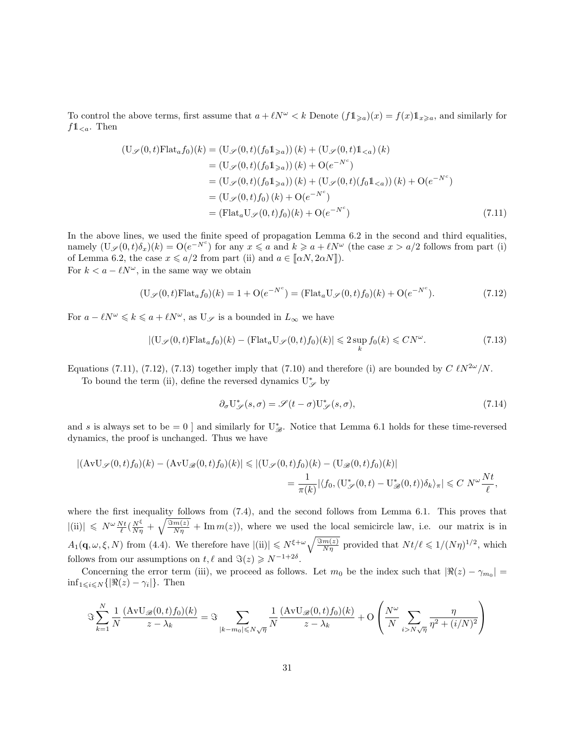To control the above terms, first assume that $a + \ell N^{\omega} < k$ Denote $(f\mathbb{1}_{\geqslant a})(x) = f(x)\mathbb{1}_{x \geqslant a}$, and similarly for $f\mathbb{1}_{<a}$. Then

$$
\begin{aligned}
(\mathrm{U}_{\mathscr{S}}(0,t)\mathrm{Flat}_a f_0)(k) &= \left(\mathrm{U}_{\mathscr{S}}(0,t)(f_0\mathbb{1}_{\geqslant a})\right)(k) + \left(\mathrm{U}_{\mathscr{S}}(0,t)\mathbb{1}_{<a}\right)(k) \\
&= \left(\mathrm{U}_{\mathscr{S}}(0,t)(f_0\mathbb{1}_{\geqslant a})\right)(k) + \mathrm{O}(e^{-N^c}) \\
&= \left(\mathrm{U}_{\mathscr{S}}(0,t)(f_0\mathbb{1}_{\geqslant a})\right)(k) + \left(\mathrm{U}_{\mathscr{S}}(0,t)(f_0\mathbb{1}_{<a})\right)(k) + \mathrm{O}(e^{-N^c}) \\
&= \left(\mathrm{U}_{\mathscr{S}}(0,t)f_0\right)(k) + \mathrm{O}(e^{-N^c}) \\
&= (\mathrm{Flat}_a \mathrm{U}_{\mathscr{S}}(0,t)f_0)(k) + \mathrm{O}(e^{-N^c})
\end{aligned} \tag{7.11}
$$

In the above lines, we used the finite speed of propagation Lemma 6.2 in the second and third equalities, namely $(\mathrm{U}_{\mathscr{S}}(0,t)\delta_x)(k) = \mathrm{O}(e^{-N^c})$ for any $x \leqslant a$ and $k \geqslant a + \ell N^{\omega}$ (the case $x > a/2$ follows from part (i) of Lemma 6.2, the case $x \leqslant a/2$ from part (ii) and $a \in [\![\alpha N, 2\alpha N]\!]$).
For $k < a - \ell N^{\omega}$, in the same way we obtain

$$
(\mathrm{U}_{\mathscr{S}}(0,t)\mathrm{Flat}_a f_0)(k) = 1 + \mathrm{O}(e^{-N^c}) = (\mathrm{Flat}_a \mathrm{U}_{\mathscr{S}}(0,t)f_0)(k) + \mathrm{O}(e^{-N^c}). \tag{7.12}
$$

For $a - \ell N^{\omega} \leqslant k \leqslant a + \ell N^{\omega}$, as $\mathrm{U}_{\mathscr{S}}$ is a bounded in $L_\infty$ we have

$$
|(\mathrm{U}_{\mathscr{S}}(0,t)\mathrm{Flat}_a f_0)(k) - (\mathrm{Flat}_a \mathrm{U}_{\mathscr{S}}(0,t)f_0)(k)| \leqslant 2\sup_k f_0(k) \leqslant CN^{\omega}. \tag{7.13}
$$

Equations (7.11), (7.12), (7.13) together imply that (7.10) and therefore (i) are bounded by $C\,\ell N^{2\omega}/N$.

To bound the term (ii), define the reversed dynamics $\mathrm{U}^*_{\mathscr{S}}$ by

$$
\partial_\sigma \mathrm{U}^*_{\mathscr{S}}(s,\sigma) = \mathscr{S}(t-\sigma)\mathrm{U}^*_{\mathscr{S}}(s,\sigma), \tag{7.14}
$$

and $s$ is always set to be $= 0$ ] and similarly for $\mathrm{U}^*_{\mathscr{B}}$. Notice that Lemma 6.1 holds for these time-reversed dynamics, the proof is unchanged. Thus we have

$$
\begin{aligned}
|(\mathrm{AvU}_{\mathscr{S}}(0,t)f_0)(k) - (\mathrm{AvU}_{\mathscr{B}}(0,t)f_0)(k)| &\leqslant |(\mathrm{U}_{\mathscr{S}}(0,t)f_0)(k) - (\mathrm{U}_{\mathscr{B}}(0,t)f_0)(k)| \\
&= \frac{1}{\pi(k)}|\langle f_0, (\mathrm{U}^*_{\mathscr{S}}(0,t) - \mathrm{U}^*_{\mathscr{B}}(0,t))\delta_k\rangle_\pi| \leqslant C\,N^{\omega}\frac{Nt}{\ell},
\end{aligned}
$$

where the first inequality follows from (7.4), and the second follows from Lemma 6.1. This proves that $|(\mathrm{ii})| \leqslant N^{\omega}\frac{Nt}{\ell}\left(\frac{N^{\xi}}{N\eta} + \sqrt{\frac{\Im m(z)}{N\eta}} + \operatorname{Im} m(z)\right)$, where we used the local semicircle law, i.e. our matrix is in $A_1(\mathbf{q},\omega,\xi,N)$ from (4.4). We therefore have $|(\mathrm{ii})| \leqslant N^{\xi+\omega}\sqrt{\frac{\Im m(z)}{N\eta}}$ provided that $Nt/\ell \leqslant 1/(N\eta)^{1/2}$, which follows from our assumptions on $t, \ell$ and $\Im(z) \geqslant N^{-1+2\delta}$.

Concerning the error term (iii), we proceed as follows. Let $m_0$ be the index such that $|\Re(z) - \gamma_{m_0}| = \inf_{1\leqslant i\leqslant N}\{|\Re(z) - \gamma_i|\}$. Then

$$
\Im\sum_{k=1}^{N}\frac{1}{N}\frac{(\mathrm{AvU}_{\mathscr{B}}(0,t)f_0)(k)}{z-\lambda_k} = \Im\sum_{|k-m_0|\leqslant N\sqrt{\eta}}\frac{1}{N}\frac{(\mathrm{AvU}_{\mathscr{B}}(0,t)f_0)(k)}{z-\lambda_k} + \mathrm{O}\left(\frac{N^{\omega}}{N}\sum_{i>N\sqrt{\eta}}\frac{\eta}{\eta^2+(i/N)^2}\right)
$$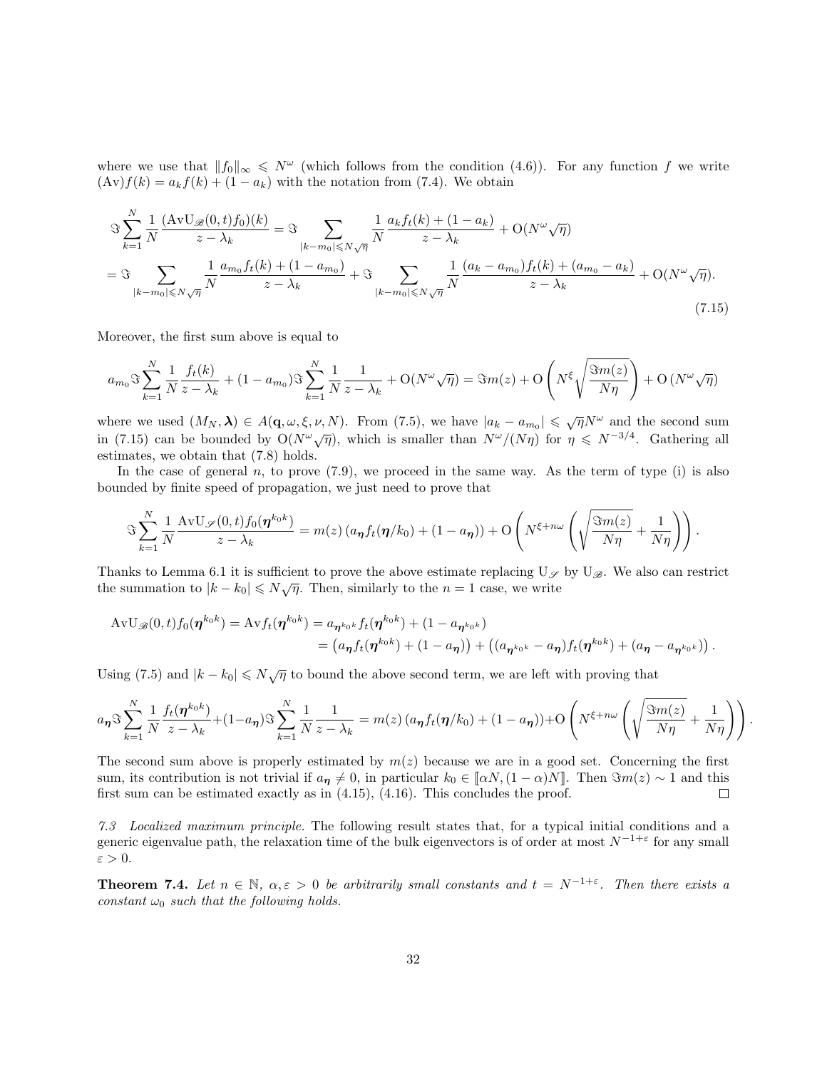where we use that $\|f_0\|_\infty \leqslant N^\omega$ (which follows from the condition (4.6)). For any function $f$ we write $(\mathrm{Av})f(k) = a_k f(k) + (1-a_k)$ with the notation from (7.4). We obtain

$$
\begin{aligned}
&\Im \sum_{k=1}^N \frac{1}{N} \frac{(\mathrm{Av}\mathrm{U}_{\mathscr{B}}(0,t)f_0)(k)}{z-\lambda_k} = \Im \sum_{|k-m_0|\leqslant N\sqrt{\eta}} \frac{1}{N} \frac{a_k f_t(k) + (1-a_k)}{z-\lambda_k} + \mathrm{O}(N^\omega \sqrt{\eta}) \\
&= \Im \sum_{|k-m_0|\leqslant N\sqrt{\eta}} \frac{1}{N} \frac{a_{m_0} f_t(k) + (1-a_{m_0})}{z-\lambda_k} + \Im \sum_{|k-m_0|\leqslant N\sqrt{\eta}} \frac{1}{N} \frac{(a_k - a_{m_0}) f_t(k) + (a_{m_0} - a_k)}{z-\lambda_k} + \mathrm{O}(N^\omega \sqrt{\eta}).
\end{aligned} \tag{7.15}
$$

Moreover, the first sum above is equal to

$$
a_{m_0} \Im \sum_{k=1}^N \frac{1}{N} \frac{f_t(k)}{z-\lambda_k} + (1-a_{m_0}) \Im \sum_{k=1}^N \frac{1}{N} \frac{1}{z-\lambda_k} + \mathrm{O}(N^\omega \sqrt{\eta}) = \Im m(z) + \mathrm{O}\left( N^\xi \sqrt{\frac{\Im m(z)}{N\eta}} \right) + \mathrm{O}\left(N^\omega \sqrt{\eta}\right)
$$

where we used $(M_N, \boldsymbol{\lambda}) \in A(\mathbf{q}, \omega, \xi, \nu, N)$. From (7.5), we have $|a_k - a_{m_0}| \leqslant \sqrt{\eta} N^\omega$ and the second sum in (7.15) can be bounded by $\mathrm{O}(N^\omega \sqrt{\eta})$, which is smaller than $N^\omega/(N\eta)$ for $\eta \leqslant N^{-3/4}$. Gathering all estimates, we obtain that (7.8) holds.

In the case of general $n$, to prove (7.9), we proceed in the same way. As the term of type (i) is also bounded by finite speed of propagation, we just need to prove that

$$
\Im \sum_{k=1}^N \frac{1}{N} \frac{\mathrm{Av}\mathrm{U}_{\mathscr{S}}(0,t) f_0(\boldsymbol{\eta}^{k_0 k})}{z-\lambda_k} = m(z) \left( a_{\boldsymbol{\eta}} f_t(\boldsymbol{\eta}/k_0) + (1-a_{\boldsymbol{\eta}}) \right) + \mathrm{O}\left( N^{\xi + n\omega} \left( \sqrt{\frac{\Im m(z)}{N\eta}} + \frac{1}{N\eta} \right) \right).
$$

Thanks to Lemma 6.1 it is sufficient to prove the above estimate replacing $\mathrm{U}_{\mathscr{S}}$ by $\mathrm{U}_{\mathscr{B}}$. We also can restrict the summation to $|k-k_0| \leqslant N\sqrt{\eta}$. Then, similarly to the $n=1$ case, we write

$$
\begin{aligned}
\mathrm{Av}\mathrm{U}_{\mathscr{B}}(0,t) f_0(\boldsymbol{\eta}^{k_0 k}) = \mathrm{Av} f_t(\boldsymbol{\eta}^{k_0 k}) &= a_{\boldsymbol{\eta}^{k_0 k}} f_t(\boldsymbol{\eta}^{k_0 k}) + (1 - a_{\boldsymbol{\eta}^{k_0 k}}) \\
&= \left( a_{\boldsymbol{\eta}} f_t(\boldsymbol{\eta}^{k_0 k}) + (1-a_{\boldsymbol{\eta}}) \right) + \left( (a_{\boldsymbol{\eta}^{k_0 k}} - a_{\boldsymbol{\eta}}) f_t(\boldsymbol{\eta}^{k_0 k}) + (a_{\boldsymbol{\eta}} - a_{\boldsymbol{\eta}^{k_0 k}}) \right).
\end{aligned}
$$

Using (7.5) and $|k-k_0| \leqslant N\sqrt{\eta}$ to bound the above second term, we are left with proving that

$$
a_{\boldsymbol{\eta}} \Im \sum_{k=1}^N \frac{1}{N} \frac{f_t(\boldsymbol{\eta}^{k_0 k})}{z-\lambda_k} + (1-a_{\boldsymbol{\eta}}) \Im \sum_{k=1}^N \frac{1}{N} \frac{1}{z-\lambda_k} = m(z) \left( a_{\boldsymbol{\eta}} f_t(\boldsymbol{\eta}/k_0) + (1-a_{\boldsymbol{\eta}}) \right) + \mathrm{O}\left( N^{\xi + n\omega} \left( \sqrt{\frac{\Im m(z)}{N\eta}} + \frac{1}{N\eta} \right) \right).
$$

The second sum above is properly estimated by $m(z)$ because we are in a good set. Concerning the first sum, its contribution is not trivial if $a_{\boldsymbol{\eta}} \neq 0$, in particular $k_0 \in [\![\alpha N, (1-\alpha)N]\!]$. Then $\Im m(z) \sim 1$ and this first sum can be estimated exactly as in (4.15), (4.16). This concludes the proof. ◻

*7.3 Localized maximum principle.* The following result states that, for a typical initial conditions and a generic eigenvalue path, the relaxation time of the bulk eigenvectors is of order at most $N^{-1+\varepsilon}$ for any small $\varepsilon > 0$.

**Theorem 7.4.** *Let $n \in \mathbb{N}$, $\alpha, \varepsilon > 0$ be arbitrarily small constants and $t = N^{-1+\varepsilon}$. Then there exists a constant $\omega_0$ such that the following holds.*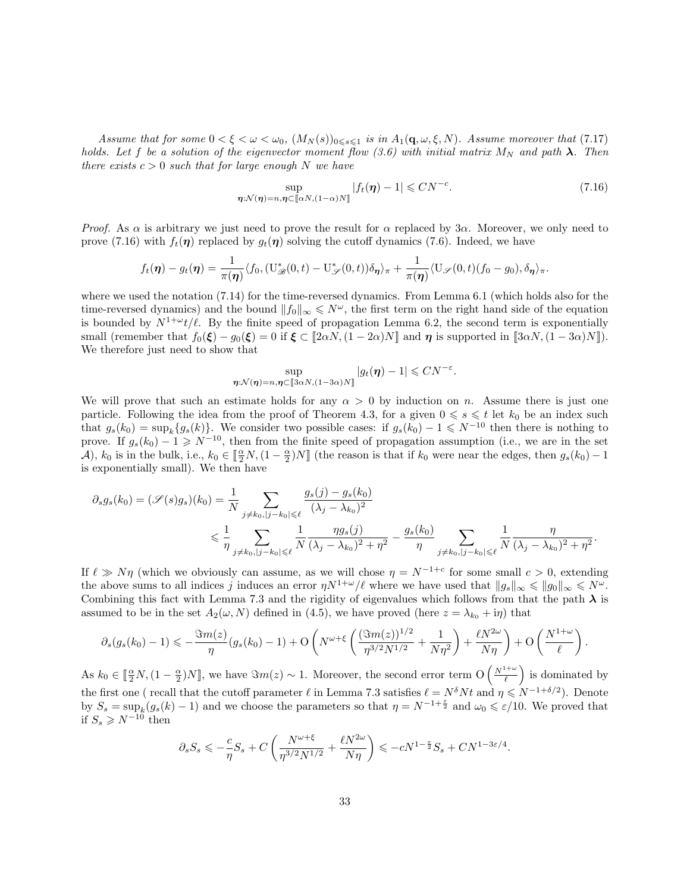*Assume that for some $0 < \xi < \omega < \omega_0$, $(M_N(s))_{0 \leqslant s \leqslant 1}$ is in $A_1(\mathbf{q}, \omega, \xi, N)$. Assume moreover that (7.17) holds. Let $f$ be a solution of the eigenvector moment flow (3.6) with initial matrix $M_N$ and path $\boldsymbol{\lambda}$. Then there exists $c > 0$ such that for large enough $N$ we have*

$$\sup_{\boldsymbol{\eta}:\mathcal{N}(\boldsymbol{\eta})=n, \boldsymbol{\eta}\subset[\![\alpha N,(1-\alpha)N]\!]} |f_t(\boldsymbol{\eta}) - 1| \leqslant CN^{-c}. \tag{7.16}$$

*Proof.* As $\alpha$ is arbitrary we just need to prove the result for $\alpha$ replaced by $3\alpha$. Moreover, we only need to prove (7.16) with $f_t(\boldsymbol{\eta})$ replaced by $g_t(\boldsymbol{\eta})$ solving the cutoff dynamics (7.6). Indeed, we have

$$f_t(\boldsymbol{\eta}) - g_t(\boldsymbol{\eta}) = \frac{1}{\pi(\boldsymbol{\eta})} \langle f_0, (\mathrm{U}^*_{\mathscr{B}}(0,t) - \mathrm{U}^*_{\mathscr{S}}(0,t))\delta_{\boldsymbol{\eta}} \rangle_\pi + \frac{1}{\pi(\boldsymbol{\eta})} \langle \mathrm{U}_{\mathscr{S}}(0,t)(f_0 - g_0), \delta_{\boldsymbol{\eta}} \rangle_\pi.$$

where we used the notation (7.14) for the time-reversed dynamics. From Lemma 6.1 (which holds also for the time-reversed dynamics) and the bound $\|f_0\|_\infty \leqslant N^\omega$, the first term on the right hand side of the equation is bounded by $N^{1+\omega}t/\ell$. By the finite speed of propagation Lemma 6.2, the second term is exponentially small (remember that $f_0(\boldsymbol{\xi}) - g_0(\boldsymbol{\xi}) = 0$ if $\boldsymbol{\xi} \subset [\![2\alpha N, (1-2\alpha)N]\!]$ and $\boldsymbol{\eta}$ is supported in $[\![3\alpha N, (1-3\alpha)N]\!]$). We therefore just need to show that

$$\sup_{\boldsymbol{\eta}:\mathcal{N}(\boldsymbol{\eta})=n, \boldsymbol{\eta}\subset[\![3\alpha N,(1-3\alpha)N]\!]} |g_t(\boldsymbol{\eta}) - 1| \leqslant CN^{-\varepsilon}.$$

We will prove that such an estimate holds for any $\alpha > 0$ by induction on $n$. Assume there is just one particle. Following the idea from the proof of Theorem 4.3, for a given $0 \leqslant s \leqslant t$ let $k_0$ be an index such that $g_s(k_0) = \sup_k \{g_s(k)\}$. We consider two possible cases: if $g_s(k_0) - 1 \leqslant N^{-10}$ then there is nothing to prove. If $g_s(k_0) - 1 \geqslant N^{-10}$, then from the finite speed of propagation assumption (i.e., we are in the set $\mathcal{A}$), $k_0$ is in the bulk, i.e., $k_0 \in [\![\frac{\alpha}{2}N, (1-\frac{\alpha}{2})N]\!]$ (the reason is that if $k_0$ were near the edges, then $g_s(k_0) - 1$ is exponentially small). We then have

$$\begin{aligned}
\partial_s g_s(k_0) = (\mathscr{S}(s) g_s)(k_0) &= \frac{1}{N} \sum_{j \neq k_0, |j-k_0| \leqslant \ell} \frac{g_s(j) - g_s(k_0)}{(\lambda_j - \lambda_{k_0})^2} \\
&\leqslant \frac{1}{\eta} \sum_{j \neq k_0, |j-k_0| \leqslant \ell} \frac{1}{N} \frac{\eta g_s(j)}{(\lambda_j - \lambda_{k_0})^2 + \eta^2} - \frac{g_s(k_0)}{\eta} \sum_{j \neq k_0, |j-k_0| \leqslant \ell} \frac{1}{N} \frac{\eta}{(\lambda_j - \lambda_{k_0})^2 + \eta^2}.
\end{aligned}$$

If $\ell \gg N\eta$ (which we obviously can assume, as we will chose $\eta = N^{-1+c}$ for some small $c > 0$, extending the above sums to all indices $j$ induces an error $\eta N^{1+\omega}/\ell$ where we have used that $\|g_s\|_\infty \leqslant \|g_0\|_\infty \leqslant N^\omega$. Combining this fact with Lemma 7.3 and the rigidity of eigenvalues which follows from that the path $\boldsymbol{\lambda}$ is assumed to be in the set $A_2(\omega, N)$ defined in (4.5), we have proved (here $z = \lambda_{k_0} + \mathrm{i}\eta$) that

$$\partial_s(g_s(k_0) - 1) \leqslant -\frac{\Im m(z)}{\eta}(g_s(k_0) - 1) + \mathrm{O}\left(N^{\omega+\xi}\left(\frac{(\Im m(z))^{1/2}}{\eta^{3/2}N^{1/2}} + \frac{1}{N\eta^2}\right) + \frac{\ell N^{2\omega}}{N\eta}\right) + \mathrm{O}\left(\frac{N^{1+\omega}}{\ell}\right).$$

As $k_0 \in [\![\frac{\alpha}{2}N, (1-\frac{\alpha}{2})N]\!]$, we have $\Im m(z) \sim 1$. Moreover, the second error term $\mathrm{O}\left(\frac{N^{1+\omega}}{\ell}\right)$ is dominated by the first one ( recall that the cutoff parameter $\ell$ in Lemma 7.3 satisfies $\ell = N^\delta Nt$ and $\eta \leqslant N^{-1+\delta/2}$). Denote by $S_s = \sup_k (g_s(k) - 1)$ and we choose the parameters so that $\eta = N^{-1+\frac{\varepsilon}{2}}$ and $\omega_0 \leqslant \varepsilon/10$. We proved that if $S_s \geqslant N^{-10}$ then

$$\partial_s S_s \leqslant -\frac{c}{\eta} S_s + C\left(\frac{N^{\omega+\xi}}{\eta^{3/2}N^{1/2}} + \frac{\ell N^{2\omega}}{N\eta}\right) \leqslant -cN^{1-\frac{\varepsilon}{2}} S_s + CN^{1-3\varepsilon/4}.$$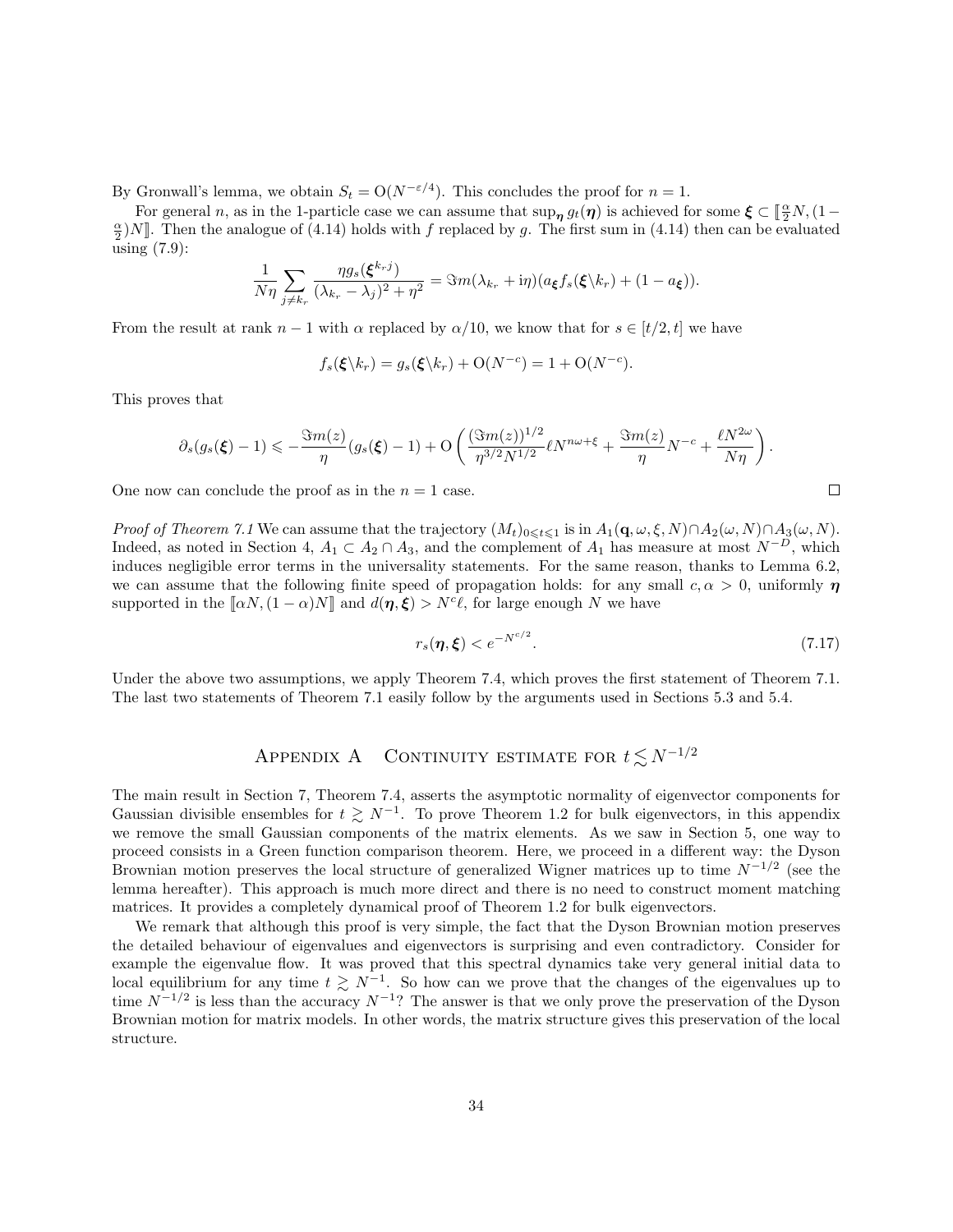By Gronwall's lemma, we obtain $S_t = \mathrm{O}(N^{-\varepsilon/4})$. This concludes the proof for $n=1$.

For general $n$, as in the 1-particle case we can assume that $\sup_{\boldsymbol{\eta}} g_t(\boldsymbol{\eta})$ is achieved for some $\boldsymbol{\xi} \subset [\![\frac{\alpha}{2}N, (1-\frac{\alpha}{2})N]\!]$. Then the analogue of (4.14) holds with $f$ replaced by $g$. The first sum in (4.14) then can be evaluated using (7.9):

$$\frac{1}{N\eta}\sum_{j\neq k_r}\frac{\eta g_s(\boldsymbol{\xi}^{k_r j})}{(\lambda_{k_r}-\lambda_j)^2+\eta^2} = \Im m(\lambda_{k_r}+\mathrm{i}\eta)(a_{\boldsymbol{\xi}} f_s(\boldsymbol{\xi}\backslash k_r) + (1-a_{\boldsymbol{\xi}})).$$

From the result at rank $n-1$ with $\alpha$ replaced by $\alpha/10$, we know that for $s\in[t/2,t]$ we have

$$f_s(\boldsymbol{\xi}\backslash k_r) = g_s(\boldsymbol{\xi}\backslash k_r) + \mathrm{O}(N^{-c}) = 1 + \mathrm{O}(N^{-c}).$$

This proves that

$$\partial_s(g_s(\boldsymbol{\xi})-1) \leqslant -\frac{\Im m(z)}{\eta}(g_s(\boldsymbol{\xi})-1) + \mathrm{O}\left(\frac{(\Im m(z))^{1/2}}{\eta^{3/2}N^{1/2}}\ell N^{n\omega+\xi} + \frac{\Im m(z)}{\eta}N^{-c} + \frac{\ell N^{2\omega}}{N\eta}\right).$$

One now can conclude the proof as in the $n=1$ case. □

*Proof of Theorem 7.1* We can assume that the trajectory $(M_t)_{0\leqslant t\leqslant 1}$ is in $A_1(\mathbf{q},\omega,\xi,N)\cap A_2(\omega,N)\cap A_3(\omega,N)$. Indeed, as noted in Section 4, $A_1\subset A_2\cap A_3$, and the complement of $A_1$ has measure at most $N^{-D}$, which induces negligible error terms in the universality statements. For the same reason, thanks to Lemma 6.2, we can assume that the following finite speed of propagation holds: for any small $c,\alpha>0$, uniformly $\boldsymbol{\eta}$ supported in the $[\![\alpha N,(1-\alpha)N]\!]$ and $d(\boldsymbol{\eta},\boldsymbol{\xi})>N^c\ell$, for large enough $N$ we have

$$r_s(\boldsymbol{\eta},\boldsymbol{\xi}) < e^{-N^{c/2}}. \tag{7.17}$$

Under the above two assumptions, we apply Theorem 7.4, which proves the first statement of Theorem 7.1. The last two statements of Theorem 7.1 easily follow by the arguments used in Sections 5.3 and 5.4.

# Appendix A Continuity estimate for $t \lesssim N^{-1/2}$

The main result in Section 7, Theorem 7.4, asserts the asymptotic normality of eigenvector components for Gaussian divisible ensembles for $t\gtrsim N^{-1}$. To prove Theorem 1.2 for bulk eigenvectors, in this appendix we remove the small Gaussian components of the matrix elements. As we saw in Section 5, one way to proceed consists in a Green function comparison theorem. Here, we proceed in a different way: the Dyson Brownian motion preserves the local structure of generalized Wigner matrices up to time $N^{-1/2}$ (see the lemma hereafter). This approach is much more direct and there is no need to construct moment matching matrices. It provides a completely dynamical proof of Theorem 1.2 for bulk eigenvectors.

We remark that although this proof is very simple, the fact that the Dyson Brownian motion preserves the detailed behaviour of eigenvalues and eigenvectors is surprising and even contradictory. Consider for example the eigenvalue flow. It was proved that this spectral dynamics take very general initial data to local equilibrium for any time $t\gtrsim N^{-1}$. So how can we prove that the changes of the eigenvalues up to time $N^{-1/2}$ is less than the accuracy $N^{-1}$? The answer is that we only prove the preservation of the Dyson Brownian motion for matrix models. In other words, the matrix structure gives this preservation of the local structure.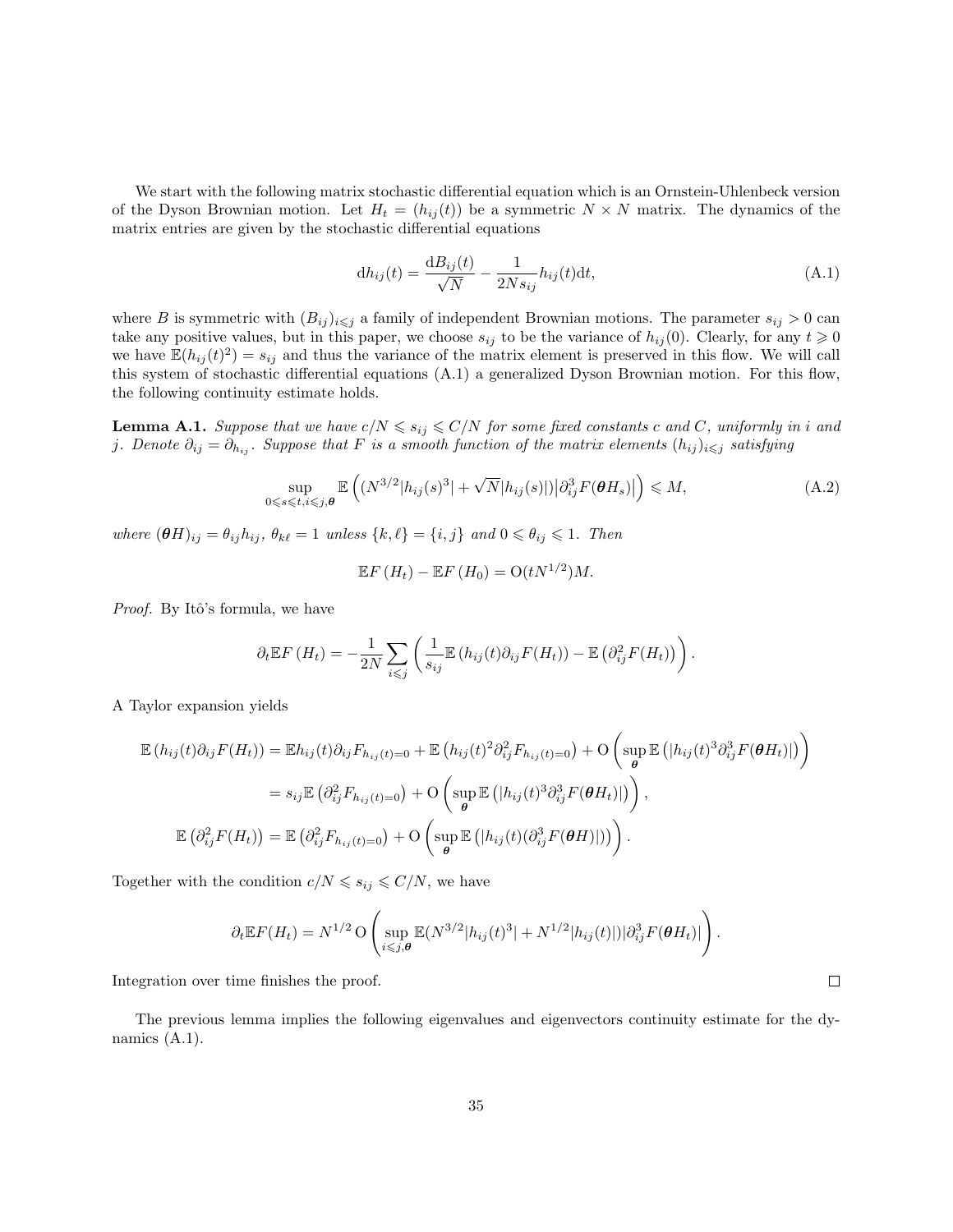We start with the following matrix stochastic differential equation which is an Ornstein-Uhlenbeck version of the Dyson Brownian motion. Let $H_t = (h_{ij}(t))$ be a symmetric $N \times N$ matrix. The dynamics of the matrix entries are given by the stochastic differential equations

$$\mathrm{d}h_{ij}(t) = \frac{\mathrm{d}B_{ij}(t)}{\sqrt{N}} - \frac{1}{2Ns_{ij}} h_{ij}(t)\mathrm{d}t, \tag{A.1}$$

where $B$ is symmetric with $(B_{ij})_{i \leqslant j}$ a family of independent Brownian motions. The parameter $s_{ij} > 0$ can take any positive values, but in this paper, we choose $s_{ij}$ to be the variance of $h_{ij}(0)$. Clearly, for any $t \geqslant 0$ we have $\mathbb{E}(h_{ij}(t)^2) = s_{ij}$ and thus the variance of the matrix element is preserved in this flow. We will call this system of stochastic differential equations (A.1) a generalized Dyson Brownian motion. For this flow, the following continuity estimate holds.

**Lemma A.1.** *Suppose that we have $c/N \leqslant s_{ij} \leqslant C/N$ for some fixed constants $c$ and $C$, uniformly in $i$ and $j$. Denote $\partial_{ij} = \partial_{h_{ij}}$. Suppose that $F$ is a smooth function of the matrix elements $(h_{ij})_{i \leqslant j}$ satisfying*

$$\sup_{0 \leqslant s \leqslant t, i \leqslant j, \boldsymbol{\theta}} \mathbb{E}\left( (N^{3/2}|h_{ij}(s)^3| + \sqrt{N}|h_{ij}(s)|) \left| \partial_{ij}^3 F(\boldsymbol{\theta} H_s) \right| \right) \leqslant M, \tag{A.2}$$

*where $(\boldsymbol{\theta} H)_{ij} = \theta_{ij} h_{ij}$, $\theta_{k\ell} = 1$ unless $\{k, \ell\} = \{i, j\}$ and $0 \leqslant \theta_{ij} \leqslant 1$. Then*

$$\mathbb{E} F(H_t) - \mathbb{E} F(H_0) = \mathrm{O}(tN^{1/2})M.$$

*Proof.* By Itô's formula, we have

$$\partial_t \mathbb{E} F(H_t) = -\frac{1}{2N} \sum_{i \leqslant j} \left( \frac{1}{s_{ij}} \mathbb{E}\left(h_{ij}(t) \partial_{ij} F(H_t)\right) - \mathbb{E}\left(\partial_{ij}^2 F(H_t)\right) \right).$$

A Taylor expansion yields

$$\begin{aligned}
\mathbb{E}\left(h_{ij}(t) \partial_{ij} F(H_t)\right) &= \mathbb{E} h_{ij}(t) \partial_{ij} F_{h_{ij}(t)=0} + \mathbb{E}\left(h_{ij}(t)^2 \partial_{ij}^2 F_{h_{ij}(t)=0}\right) + \mathrm{O}\left( \sup_{\boldsymbol{\theta}} \mathbb{E}\left( |h_{ij}(t)^3 \partial_{ij}^3 F(\boldsymbol{\theta} H_t)| \right) \right) \\
&= s_{ij} \mathbb{E}\left(\partial_{ij}^2 F_{h_{ij}(t)=0}\right) + \mathrm{O}\left( \sup_{\boldsymbol{\theta}} \mathbb{E}\left( |h_{ij}(t)^3 \partial_{ij}^3 F(\boldsymbol{\theta} H_t)| \right) \right), \\
\mathbb{E}\left(\partial_{ij}^2 F(H_t)\right) &= \mathbb{E}\left(\partial_{ij}^2 F_{h_{ij}(t)=0}\right) + \mathrm{O}\left( \sup_{\boldsymbol{\theta}} \mathbb{E}\left( |h_{ij}(t)(\partial_{ij}^3 F(\boldsymbol{\theta} H)|) \right) \right).
\end{aligned}$$

Together with the condition $c/N \leqslant s_{ij} \leqslant C/N$, we have

$$\partial_t \mathbb{E} F(H_t) = N^{1/2} \, \mathrm{O}\left( \sup_{i \leqslant j, \boldsymbol{\theta}} \mathbb{E}(N^{3/2}|h_{ij}(t)^3| + N^{1/2}|h_{ij}(t)|) |\partial_{ij}^3 F(\boldsymbol{\theta} H_t)| \right).$$

Integration over time finishes the proof. ∎

The previous lemma implies the following eigenvalues and eigenvectors continuity estimate for the dynamics (A.1).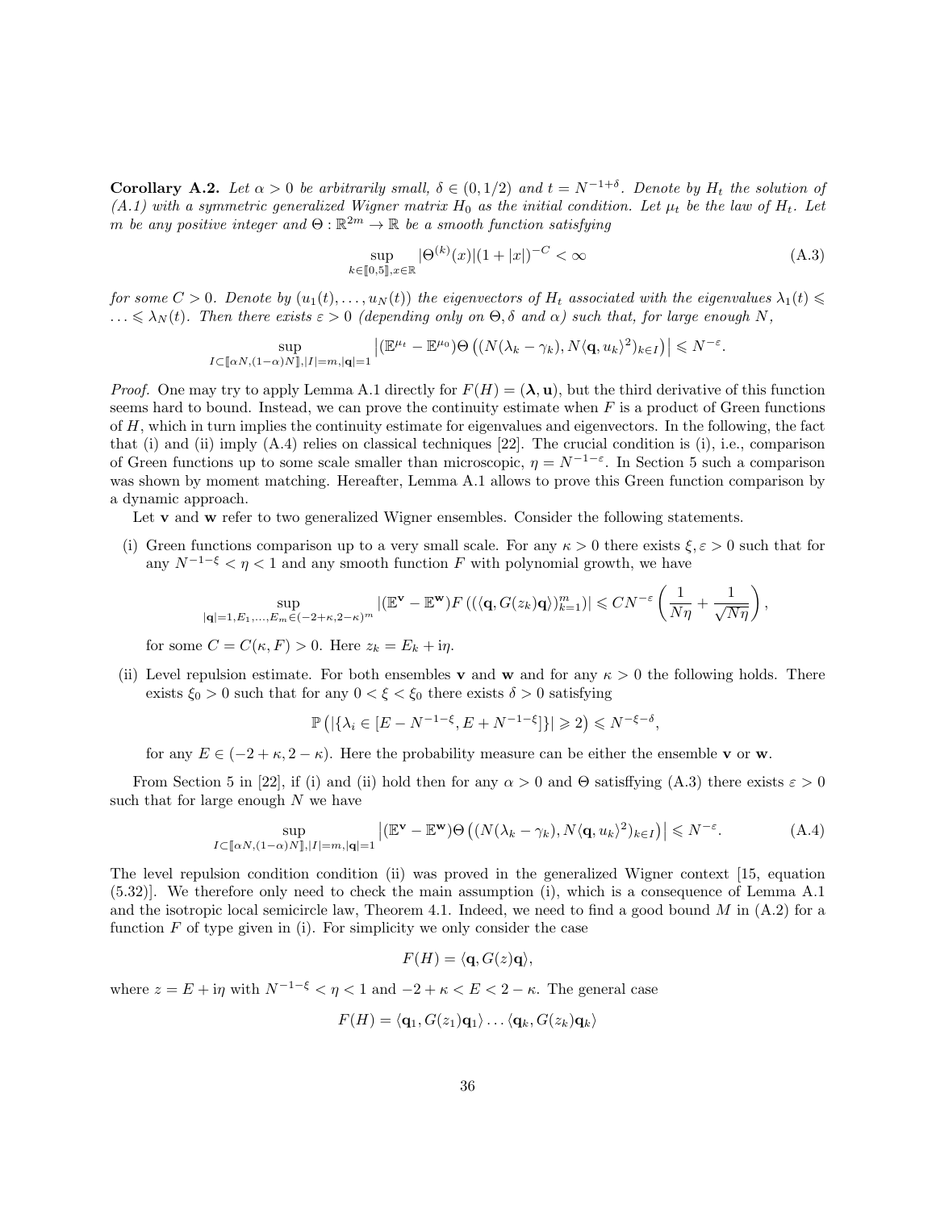**Corollary A.2.** *Let $\alpha > 0$ be arbitrarily small, $\delta \in (0, 1/2)$ and $t = N^{-1+\delta}$. Denote by $H_t$ the solution of (A.1) with a symmetric generalized Wigner matrix $H_0$ as the initial condition. Let $\mu_t$ be the law of $H_t$. Let $m$ be any positive integer and $\Theta : \mathbb{R}^{2m} \to \mathbb{R}$ be a smooth function satisfying*

$$\sup_{k \in [\![0,5]\!], x \in \mathbb{R}} |\Theta^{(k)}(x)|(1 + |x|)^{-C} < \infty \tag{A.3}$$

*for some $C > 0$. Denote by $(u_1(t), \dots, u_N(t))$ the eigenvectors of $H_t$ associated with the eigenvalues $\lambda_1(t) \leqslant \dots \leqslant \lambda_N(t)$. Then there exists $\varepsilon > 0$ (depending only on $\Theta, \delta$ and $\alpha$) such that, for large enough $N$,*

$$\sup_{I \subset [\![\alpha N, (1-\alpha)N]\!], |I| = m, |\mathbf{q}|=1} \left| (\mathbb{E}^{\mu_t} - \mathbb{E}^{\mu_0}) \Theta \left( (N(\lambda_k - \gamma_k), N\langle \mathbf{q}, u_k \rangle^2)_{k \in I} \right) \right| \leqslant N^{-\varepsilon}.$$

*Proof.* One may try to apply Lemma A.1 directly for $F(H) = (\boldsymbol{\lambda}, \mathbf{u})$, but the third derivative of this function seems hard to bound. Instead, we can prove the continuity estimate when $F$ is a product of Green functions of $H$, which in turn implies the continuity estimate for eigenvalues and eigenvectors. In the following, the fact that (i) and (ii) imply (A.4) relies on classical techniques [22]. The crucial condition is (i), i.e., comparison of Green functions up to some scale smaller than microscopic, $\eta = N^{-1-\varepsilon}$. In Section 5 such a comparison was shown by moment matching. Hereafter, Lemma A.1 allows to prove this Green function comparison by a dynamic approach.

Let $\mathbf{v}$ and $\mathbf{w}$ refer to two generalized Wigner ensembles. Consider the following statements.

(i) Green functions comparison up to a very small scale. For any $\kappa > 0$ there exists $\xi, \varepsilon > 0$ such that for any $N^{-1-\xi} < \eta < 1$ and any smooth function $F$ with polynomial growth, we have

$$\sup_{|\mathbf{q}|=1, E_1, \dots, E_m \in (-2+\kappa, 2-\kappa)^m} |(\mathbb{E}^{\mathbf{v}} - \mathbb{E}^{\mathbf{w}}) F\left( (\langle \mathbf{q}, G(z_k) \mathbf{q} \rangle)_{k=1}^m \right)| \leqslant C N^{-\varepsilon} \left( \frac{1}{N\eta} + \frac{1}{\sqrt{N\eta}} \right),$$

for some $C = C(\kappa, F) > 0$. Here $z_k = E_k + \mathrm{i}\eta$.

(ii) Level repulsion estimate. For both ensembles $\mathbf{v}$ and $\mathbf{w}$ and for any $\kappa > 0$ the following holds. There exists $\xi_0 > 0$ such that for any $0 < \xi < \xi_0$ there exists $\delta > 0$ satisfying

$$\mathbb{P}\left( |\{\lambda_i \in [E - N^{-1-\xi}, E + N^{-1-\xi}]\}| \geqslant 2 \right) \leqslant N^{-\xi-\delta},$$

for any $E \in (-2+\kappa, 2-\kappa)$. Here the probability measure can be either the ensemble $\mathbf{v}$ or $\mathbf{w}$.

From Section 5 in [22], if (i) and (ii) hold then for any $\alpha > 0$ and $\Theta$ satisffying (A.3) there exists $\varepsilon > 0$ such that for large enough $N$ we have

$$\sup_{I \subset [\![\alpha N, (1-\alpha)N]\!], |I| = m, |\mathbf{q}|=1} \left| (\mathbb{E}^{\mathbf{v}} - \mathbb{E}^{\mathbf{w}}) \Theta \left( (N(\lambda_k - \gamma_k), N\langle \mathbf{q}, u_k \rangle^2)_{k \in I} \right) \right| \leqslant N^{-\varepsilon}. \tag{A.4}$$

The level repulsion condition condition (ii) was proved in the generalized Wigner context [15, equation (5.32)]. We therefore only need to check the main assumption (i), which is a consequence of Lemma A.1 and the isotropic local semicircle law, Theorem 4.1. Indeed, we need to find a good bound $M$ in (A.2) for a function $F$ of type given in (i). For simplicity we only consider the case

$$F(H) = \langle \mathbf{q}, G(z) \mathbf{q} \rangle,$$

where $z = E + \mathrm{i}\eta$ with $N^{-1-\xi} < \eta < 1$ and $-2+\kappa < E < 2-\kappa$. The general case

$$F(H) = \langle \mathbf{q}_1, G(z_1) \mathbf{q}_1 \rangle \dots \langle \mathbf{q}_k, G(z_k) \mathbf{q}_k \rangle$$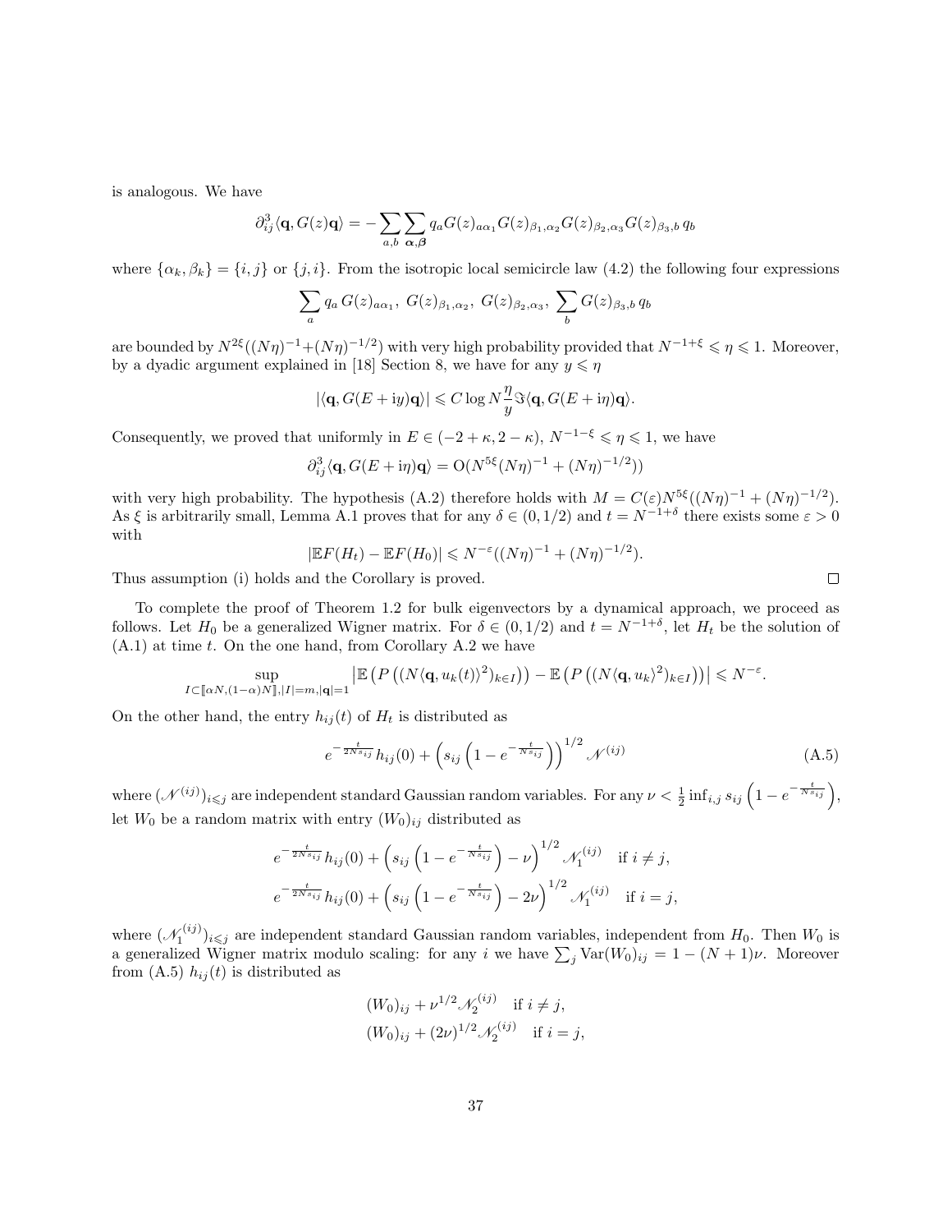is analogous. We have

$$\partial_{ij}^3 \langle \mathbf{q}, G(z)\mathbf{q}\rangle = -\sum_{a,b}\sum_{\boldsymbol{\alpha},\boldsymbol{\beta}} q_a G(z)_{a\alpha_1} G(z)_{\beta_1,\alpha_2} G(z)_{\beta_2,\alpha_3} G(z)_{\beta_3,b}\, q_b$$

where $\{\alpha_k,\beta_k\} = \{i,j\}$ or $\{j,i\}$. From the isotropic local semicircle law (4.2) the following four expressions

$$\sum_a q_a\, G(z)_{a\alpha_1},\ G(z)_{\beta_1,\alpha_2},\ G(z)_{\beta_2,\alpha_3},\ \sum_b G(z)_{\beta_3,b}\, q_b$$

are bounded by $N^{2\xi}((N\eta)^{-1}+(N\eta)^{-1/2})$ with very high probability provided that $N^{-1+\xi}\leqslant \eta \leqslant 1$. Moreover, by a dyadic argument explained in [18] Section 8, we have for any $y\leqslant \eta$

$$|\langle \mathbf{q}, G(E+\mathrm{i}y)\mathbf{q}\rangle| \leqslant C\log N \frac{\eta}{y} \Im \langle \mathbf{q}, G(E+\mathrm{i}\eta)\mathbf{q}\rangle.$$

Consequently, we proved that uniformly in $E\in(-2+\kappa, 2-\kappa)$, $N^{-1-\xi}\leqslant \eta\leqslant 1$, we have

$$\partial_{ij}^3 \langle \mathbf{q}, G(E+\mathrm{i}\eta)\mathbf{q}\rangle = \mathrm{O}(N^{5\xi}(N\eta)^{-1}+(N\eta)^{-1/2}))$$

with very high probability. The hypothesis (A.2) therefore holds with $M = C(\varepsilon)N^{5\xi}((N\eta)^{-1}+(N\eta)^{-1/2})$. As $\xi$ is arbitrarily small, Lemma A.1 proves that for any $\delta\in(0,1/2)$ and $t = N^{-1+\delta}$ there exists some $\varepsilon>0$ with

$$|\mathbb{E}F(H_t) - \mathbb{E}F(H_0)| \leqslant N^{-\varepsilon}((N\eta)^{-1}+(N\eta)^{-1/2}).$$

Thus assumption (i) holds and the Corollary is proved. □

To complete the proof of Theorem 1.2 for bulk eigenvectors by a dynamical approach, we proceed as follows. Let $H_0$ be a generalized Wigner matrix. For $\delta\in(0,1/2)$ and $t=N^{-1+\delta}$, let $H_t$ be the solution of (A.1) at time $t$. On the one hand, from Corollary A.2 we have

$$\sup_{I\subset[\![\alpha N,(1-\alpha)N]\!], |I|=m, |\mathbf{q}|=1} \left|\mathbb{E}\left(P\left((N\langle \mathbf{q}, u_k(t)\rangle^2)_{k\in I}\right)\right) - \mathbb{E}\left(P\left((N\langle \mathbf{q}, u_k\rangle^2)_{k\in I}\right)\right)\right| \leqslant N^{-\varepsilon}.$$

On the other hand, the entry $h_{ij}(t)$ of $H_t$ is distributed as

$$e^{-\frac{t}{2Ns_{ij}}} h_{ij}(0) + \left(s_{ij}\left(1-e^{-\frac{t}{Ns_{ij}}}\right)\right)^{1/2} \mathscr{N}^{(ij)} \tag{A.5}$$

where $(\mathscr{N}^{(ij)})_{i\leqslant j}$ are independent standard Gaussian random variables. For any $\nu < \frac{1}{2}\inf_{i,j} s_{ij}\left(1-e^{-\frac{t}{Ns_{ij}}}\right)$, let $W_0$ be a random matrix with entry $(W_0)_{ij}$ distributed as

$$e^{-\frac{t}{2Ns_{ij}}} h_{ij}(0) + \left(s_{ij}\left(1-e^{-\frac{t}{Ns_{ij}}}\right)-\nu\right)^{1/2} \mathscr{N}_1^{(ij)} \quad \text{if } i\neq j,$$
$$e^{-\frac{t}{2Ns_{ij}}} h_{ij}(0) + \left(s_{ij}\left(1-e^{-\frac{t}{Ns_{ij}}}\right)-2\nu\right)^{1/2} \mathscr{N}_1^{(ij)} \quad \text{if } i = j,$$

where $(\mathscr{N}_1^{(ij)})_{i\leqslant j}$ are independent standard Gaussian random variables, independent from $H_0$. Then $W_0$ is a generalized Wigner matrix modulo scaling: for any $i$ we have $\sum_j \mathrm{Var}(W_0)_{ij} = 1-(N+1)\nu$. Moreover from (A.5) $h_{ij}(t)$ is distributed as

$$(W_0)_{ij} + \nu^{1/2}\mathscr{N}_2^{(ij)} \quad \text{if } i\neq j,$$
$$(W_0)_{ij} + (2\nu)^{1/2}\mathscr{N}_2^{(ij)} \quad \text{if } i = j,$$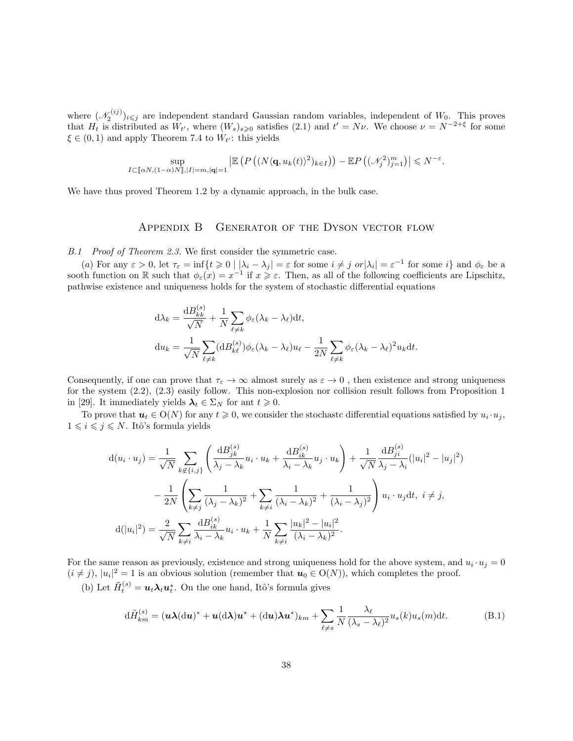where $(\mathscr{N}_2^{(ij)})_{i\leqslant j}$ are independent standard Gaussian random variables, independent of $W_0$. This proves that $H_t$ is distributed as $W_{t'}$, where $(W_s)_{s\geqslant 0}$ satisfies (2.1) and $t' = N\nu$. We choose $\nu = N^{-2+\xi}$ for some $\xi \in (0,1)$ and apply Theorem 7.4 to $W_{t'}$: this yields

$$\sup_{I\subset[\![\alpha N,(1-\alpha)N]\!],|I|=m,|\mathbf{q}|=1} \left|\mathbb{E}\left(P\left((N\langle \mathbf{q}, u_k(t)\rangle^2)_{k\in I}\right)\right) - \mathbb{E}P\left((\mathscr{N}_j^2)_{j=1}^m\right)\right| \leqslant N^{-\varepsilon}.$$

We have thus proved Theorem 1.2 by a dynamic approach, in the bulk case.

## Appendix B Generator of the Dyson vector flow

*B.1 Proof of Theorem 2.3.* We first consider the symmetric case.

($a$) For any $\varepsilon > 0$, let $\tau_\varepsilon = \inf\{t \geqslant 0 \mid |\lambda_i - \lambda_j| = \varepsilon$ for some $i \neq j$ *or* $|\lambda_i| = \varepsilon^{-1}$ for some $i\}$ and $\phi_\varepsilon$ be a sooth function on $\mathbb{R}$ such that $\phi_\varepsilon(x) = x^{-1}$ if $x \geqslant \varepsilon$. Then, as all of the following coefficients are Lipschitz, pathwise existence and uniqueness holds for the system of stochastic differential equations

$$\begin{aligned}
\mathrm{d}\lambda_k &= \frac{\mathrm{d}B_{kk}^{(s)}}{\sqrt{N}} + \frac{1}{N}\sum_{\ell\neq k}\phi_\varepsilon(\lambda_k - \lambda_\ell)\mathrm{d}t,\\
\mathrm{d}u_k &= \frac{1}{\sqrt{N}}\sum_{\ell\neq k}(\mathrm{d}B_{k\ell}^{(s)})\phi_\varepsilon(\lambda_k-\lambda_\ell)u_\ell - \frac{1}{2N}\sum_{\ell\neq k}\phi_\varepsilon(\lambda_k-\lambda_\ell)^2 u_k \mathrm{d}t.
\end{aligned}$$

Consequently, if one can prove that $\tau_\varepsilon \to \infty$ almost surely as $\varepsilon \to 0$ , then existence and strong uniqueness for the system (2.2), (2.3) easily follow. This non-explosion nor collision result follows from Proposition 1 in [29]. It immediately yields $\boldsymbol{\lambda}_t \in \Sigma_N$ for ant $t \geqslant 0$.

To prove that $\boldsymbol{u}_t \in \mathrm{O}(N)$ for any $t \geqslant 0$, we consider the stochastc differential equations satisfied by $u_i \cdot u_j$, $1 \leqslant i \leqslant j \leqslant N$. Itô's formula yields

$$\begin{aligned}
\mathrm{d}(u_i\cdot u_j) &= \frac{1}{\sqrt{N}}\sum_{k\notin\{i,j\}}\left(\frac{\mathrm{d}B_{jk}^{(s)}}{\lambda_j-\lambda_k}u_i\cdot u_k + \frac{\mathrm{d}B_{ik}^{(s)}}{\lambda_i-\lambda_k}u_j\cdot u_k\right) + \frac{1}{\sqrt{N}}\frac{\mathrm{d}B_{ji}^{(s)}}{\lambda_j-\lambda_i}(|u_i|^2-|u_j|^2)\\
&\quad - \frac{1}{2N}\left(\sum_{k\neq j}\frac{1}{(\lambda_j-\lambda_k)^2} + \sum_{k\neq i}\frac{1}{(\lambda_i-\lambda_k)^2} + \frac{1}{(\lambda_i-\lambda_j)^2}\right)u_i\cdot u_j \mathrm{d}t,\ i\neq j,\\
\mathrm{d}(|u_i|^2) &= \frac{2}{\sqrt{N}}\sum_{k\neq i}\frac{\mathrm{d}B_{ik}^{(s)}}{\lambda_i-\lambda_k}u_i\cdot u_k + \frac{1}{N}\sum_{k\neq i}\frac{|u_k|^2-|u_i|^2}{(\lambda_i-\lambda_k)^2}.
\end{aligned}$$

For the same reason as previously, existence and strong uniqueness hold for the above system, and $u_i \cdot u_j = 0$ ($i \neq j$), $|u_i|^2 = 1$ is an obvious solution (remember that $\boldsymbol{u}_0 \in \mathrm{O}(N)$), which completes the proof.

(b) Let $\tilde{H}_t^{(s)} = \boldsymbol{u}_t\boldsymbol{\lambda}_t\boldsymbol{u}_t^*$. On the one hand, Itô's formula gives

$$\mathrm{d}\tilde{H}_{km}^{(s)} = (\boldsymbol{u}\boldsymbol{\lambda}(\mathrm{d}\boldsymbol{u})^* + \boldsymbol{u}(\mathrm{d}\boldsymbol{\lambda})\boldsymbol{u}^* + (\mathrm{d}\boldsymbol{u})\boldsymbol{\lambda}\boldsymbol{u}^*)_{km} + \sum_{\ell\neq s}\frac{1}{N}\frac{\lambda_\ell}{(\lambda_s-\lambda_\ell)^2}u_s(k)u_s(m)\mathrm{d}t. \tag{B.1}$$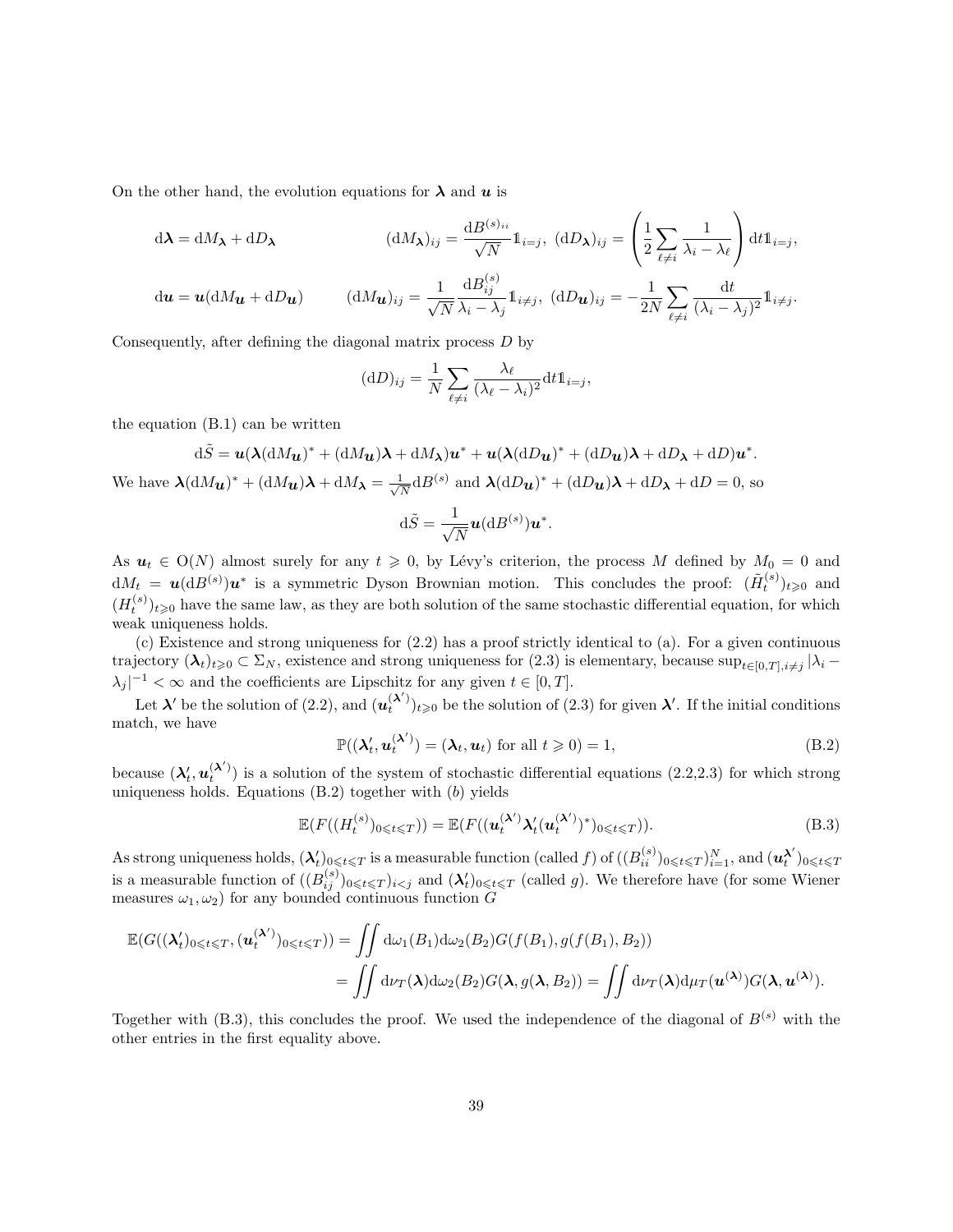On the other hand, the evolution equations for $\boldsymbol{\lambda}$ and $\boldsymbol{u}$ is

$$\mathrm{d}\boldsymbol{\lambda} = \mathrm{d}M_{\boldsymbol{\lambda}} + \mathrm{d}D_{\boldsymbol{\lambda}} \qquad (\mathrm{d}M_{\boldsymbol{\lambda}})_{ij} = \frac{\mathrm{d}B^{(s)_{ii}}}{\sqrt{N}}\mathbb{1}_{i=j},\ (\mathrm{d}D_{\boldsymbol{\lambda}})_{ij} = \left(\frac{1}{2}\sum_{\ell\neq i}\frac{1}{\lambda_i - \lambda_\ell}\right)\mathrm{d}t\mathbb{1}_{i=j},$$

$$\mathrm{d}\boldsymbol{u} = \boldsymbol{u}(\mathrm{d}M_{\boldsymbol{u}} + \mathrm{d}D_{\boldsymbol{u}}) \qquad (\mathrm{d}M_{\boldsymbol{u}})_{ij} = \frac{1}{\sqrt{N}}\frac{\mathrm{d}B^{(s)}_{ij}}{\lambda_i - \lambda_j}\mathbb{1}_{i\neq j},\ (\mathrm{d}D_{\boldsymbol{u}})_{ij} = -\frac{1}{2N}\sum_{\ell\neq i}\frac{\mathrm{d}t}{(\lambda_i-\lambda_j)^2}\mathbb{1}_{i\neq j}.$$

Consequently, after defining the diagonal matrix process $D$ by

$$(\mathrm{d}D)_{ij} = \frac{1}{N}\sum_{\ell\neq i}\frac{\lambda_\ell}{(\lambda_\ell-\lambda_i)^2}\mathrm{d}t\mathbb{1}_{i=j},$$

the equation (B.1) can be written

$$\mathrm{d}\tilde{S} = \boldsymbol{u}(\boldsymbol{\lambda}(\mathrm{d}M_{\boldsymbol{u}})^* + (\mathrm{d}M_{\boldsymbol{u}})\boldsymbol{\lambda} + \mathrm{d}M_{\boldsymbol{\lambda}})\boldsymbol{u}^* + \boldsymbol{u}(\boldsymbol{\lambda}(\mathrm{d}D_{\boldsymbol{u}})^* + (\mathrm{d}D_{\boldsymbol{u}})\boldsymbol{\lambda} + \mathrm{d}D_{\boldsymbol{\lambda}} + \mathrm{d}D)\boldsymbol{u}^*.$$

We have $\boldsymbol{\lambda}(\mathrm{d}M_{\boldsymbol{u}})^* + (\mathrm{d}M_{\boldsymbol{u}})\boldsymbol{\lambda} + \mathrm{d}M_{\boldsymbol{\lambda}} = \frac{1}{\sqrt{N}}\mathrm{d}B^{(s)}$ and $\boldsymbol{\lambda}(\mathrm{d}D_{\boldsymbol{u}})^* + (\mathrm{d}D_{\boldsymbol{u}})\boldsymbol{\lambda} + \mathrm{d}D_{\boldsymbol{\lambda}} + \mathrm{d}D = 0$, so

$$\mathrm{d}\tilde{S} = \frac{1}{\sqrt{N}}\boldsymbol{u}(\mathrm{d}B^{(s)})\boldsymbol{u}^*.$$

As $\boldsymbol{u}_t \in \mathrm{O}(N)$ almost surely for any $t \geqslant 0$, by Lévy's criterion, the process $M$ defined by $M_0 = 0$ and $\mathrm{d}M_t = \boldsymbol{u}(\mathrm{d}B^{(s)})\boldsymbol{u}^*$ is a symmetric Dyson Brownian motion. This concludes the proof: $(\tilde{H}^{(s)}_t)_{t\geqslant 0}$ and $(H^{(s)}_t)_{t\geqslant 0}$ have the same law, as they are both solution of the same stochastic differential equation, for which weak uniqueness holds.

(c) Existence and strong uniqueness for (2.2) has a proof strictly identical to (a). For a given continuous trajectory $(\boldsymbol{\lambda}_t)_{t\geqslant 0} \subset \Sigma_N$, existence and strong uniqueness for (2.3) is elementary, because $\sup_{t\in[0,T],i\neq j}|\lambda_i - \lambda_j|^{-1} < \infty$ and the coefficients are Lipschitz for any given $t \in [0,T]$.

Let $\boldsymbol{\lambda}'$ be the solution of (2.2), and $(\boldsymbol{u}^{(\boldsymbol{\lambda}')}_t)_{t\geqslant 0}$ be the solution of (2.3) for given $\boldsymbol{\lambda}'$. If the initial conditions match, we have

$$\mathbb{P}((\boldsymbol{\lambda}'_t, \boldsymbol{u}^{(\boldsymbol{\lambda}')}_t) = (\boldsymbol{\lambda}_t, \boldsymbol{u}_t) \text{ for all } t \geqslant 0) = 1, \tag{B.2}$$

because $(\boldsymbol{\lambda}'_t, \boldsymbol{u}^{(\boldsymbol{\lambda}')}_t)$ is a solution of the system of stochastic differential equations (2.2,2.3) for which strong uniqueness holds. Equations (B.2) together with ($b$) yields

$$\mathbb{E}(F((H^{(s)}_t)_{0\leqslant t\leqslant T})) = \mathbb{E}(F((\boldsymbol{u}^{(\boldsymbol{\lambda}')}_t\boldsymbol{\lambda}'_t(\boldsymbol{u}^{(\boldsymbol{\lambda}')}_t)^*)_{0\leqslant t\leqslant T})). \tag{B.3}$$

As strong uniqueness holds, $(\boldsymbol{\lambda}'_t)_{0\leqslant t\leqslant T}$ is a measurable function (called $f$) of $((B^{(s)}_{ii})_{0\leqslant t\leqslant T})_{i=1}^N$, and $(\boldsymbol{u}^{\boldsymbol{\lambda}'}_t)_{0\leqslant t\leqslant T}$ is a measurable function of $((B^{(s)}_{ij})_{0\leqslant t\leqslant T})_{i<j}$ and $(\boldsymbol{\lambda}'_t)_{0\leqslant t\leqslant T}$ (called $g$). We therefore have (for some Wiener measures $\omega_1, \omega_2$) for any bounded continuous function $G$

$$\begin{aligned}
\mathbb{E}(G((\boldsymbol{\lambda}'_t)_{0\leqslant t\leqslant T}, (\boldsymbol{u}^{(\boldsymbol{\lambda}')}_t)_{0\leqslant t\leqslant T})) &= \iint \mathrm{d}\omega_1(B_1)\mathrm{d}\omega_2(B_2)G(f(B_1), g(f(B_1), B_2)) \\
&= \iint \mathrm{d}\nu_T(\boldsymbol{\lambda})\mathrm{d}\omega_2(B_2)G(\boldsymbol{\lambda}, g(\boldsymbol{\lambda}, B_2)) = \iint \mathrm{d}\nu_T(\boldsymbol{\lambda})\mathrm{d}\mu_T(\boldsymbol{u}^{(\boldsymbol{\lambda})})G(\boldsymbol{\lambda}, \boldsymbol{u}^{(\boldsymbol{\lambda})}).
\end{aligned}$$

Together with (B.3), this concludes the proof. We used the independence of the diagonal of $B^{(s)}$ with the other entries in the first equality above.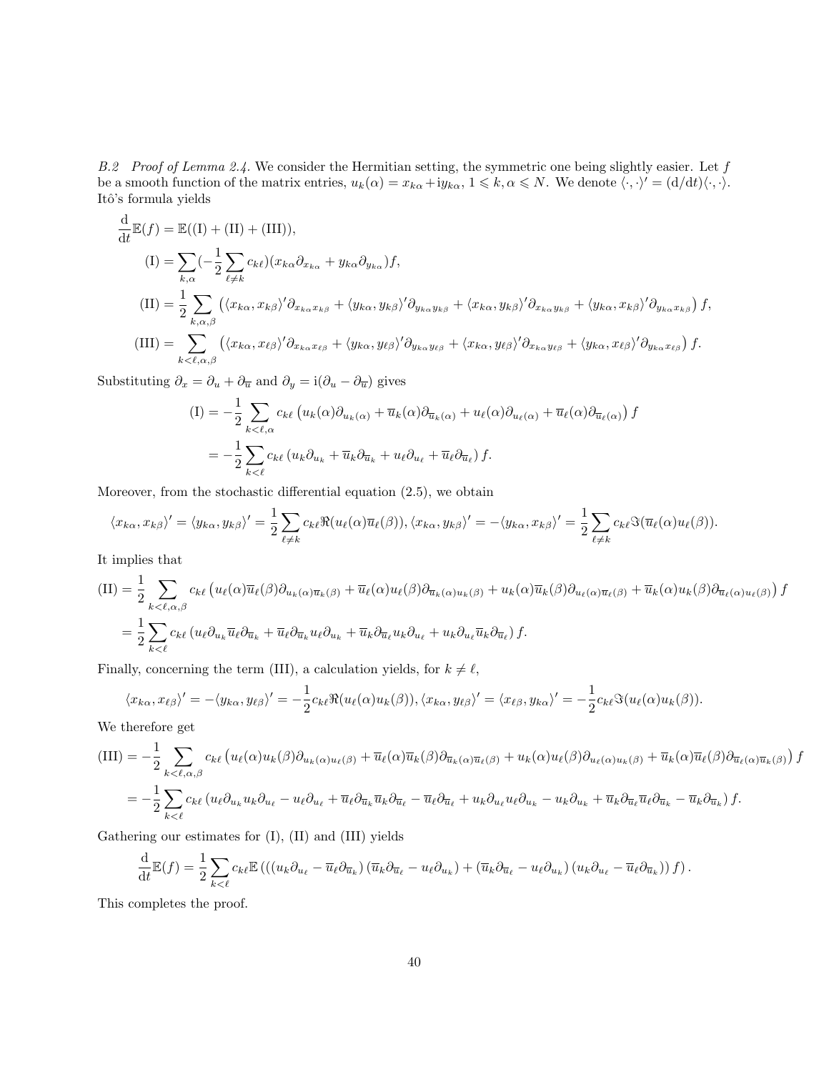*B.2 Proof of Lemma 2.4.* We consider the Hermitian setting, the symmetric one being slightly easier. Let $f$ be a smooth function of the matrix entries, $u_k(\alpha) = x_{k\alpha} + \mathrm{i} y_{k\alpha}$, $1 \leqslant k, \alpha \leqslant N$. We denote $\langle \cdot, \cdot \rangle' = (\mathrm{d}/\mathrm{d}t)\langle \cdot, \cdot \rangle$. Itô's formula yields

$$
\begin{aligned}
\frac{\mathrm{d}}{\mathrm{d}t}\mathbb{E}(f) &= \mathbb{E}((\mathrm{I}) + (\mathrm{II}) + (\mathrm{III})),\\
(\mathrm{I}) &= \sum_{k,\alpha} \Big(-\frac{1}{2}\sum_{\ell \neq k} c_{k\ell}\Big)(x_{k\alpha}\partial_{x_{k\alpha}} + y_{k\alpha}\partial_{y_{k\alpha}}) f,\\
(\mathrm{II}) &= \frac{1}{2}\sum_{k,\alpha,\beta} \left( \langle x_{k\alpha}, x_{k\beta}\rangle' \partial_{x_{k\alpha}x_{k\beta}} + \langle y_{k\alpha}, y_{k\beta}\rangle' \partial_{y_{k\alpha}y_{k\beta}} + \langle x_{k\alpha}, y_{k\beta}\rangle' \partial_{x_{k\alpha}y_{k\beta}} + \langle y_{k\alpha}, x_{k\beta}\rangle' \partial_{y_{k\alpha}x_{k\beta}} \right) f,\\
(\mathrm{III}) &= \sum_{k<\ell,\alpha,\beta} \left( \langle x_{k\alpha}, x_{\ell\beta}\rangle' \partial_{x_{k\alpha}x_{\ell\beta}} + \langle y_{k\alpha}, y_{\ell\beta}\rangle' \partial_{y_{k\alpha}y_{\ell\beta}} + \langle x_{k\alpha}, y_{\ell\beta}\rangle' \partial_{x_{k\alpha}y_{\ell\beta}} + \langle y_{k\alpha}, x_{\ell\beta}\rangle' \partial_{y_{k\alpha}x_{\ell\beta}} \right) f.
\end{aligned}
$$

Substituting $\partial_x = \partial_u + \partial_{\overline{u}}$ and $\partial_y = \mathrm{i}(\partial_u - \partial_{\overline{u}})$ gives

$$
\begin{aligned}
(\mathrm{I}) &= -\frac{1}{2}\sum_{k<\ell,\alpha} c_{k\ell} \left( u_k(\alpha)\partial_{u_k(\alpha)} + \overline{u}_k(\alpha)\partial_{\overline{u}_k(\alpha)} + u_\ell(\alpha)\partial_{u_\ell(\alpha)} + \overline{u}_\ell(\alpha)\partial_{\overline{u}_\ell(\alpha)} \right) f\\
&= -\frac{1}{2}\sum_{k<\ell} c_{k\ell} \left( u_k\partial_{u_k} + \overline{u}_k\partial_{\overline{u}_k} + u_\ell\partial_{u_\ell} + \overline{u}_\ell\partial_{\overline{u}_\ell} \right) f.
\end{aligned}
$$

Moreover, from the stochastic differential equation (2.5), we obtain

$$
\langle x_{k\alpha}, x_{k\beta}\rangle' = \langle y_{k\alpha}, y_{k\beta}\rangle' = \frac{1}{2}\sum_{\ell\neq k} c_{k\ell}\Re(u_\ell(\alpha)\overline{u}_\ell(\beta)), \langle x_{k\alpha}, y_{k\beta}\rangle' = -\langle y_{k\alpha}, x_{k\beta}\rangle' = \frac{1}{2}\sum_{\ell\neq k} c_{k\ell}\Im(\overline{u}_\ell(\alpha)u_\ell(\beta)).
$$

It implies that

$$
\begin{aligned}
(\mathrm{II}) &= \frac{1}{2}\sum_{k<\ell,\alpha,\beta} c_{k\ell} \left( u_\ell(\alpha)\overline{u}_\ell(\beta)\partial_{u_k(\alpha)\overline{u}_k(\beta)} + \overline{u}_\ell(\alpha)u_\ell(\beta)\partial_{\overline{u}_k(\alpha)u_k(\beta)} + u_k(\alpha)\overline{u}_k(\beta)\partial_{u_\ell(\alpha)\overline{u}_\ell(\beta)} + \overline{u}_k(\alpha)u_k(\beta)\partial_{\overline{u}_\ell(\alpha)u_\ell(\beta)} \right) f\\
&= \frac{1}{2}\sum_{k<\ell} c_{k\ell} \left( u_\ell\partial_{u_k}\overline{u}_\ell\partial_{\overline{u}_k} + \overline{u}_\ell\partial_{\overline{u}_k}u_\ell\partial_{u_k} + \overline{u}_k\partial_{\overline{u}_\ell}u_k\partial_{u_\ell} + u_k\partial_{u_\ell}\overline{u}_k\partial_{\overline{u}_\ell} \right) f.
\end{aligned}
$$

Finally, concerning the term (III), a calculation yields, for $k \neq \ell$,

$$
\langle x_{k\alpha}, x_{\ell\beta}\rangle' = -\langle y_{k\alpha}, y_{\ell\beta}\rangle' = -\frac{1}{2}c_{k\ell}\Re(u_\ell(\alpha)u_k(\beta)), \langle x_{k\alpha}, y_{\ell\beta}\rangle' = \langle x_{\ell\beta}, y_{k\alpha}\rangle' = -\frac{1}{2}c_{k\ell}\Im(u_\ell(\alpha)u_k(\beta)).
$$

We therefore get

$$
\begin{aligned}
(\mathrm{III}) &= -\frac{1}{2}\sum_{k<\ell,\alpha,\beta} c_{k\ell} \left( u_\ell(\alpha)u_k(\beta)\partial_{u_k(\alpha)u_\ell(\beta)} + \overline{u}_\ell(\alpha)\overline{u}_k(\beta)\partial_{\overline{u}_k(\alpha)\overline{u}_\ell(\beta)} + u_k(\alpha)u_\ell(\beta)\partial_{u_\ell(\alpha)u_k(\beta)} + \overline{u}_k(\alpha)\overline{u}_\ell(\beta)\partial_{\overline{u}_\ell(\alpha)\overline{u}_k(\beta)} \right) f\\
&= -\frac{1}{2}\sum_{k<\ell} c_{k\ell} \left( u_\ell\partial_{u_k}u_k\partial_{u_\ell} - u_\ell\partial_{u_\ell} + \overline{u}_\ell\partial_{\overline{u}_k}\overline{u}_k\partial_{\overline{u}_\ell} - \overline{u}_\ell\partial_{\overline{u}_\ell} + u_k\partial_{u_\ell}u_\ell\partial_{u_k} - u_k\partial_{u_k} + \overline{u}_k\partial_{\overline{u}_\ell}\overline{u}_\ell\partial_{\overline{u}_k} - \overline{u}_k\partial_{\overline{u}_k} \right) f.
\end{aligned}
$$

Gathering our estimates for (I), (II) and (III) yields

$$
\frac{\mathrm{d}}{\mathrm{d}t}\mathbb{E}(f) = \frac{1}{2}\sum_{k<\ell} c_{k\ell}\mathbb{E}\left( \left( \left(u_k\partial_{u_\ell} - \overline{u}_\ell\partial_{\overline{u}_k}\right)\left(\overline{u}_k\partial_{\overline{u}_\ell} - u_\ell\partial_{u_k}\right) + \left(\overline{u}_k\partial_{\overline{u}_\ell} - u_\ell\partial_{u_k}\right)\left(u_k\partial_{u_\ell} - \overline{u}_\ell\partial_{\overline{u}_k}\right)\right) f \right).
$$

This completes the proof.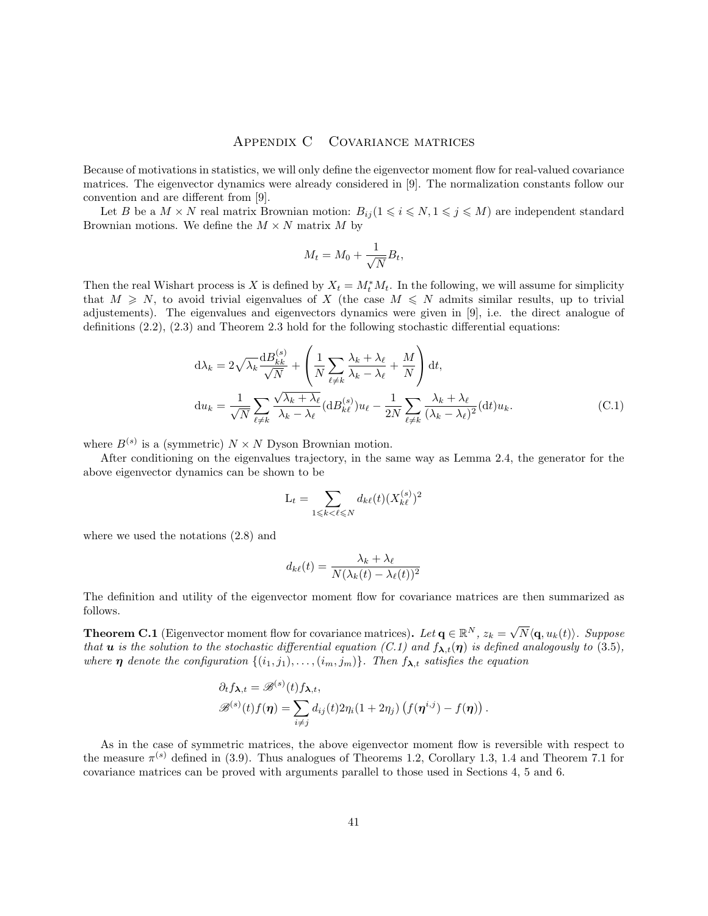# Appendix C Covariance matrices

Because of motivations in statistics, we will only define the eigenvector moment flow for real-valued covariance matrices. The eigenvector dynamics were already considered in [9]. The normalization constants follow our convention and are different from [9].

Let $B$ be a $M \times N$ real matrix Brownian motion: $B_{ij} (1 \leqslant i \leqslant N, 1 \leqslant j \leqslant M)$ are independent standard Brownian motions. We define the $M \times N$ matrix $M$ by

$$M_t = M_0 + \frac{1}{\sqrt{N}} B_t,$$

Then the real Wishart process is $X$ is defined by $X_t = M_t^* M_t$. In the following, we will assume for simplicity that $M \geqslant N$, to avoid trivial eigenvalues of $X$ (the case $M \leqslant N$ admits similar results, up to trivial adjustements). The eigenvalues and eigenvectors dynamics were given in [9], i.e. the direct analogue of definitions (2.2), (2.3) and Theorem 2.3 hold for the following stochastic differential equations:

$$\begin{aligned}
\mathrm{d}\lambda_k &= 2\sqrt{\lambda_k} \frac{\mathrm{d}B_{kk}^{(s)}}{\sqrt{N}} + \left( \frac{1}{N} \sum_{\ell \neq k} \frac{\lambda_k + \lambda_\ell}{\lambda_k - \lambda_\ell} + \frac{M}{N} \right) \mathrm{d}t, \\
\mathrm{d}u_k &= \frac{1}{\sqrt{N}} \sum_{\ell \neq k} \frac{\sqrt{\lambda_k + \lambda_\ell}}{\lambda_k - \lambda_\ell} (\mathrm{d}B_{k\ell}^{(s)}) u_\ell - \frac{1}{2N} \sum_{\ell \neq k} \frac{\lambda_k + \lambda_\ell}{(\lambda_k - \lambda_\ell)^2} (\mathrm{d}t) u_k.
\end{aligned} \tag{C.1}$$

where $B^{(s)}$ is a (symmetric) $N \times N$ Dyson Brownian motion.

After conditioning on the eigenvalues trajectory, in the same way as Lemma 2.4, the generator for the above eigenvector dynamics can be shown to be

$$\mathrm{L}_t = \sum_{1 \leqslant k < \ell \leqslant N} d_{k\ell}(t) (X_{k\ell}^{(s)})^2$$

where we used the notations (2.8) and

$$d_{k\ell}(t) = \frac{\lambda_k + \lambda_\ell}{N(\lambda_k(t) - \lambda_\ell(t))^2}$$

The definition and utility of the eigenvector moment flow for covariance matrices are then summarized as follows.

**Theorem C.1** (Eigenvector moment flow for covariance matrices)**.** *Let $\mathbf{q} \in \mathbb{R}^N$, $z_k = \sqrt{N} \langle \mathbf{q}, u_k(t) \rangle$. Suppose that $\boldsymbol{u}$ is the solution to the stochastic differential equation (C.1) and $f_{\boldsymbol{\lambda},t}(\boldsymbol{\eta})$ is defined analogously to (3.5), where $\boldsymbol{\eta}$ denote the configuration $\{(i_1, j_1), \dots, (i_m, j_m)\}$. Then $f_{\boldsymbol{\lambda},t}$ satisfies the equation*

$$\begin{aligned}
&\partial_t f_{\boldsymbol{\lambda},t} = \mathscr{B}^{(s)}(t) f_{\boldsymbol{\lambda},t}, \\
&\mathscr{B}^{(s)}(t) f(\boldsymbol{\eta}) = \sum_{i \neq j} d_{ij}(t) 2\eta_i (1 + 2\eta_j) \left( f(\boldsymbol{\eta}^{i,j}) - f(\boldsymbol{\eta}) \right).
\end{aligned}$$

As in the case of symmetric matrices, the above eigenvector moment flow is reversible with respect to the measure $\pi^{(s)}$ defined in (3.9). Thus analogues of Theorems 1.2, Corollary 1.3, 1.4 and Theorem 7.1 for covariance matrices can be proved with arguments parallel to those used in Sections 4, 5 and 6.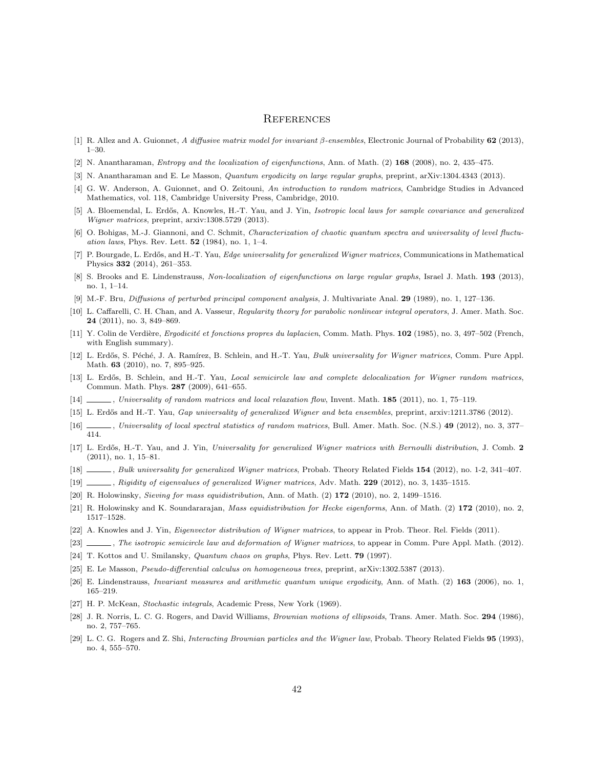# References

[1] R. Allez and A. Guionnet, *A diffusive matrix model for invariant β-ensembles*, Electronic Journal of Probability **62** (2013), 1–30.

[2] N. Anantharaman, *Entropy and the localization of eigenfunctions*, Ann. of Math. (2) **168** (2008), no. 2, 435–475.

[3] N. Anantharaman and E. Le Masson, *Quantum ergodicity on large regular graphs*, preprint, arXiv:1304.4343 (2013).

[4] G. W. Anderson, A. Guionnet, and O. Zeitouni, *An introduction to random matrices*, Cambridge Studies in Advanced Mathematics, vol. 118, Cambridge University Press, Cambridge, 2010.

[5] A. Bloemendal, L. Erdős, A. Knowles, H.-T. Yau, and J. Yin, *Isotropic local laws for sample covariance and generalized Wigner matrices*, preprint, arxiv:1308.5729 (2013).

[6] O. Bohigas, M.-J. Giannoni, and C. Schmit, *Characterization of chaotic quantum spectra and universality of level fluctuation laws*, Phys. Rev. Lett. **52** (1984), no. 1, 1–4.

[7] P. Bourgade, L. Erdős, and H.-T. Yau, *Edge universality for generalized Wigner matrices*, Communications in Mathematical Physics **332** (2014), 261–353.

[8] S. Brooks and E. Lindenstrauss, *Non-localization of eigenfunctions on large regular graphs*, Israel J. Math. **193** (2013), no. 1, 1–14.

[9] M.-F. Bru, *Diffusions of perturbed principal component analysis*, J. Multivariate Anal. **29** (1989), no. 1, 127–136.

[10] L. Caffarelli, C. H. Chan, and A. Vasseur, *Regularity theory for parabolic nonlinear integral operators*, J. Amer. Math. Soc. **24** (2011), no. 3, 849–869.

[11] Y. Colin de Verdière, *Ergodicité et fonctions propres du laplacien*, Comm. Math. Phys. **102** (1985), no. 3, 497–502 (French, with English summary).

[12] L. Erdős, S. Péché, J. A. Ramírez, B. Schlein, and H.-T. Yau, *Bulk universality for Wigner matrices*, Comm. Pure Appl. Math. **63** (2010), no. 7, 895–925.

[13] L. Erdős, B. Schlein, and H.-T. Yau, *Local semicircle law and complete delocalization for Wigner random matrices*, Commun. Math. Phys. **287** (2009), 641–655.

[14] ______, *Universality of random matrices and local relaxation flow*, Invent. Math. **185** (2011), no. 1, 75–119.

[15] L. Erdős and H.-T. Yau, *Gap universality of generalized Wigner and beta ensembles*, preprint, arxiv:1211.3786 (2012).

[16] ______, *Universality of local spectral statistics of random matrices*, Bull. Amer. Math. Soc. (N.S.) **49** (2012), no. 3, 377–414.

[17] L. Erdős, H.-T. Yau, and J. Yin, *Universality for generalized Wigner matrices with Bernoulli distribution*, J. Comb. **2** (2011), no. 1, 15–81.

[18] ______, *Bulk universality for generalized Wigner matrices*, Probab. Theory Related Fields **154** (2012), no. 1-2, 341–407.

[19] ______, *Rigidity of eigenvalues of generalized Wigner matrices*, Adv. Math. **229** (2012), no. 3, 1435–1515.

[20] R. Holowinsky, *Sieving for mass equidistribution*, Ann. of Math. (2) **172** (2010), no. 2, 1499–1516.

[21] R. Holowinsky and K. Soundararajan, *Mass equidistribution for Hecke eigenforms*, Ann. of Math. (2) **172** (2010), no. 2, 1517–1528.

[22] A. Knowles and J. Yin, *Eigenvector distribution of Wigner matrices*, to appear in Prob. Theor. Rel. Fields (2011).

[23] ______, *The isotropic semicircle law and deformation of Wigner matrices*, to appear in Comm. Pure Appl. Math. (2012).

[24] T. Kottos and U. Smilansky, *Quantum chaos on graphs*, Phys. Rev. Lett. **79** (1997).

[25] E. Le Masson, *Pseudo-differential calculus on homogeneous trees*, preprint, arXiv:1302.5387 (2013).

[26] E. Lindenstrauss, *Invariant measures and arithmetic quantum unique ergodicity*, Ann. of Math. (2) **163** (2006), no. 1, 165–219.

[27] H. P. McKean, *Stochastic integrals*, Academic Press, New York (1969).

[28] J. R. Norris, L. C. G. Rogers, and David Williams, *Brownian motions of ellipsoids*, Trans. Amer. Math. Soc. **294** (1986), no. 2, 757–765.

[29] L. C. G. Rogers and Z. Shi, *Interacting Brownian particles and the Wigner law*, Probab. Theory Related Fields **95** (1993), no. 4, 555–570.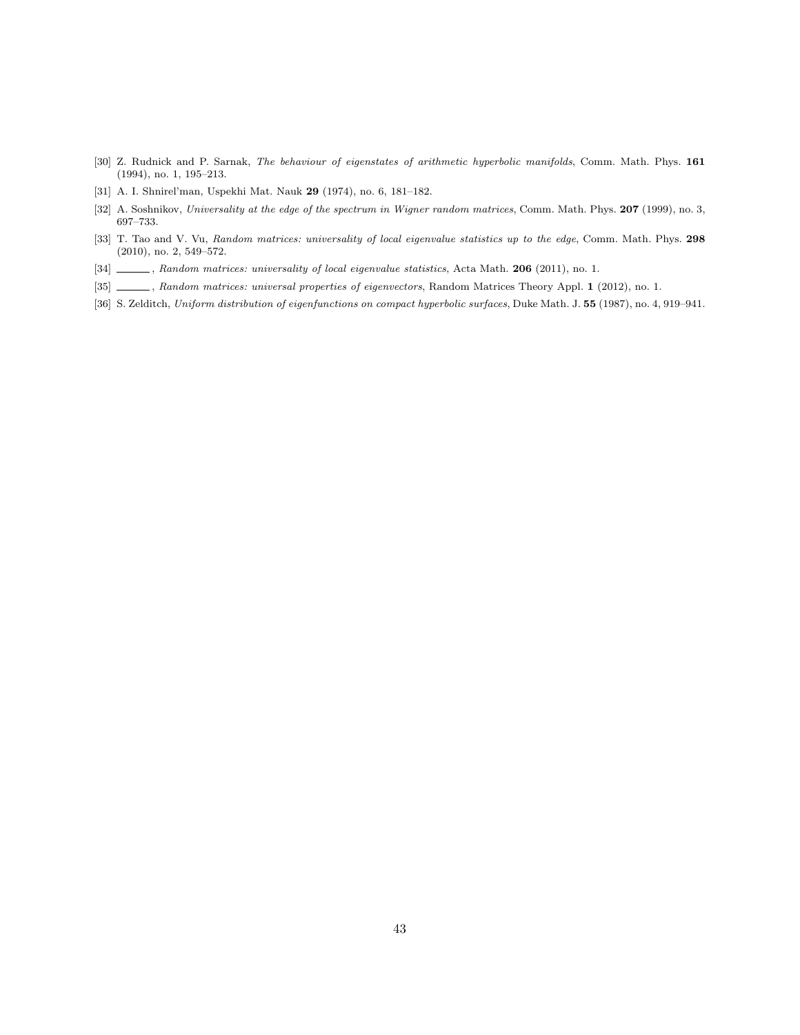[30] Z. Rudnick and P. Sarnak, *The behaviour of eigenstates of arithmetic hyperbolic manifolds*, Comm. Math. Phys. **161** (1994), no. 1, 195–213.

[31] A. I. Shnirel'man, Uspekhi Mat. Nauk **29** (1974), no. 6, 181–182.

[32] A. Soshnikov, *Universality at the edge of the spectrum in Wigner random matrices*, Comm. Math. Phys. **207** (1999), no. 3, 697–733.

[33] T. Tao and V. Vu, *Random matrices: universality of local eigenvalue statistics up to the edge*, Comm. Math. Phys. **298** (2010), no. 2, 549–572.

[34] ______, *Random matrices: universality of local eigenvalue statistics*, Acta Math. **206** (2011), no. 1.

[35] ______, *Random matrices: universal properties of eigenvectors*, Random Matrices Theory Appl. **1** (2012), no. 1.

[36] S. Zelditch, *Uniform distribution of eigenfunctions on compact hyperbolic surfaces*, Duke Math. J. **55** (1987), no. 4, 919–941.